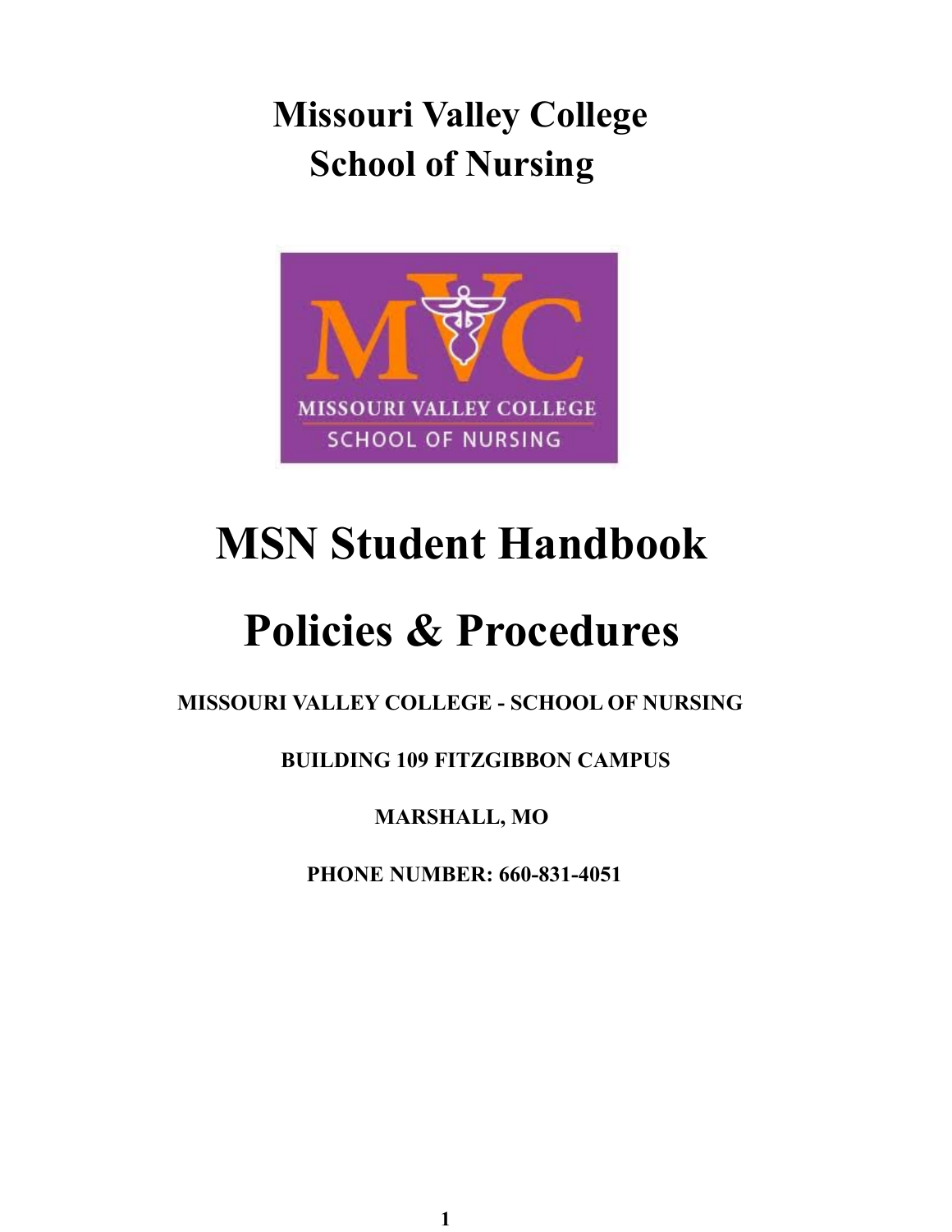# Missouri Valley College
# School of Nursing

# MSN Student Handbook

# Policies & Procedures

**MISSOURI VALLEY COLLEGE - SCHOOL OF NURSING**

**BUILDING 109 FITZGIBBON CAMPUS**

**MARSHALL, MO**

**PHONE NUMBER: 660-831-4051**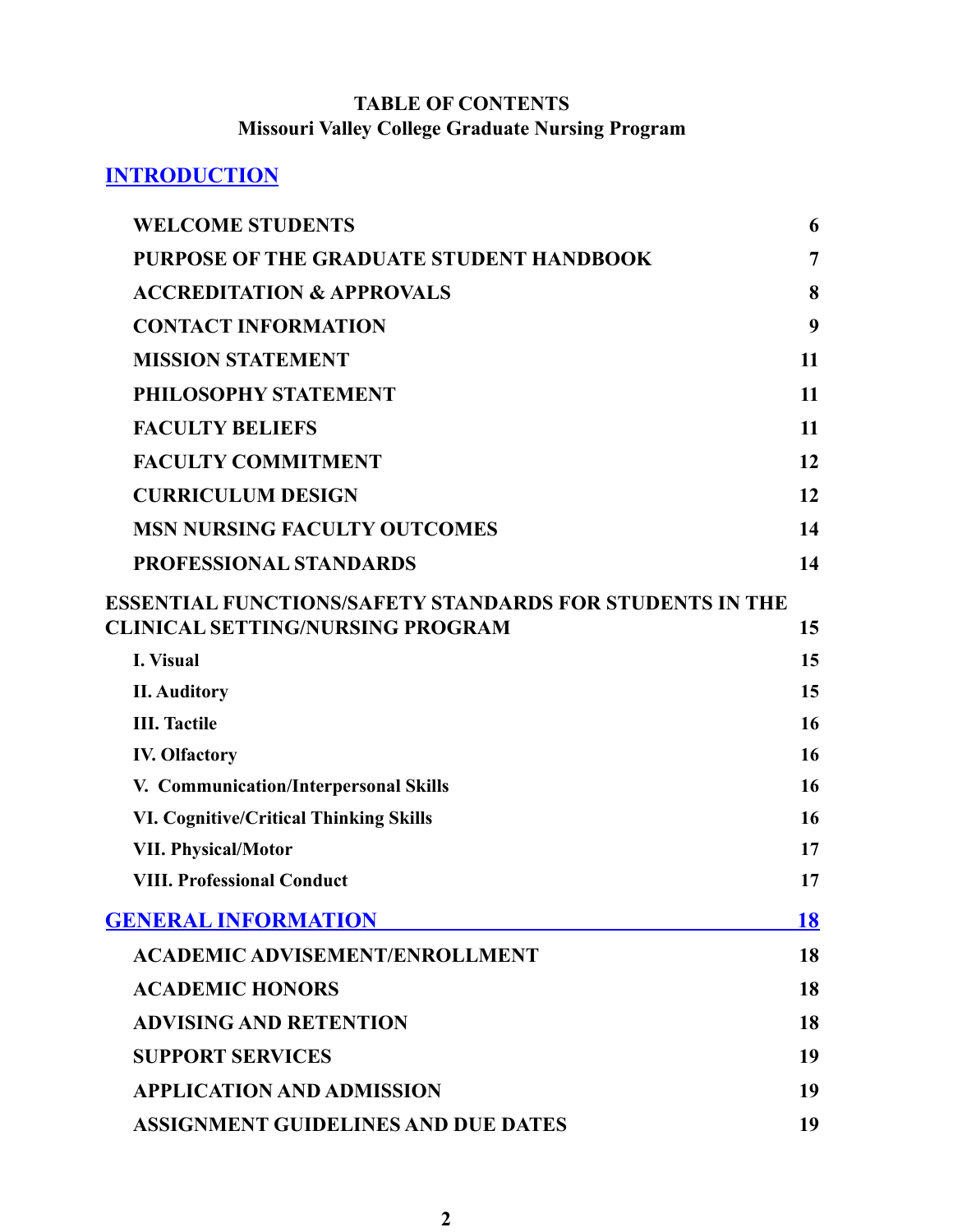**TABLE OF CONTENTS**
**Missouri Valley College Graduate Nursing Program**

**INTRODUCTION**

| | |
|---|---|
| WELCOME STUDENTS | 6 |
| PURPOSE OF THE GRADUATE STUDENT HANDBOOK | 7 |
| ACCREDITATION & APPROVALS | 8 |
| CONTACT INFORMATION | 9 |
| MISSION STATEMENT | 11 |
| PHILOSOPHY STATEMENT | 11 |
| FACULTY BELIEFS | 11 |
| FACULTY COMMITMENT | 12 |
| CURRICULUM DESIGN | 12 |
| MSN NURSING FACULTY OUTCOMES | 14 |
| PROFESSIONAL STANDARDS | 14 |

**ESSENTIAL FUNCTIONS/SAFETY STANDARDS FOR STUDENTS IN THE CLINICAL SETTING/NURSING PROGRAM** — 15

| | |
|---|---|
| I. Visual | 15 |
| II. Auditory | 15 |
| III. Tactile | 16 |
| IV. Olfactory | 16 |
| V. Communication/Interpersonal Skills | 16 |
| VI. Cognitive/Critical Thinking Skills | 16 |
| VII. Physical/Motor | 17 |
| VIII. Professional Conduct | 17 |

**GENERAL INFORMATION** — 18

| | |
|---|---|
| ACADEMIC ADVISEMENT/ENROLLMENT | 18 |
| ACADEMIC HONORS | 18 |
| ADVISING AND RETENTION | 18 |
| SUPPORT SERVICES | 19 |
| APPLICATION AND ADMISSION | 19 |
| ASSIGNMENT GUIDELINES AND DUE DATES | 19 |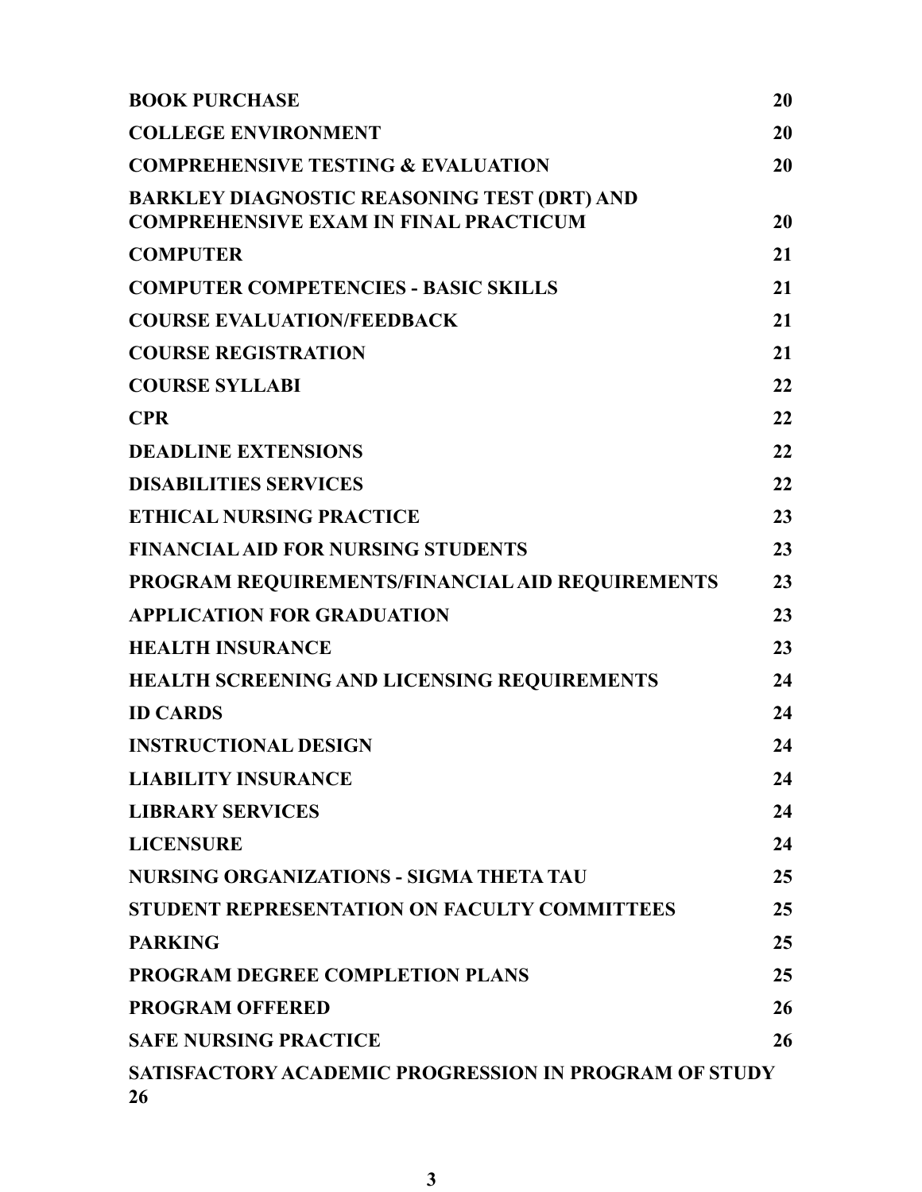| | |
|---|---|
| **BOOK PURCHASE** | **20** |
| **COLLEGE ENVIRONMENT** | **20** |
| **COMPREHENSIVE TESTING & EVALUATION** | **20** |
| **BARKLEY DIAGNOSTIC REASONING TEST (DRT) AND COMPREHENSIVE EXAM IN FINAL PRACTICUM** | **20** |
| **COMPUTER** | **21** |
| **COMPUTER COMPETENCIES - BASIC SKILLS** | **21** |
| **COURSE EVALUATION/FEEDBACK** | **21** |
| **COURSE REGISTRATION** | **21** |
| **COURSE SYLLABI** | **22** |
| **CPR** | **22** |
| **DEADLINE EXTENSIONS** | **22** |
| **DISABILITIES SERVICES** | **22** |
| **ETHICAL NURSING PRACTICE** | **23** |
| **FINANCIAL AID FOR NURSING STUDENTS** | **23** |
| **PROGRAM REQUIREMENTS/FINANCIAL AID REQUIREMENTS** | **23** |
| **APPLICATION FOR GRADUATION** | **23** |
| **HEALTH INSURANCE** | **23** |
| **HEALTH SCREENING AND LICENSING REQUIREMENTS** | **24** |
| **ID CARDS** | **24** |
| **INSTRUCTIONAL DESIGN** | **24** |
| **LIABILITY INSURANCE** | **24** |
| **LIBRARY SERVICES** | **24** |
| **LICENSURE** | **24** |
| **NURSING ORGANIZATIONS - SIGMA THETA TAU** | **25** |
| **STUDENT REPRESENTATION ON FACULTY COMMITTEES** | **25** |
| **PARKING** | **25** |
| **PROGRAM DEGREE COMPLETION PLANS** | **25** |
| **PROGRAM OFFERED** | **26** |
| **SAFE NURSING PRACTICE** | **26** |
| **SATISFACTORY ACADEMIC PROGRESSION IN PROGRAM OF STUDY** | **26** |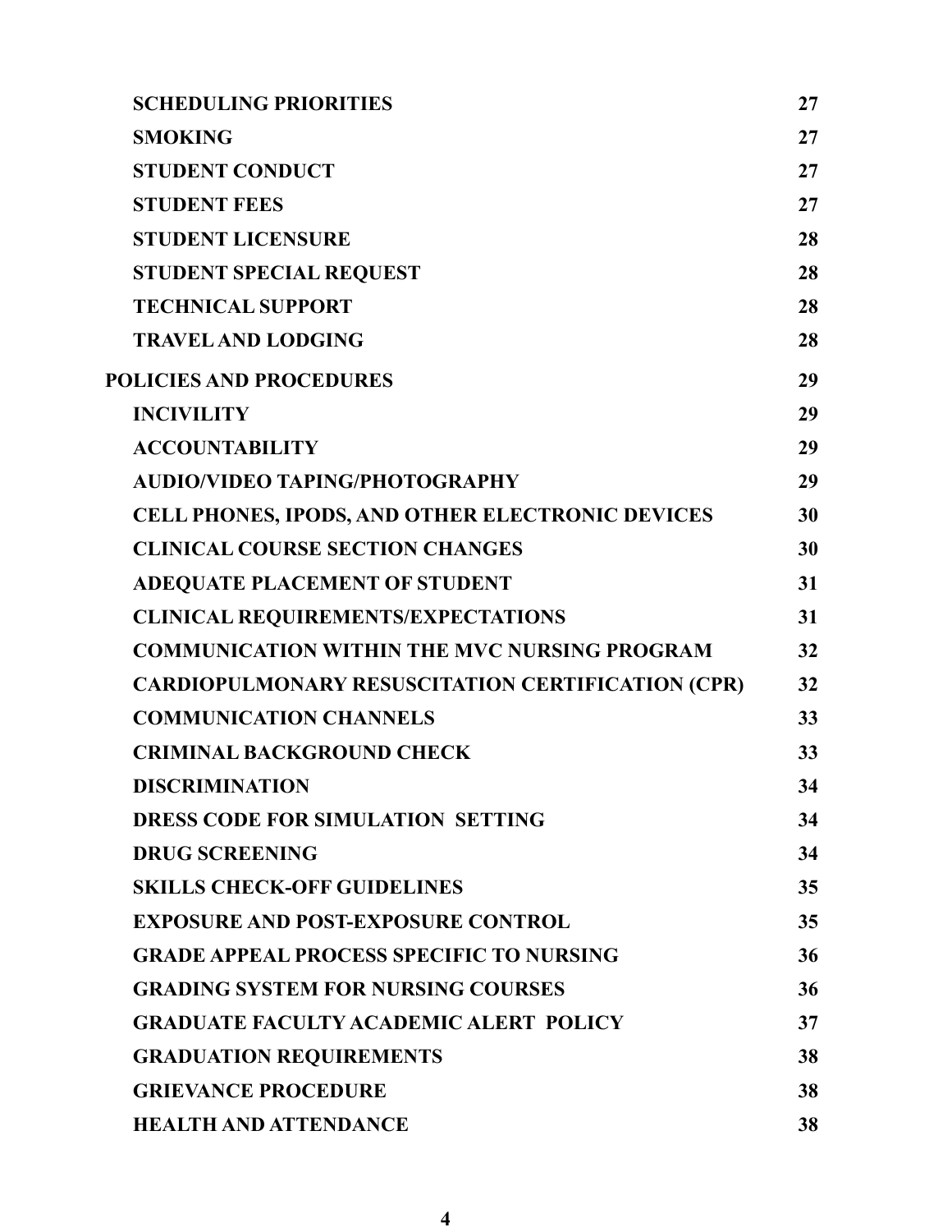| | |
|---|---|
| **SCHEDULING PRIORITIES** | **27** |
| **SMOKING** | **27** |
| **STUDENT CONDUCT** | **27** |
| **STUDENT FEES** | **27** |
| **STUDENT LICENSURE** | **28** |
| **STUDENT SPECIAL REQUEST** | **28** |
| **TECHNICAL SUPPORT** | **28** |
| **TRAVEL AND LODGING** | **28** |
| **POLICIES AND PROCEDURES** | **29** |
| **INCIVILITY** | **29** |
| **ACCOUNTABILITY** | **29** |
| **AUDIO/VIDEO TAPING/PHOTOGRAPHY** | **29** |
| **CELL PHONES, IPODS, AND OTHER ELECTRONIC DEVICES** | **30** |
| **CLINICAL COURSE SECTION CHANGES** | **30** |
| **ADEQUATE PLACEMENT OF STUDENT** | **31** |
| **CLINICAL REQUIREMENTS/EXPECTATIONS** | **31** |
| **COMMUNICATION WITHIN THE MVC NURSING PROGRAM** | **32** |
| **CARDIOPULMONARY RESUSCITATION CERTIFICATION (CPR)** | **32** |
| **COMMUNICATION CHANNELS** | **33** |
| **CRIMINAL BACKGROUND CHECK** | **33** |
| **DISCRIMINATION** | **34** |
| **DRESS CODE FOR SIMULATION SETTING** | **34** |
| **DRUG SCREENING** | **34** |
| **SKILLS CHECK-OFF GUIDELINES** | **35** |
| **EXPOSURE AND POST-EXPOSURE CONTROL** | **35** |
| **GRADE APPEAL PROCESS SPECIFIC TO NURSING** | **36** |
| **GRADING SYSTEM FOR NURSING COURSES** | **36** |
| **GRADUATE FACULTY ACADEMIC ALERT POLICY** | **37** |
| **GRADUATION REQUIREMENTS** | **38** |
| **GRIEVANCE PROCEDURE** | **38** |
| **HEALTH AND ATTENDANCE** | **38** |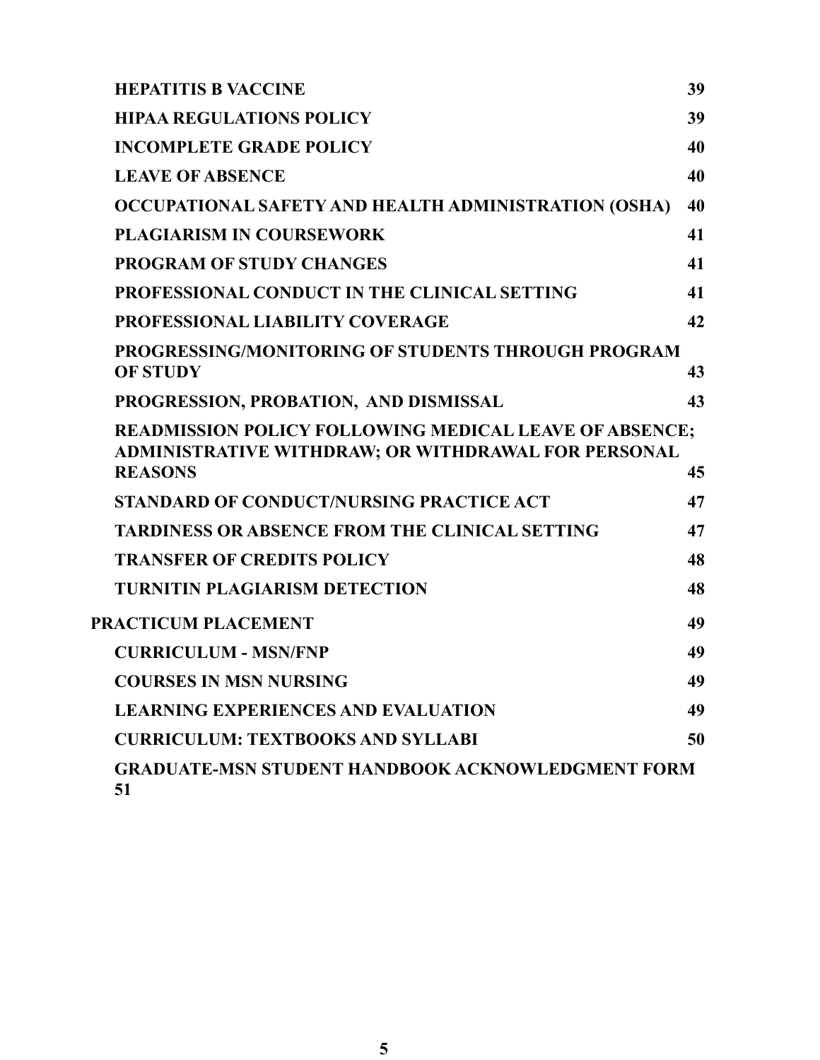| | |
|---|---|
| **HEPATITIS B VACCINE** | **39** |
| **HIPAA REGULATIONS POLICY** | **39** |
| **INCOMPLETE GRADE POLICY** | **40** |
| **LEAVE OF ABSENCE** | **40** |
| **OCCUPATIONAL SAFETY AND HEALTH ADMINISTRATION (OSHA)** | **40** |
| **PLAGIARISM IN COURSEWORK** | **41** |
| **PROGRAM OF STUDY CHANGES** | **41** |
| **PROFESSIONAL CONDUCT IN THE CLINICAL SETTING** | **41** |
| **PROFESSIONAL LIABILITY COVERAGE** | **42** |
| **PROGRESSING/MONITORING OF STUDENTS THROUGH PROGRAM OF STUDY** | **43** |
| **PROGRESSION, PROBATION, AND DISMISSAL** | **43** |
| **READMISSION POLICY FOLLOWING MEDICAL LEAVE OF ABSENCE; ADMINISTRATIVE WITHDRAW; OR WITHDRAWAL FOR PERSONAL REASONS** | **45** |
| **STANDARD OF CONDUCT/NURSING PRACTICE ACT** | **47** |
| **TARDINESS OR ABSENCE FROM THE CLINICAL SETTING** | **47** |
| **TRANSFER OF CREDITS POLICY** | **48** |
| **TURNITIN PLAGIARISM DETECTION** | **48** |
| **PRACTICUM PLACEMENT** | **49** |
| **CURRICULUM - MSN/FNP** | **49** |
| **COURSES IN MSN NURSING** | **49** |
| **LEARNING EXPERIENCES AND EVALUATION** | **49** |
| **CURRICULUM: TEXTBOOKS AND SYLLABI** | **50** |
| **GRADUATE-MSN STUDENT HANDBOOK ACKNOWLEDGMENT FORM** | **51** |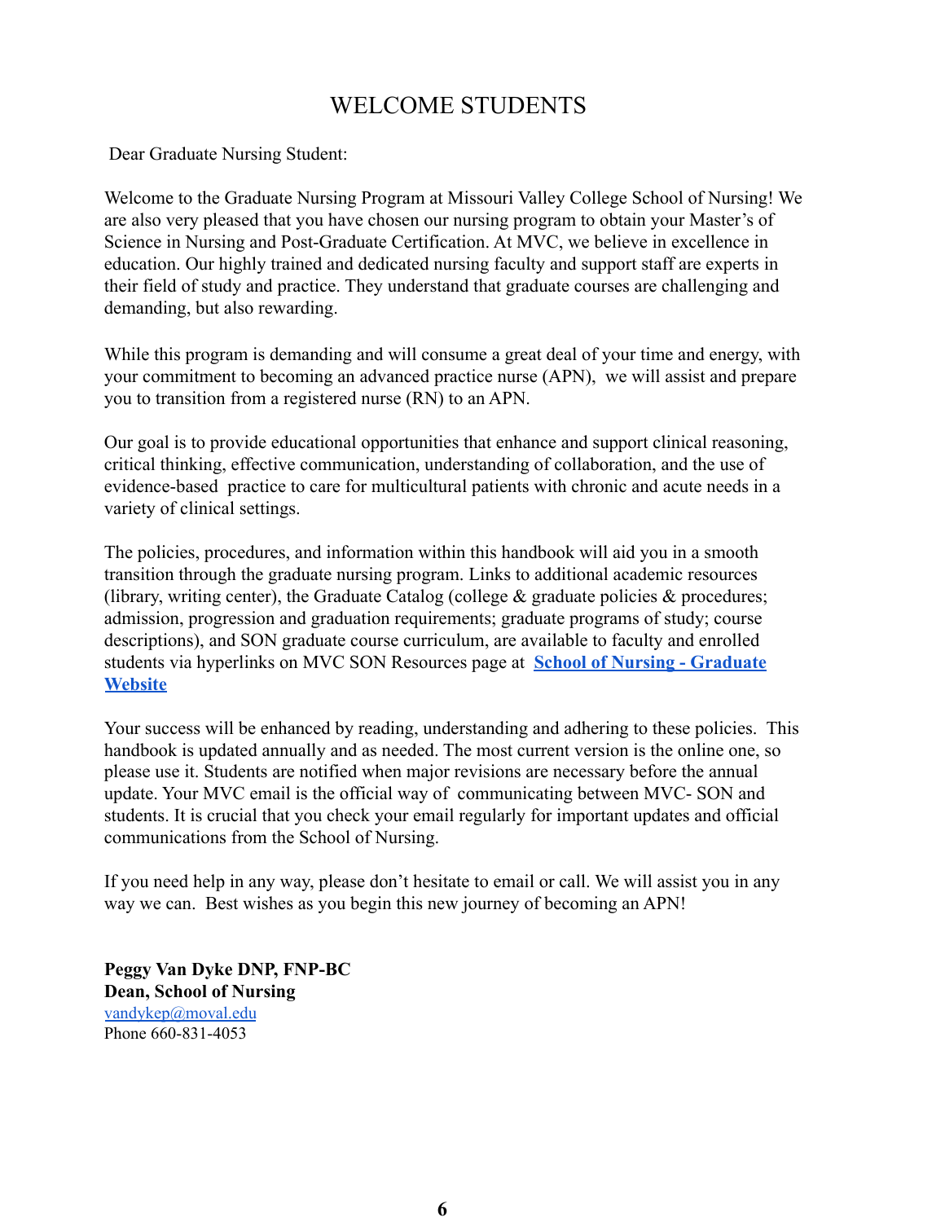# WELCOME STUDENTS

Dear Graduate Nursing Student:

Welcome to the Graduate Nursing Program at Missouri Valley College School of Nursing! We are also very pleased that you have chosen our nursing program to obtain your Master's of Science in Nursing and Post-Graduate Certification. At MVC, we believe in excellence in education. Our highly trained and dedicated nursing faculty and support staff are experts in their field of study and practice. They understand that graduate courses are challenging and demanding, but also rewarding.

While this program is demanding and will consume a great deal of your time and energy, with your commitment to becoming an advanced practice nurse (APN), we will assist and prepare you to transition from a registered nurse (RN) to an APN.

Our goal is to provide educational opportunities that enhance and support clinical reasoning, critical thinking, effective communication, understanding of collaboration, and the use of evidence-based practice to care for multicultural patients with chronic and acute needs in a variety of clinical settings.

The policies, procedures, and information within this handbook will aid you in a smooth transition through the graduate nursing program. Links to additional academic resources (library, writing center), the Graduate Catalog (college & graduate policies & procedures; admission, progression and graduation requirements; graduate programs of study; course descriptions), and SON graduate course curriculum, are available to faculty and enrolled students via hyperlinks on MVC SON Resources page at **School of Nursing - Graduate Website**

Your success will be enhanced by reading, understanding and adhering to these policies. This handbook is updated annually and as needed. The most current version is the online one, so please use it. Students are notified when major revisions are necessary before the annual update. Your MVC email is the official way of communicating between MVC- SON and students. It is crucial that you check your email regularly for important updates and official communications from the School of Nursing.

If you need help in any way, please don't hesitate to email or call. We will assist you in any way we can. Best wishes as you begin this new journey of becoming an APN!

**Peggy Van Dyke DNP, FNP-BC**
**Dean, School of Nursing**
vandykep@moval.edu
Phone 660-831-4053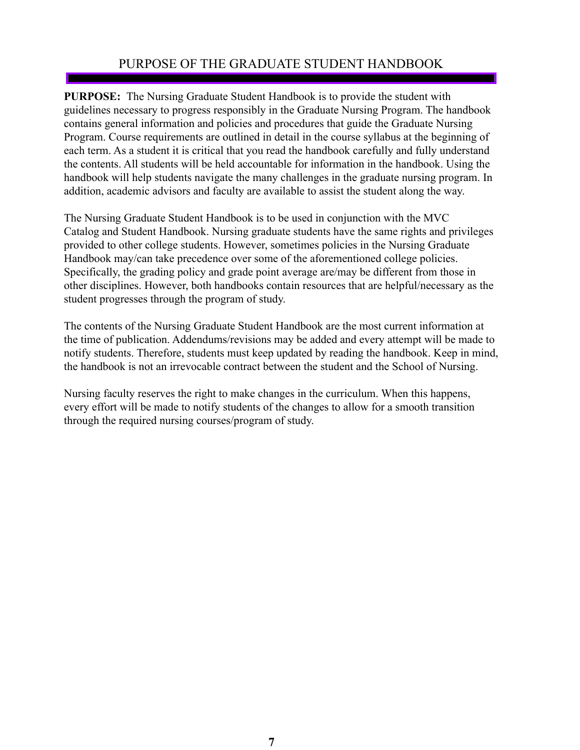# PURPOSE OF THE GRADUATE STUDENT HANDBOOK

**PURPOSE:** The Nursing Graduate Student Handbook is to provide the student with guidelines necessary to progress responsibly in the Graduate Nursing Program. The handbook contains general information and policies and procedures that guide the Graduate Nursing Program. Course requirements are outlined in detail in the course syllabus at the beginning of each term. As a student it is critical that you read the handbook carefully and fully understand the contents. All students will be held accountable for information in the handbook. Using the handbook will help students navigate the many challenges in the graduate nursing program. In addition, academic advisors and faculty are available to assist the student along the way.

The Nursing Graduate Student Handbook is to be used in conjunction with the MVC Catalog and Student Handbook. Nursing graduate students have the same rights and privileges provided to other college students. However, sometimes policies in the Nursing Graduate Handbook may/can take precedence over some of the aforementioned college policies. Specifically, the grading policy and grade point average are/may be different from those in other disciplines. However, both handbooks contain resources that are helpful/necessary as the student progresses through the program of study.

The contents of the Nursing Graduate Student Handbook are the most current information at the time of publication. Addendums/revisions may be added and every attempt will be made to notify students. Therefore, students must keep updated by reading the handbook. Keep in mind, the handbook is not an irrevocable contract between the student and the School of Nursing.

Nursing faculty reserves the right to make changes in the curriculum. When this happens, every effort will be made to notify students of the changes to allow for a smooth transition through the required nursing courses/program of study.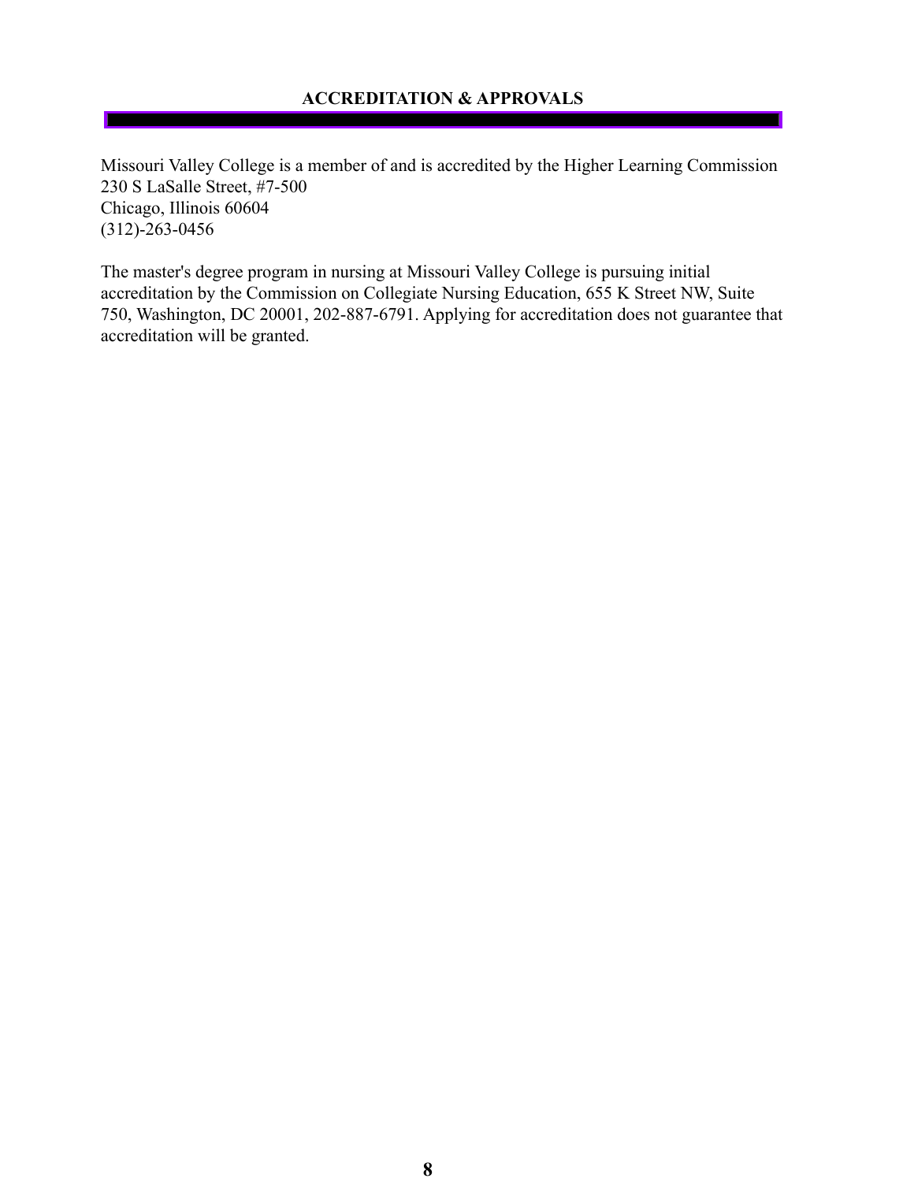## ACCREDITATION & APPROVALS

Missouri Valley College is a member of and is accredited by the Higher Learning Commission
230 S LaSalle Street, #7-500
Chicago, Illinois 60604
(312)-263-0456

The master's degree program in nursing at Missouri Valley College is pursuing initial accreditation by the Commission on Collegiate Nursing Education, 655 K Street NW, Suite 750, Washington, DC 20001, 202-887-6791. Applying for accreditation does not guarantee that accreditation will be granted.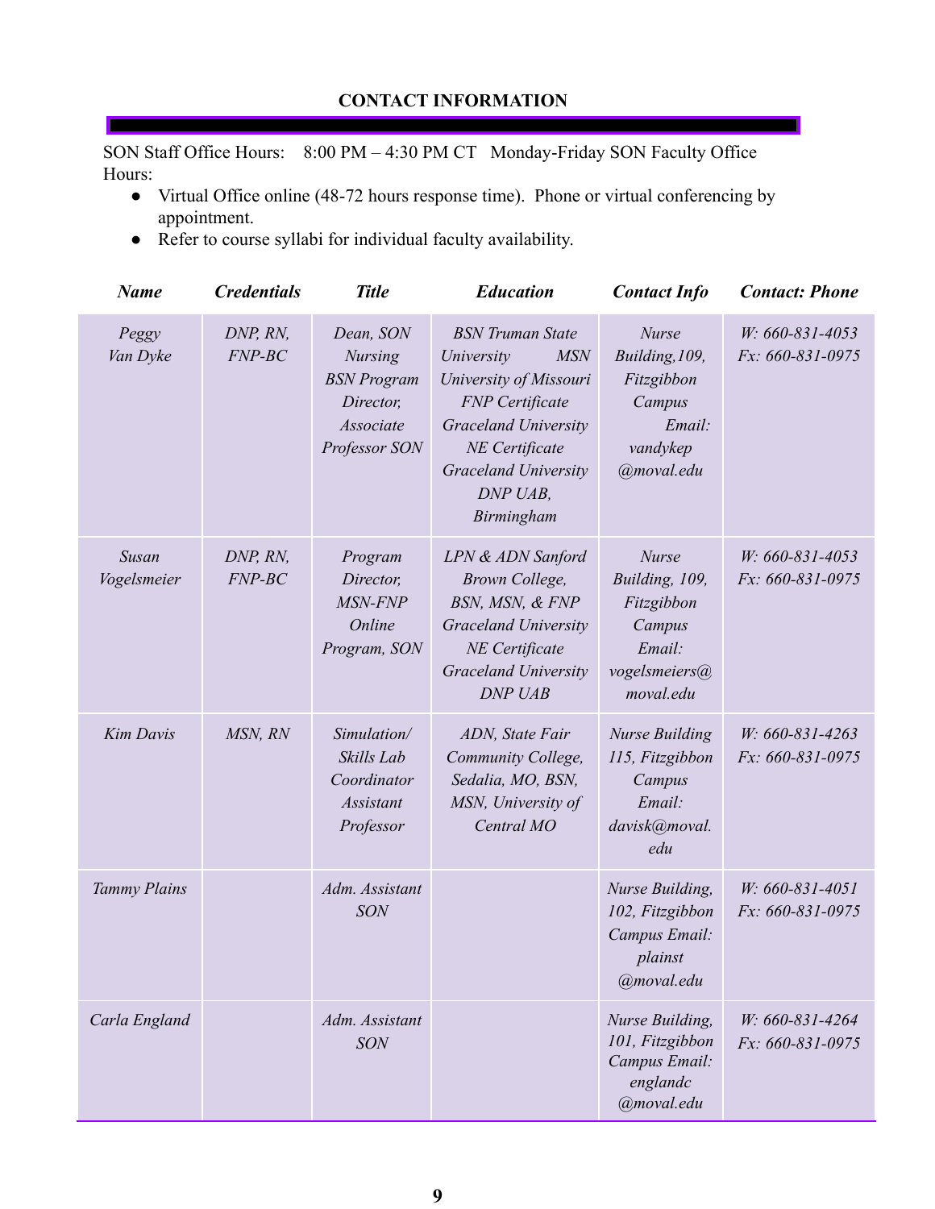## CONTACT INFORMATION

SON Staff Office Hours: 8:00 PM – 4:30 PM CT Monday-Friday SON Faculty Office Hours:

- Virtual Office online (48-72 hours response time). Phone or virtual conferencing by appointment.
- Refer to course syllabi for individual faculty availability.

| *Name* | *Credentials* | *Title* | *Education* | *Contact Info* | *Contact: Phone* |
|---|---|---|---|---|---|
| *Peggy Van Dyke* | *DNP, RN, FNP-BC* | *Dean, SON Nursing BSN Program Director, Associate Professor SON* | *BSN Truman State University MSN University of Missouri FNP Certificate Graceland University NE Certificate Graceland University DNP UAB, Birmingham* | *Nurse Building,109, Fitzgibbon Campus Email: vandykep @moval.edu* | *W: 660-831-4053 Fx: 660-831-0975* |
| *Susan Vogelsmeier* | *DNP, RN, FNP-BC* | *Program Director, MSN-FNP Online Program, SON* | *LPN & ADN Sanford Brown College, BSN, MSN, & FNP Graceland University NE Certificate Graceland University DNP UAB* | *Nurse Building, 109, Fitzgibbon Campus Email: vogelsmeiers@ moval.edu* | *W: 660-831-4053 Fx: 660-831-0975* |
| *Kim Davis* | *MSN, RN* | *Simulation/ Skills Lab Coordinator Assistant Professor* | *ADN, State Fair Community College, Sedalia, MO, BSN, MSN, University of Central MO* | *Nurse Building 115, Fitzgibbon Campus Email: davisk@moval.edu* | *W: 660-831-4263 Fx: 660-831-0975* |
| *Tammy Plains* | | *Adm. Assistant SON* | | *Nurse Building, 102, Fitzgibbon Campus Email: plainst @moval.edu* | *W: 660-831-4051 Fx: 660-831-0975* |
| *Carla England* | | *Adm. Assistant SON* | | *Nurse Building, 101, Fitzgibbon Campus Email: englandc @moval.edu* | *W: 660-831-4264 Fx: 660-831-0975* |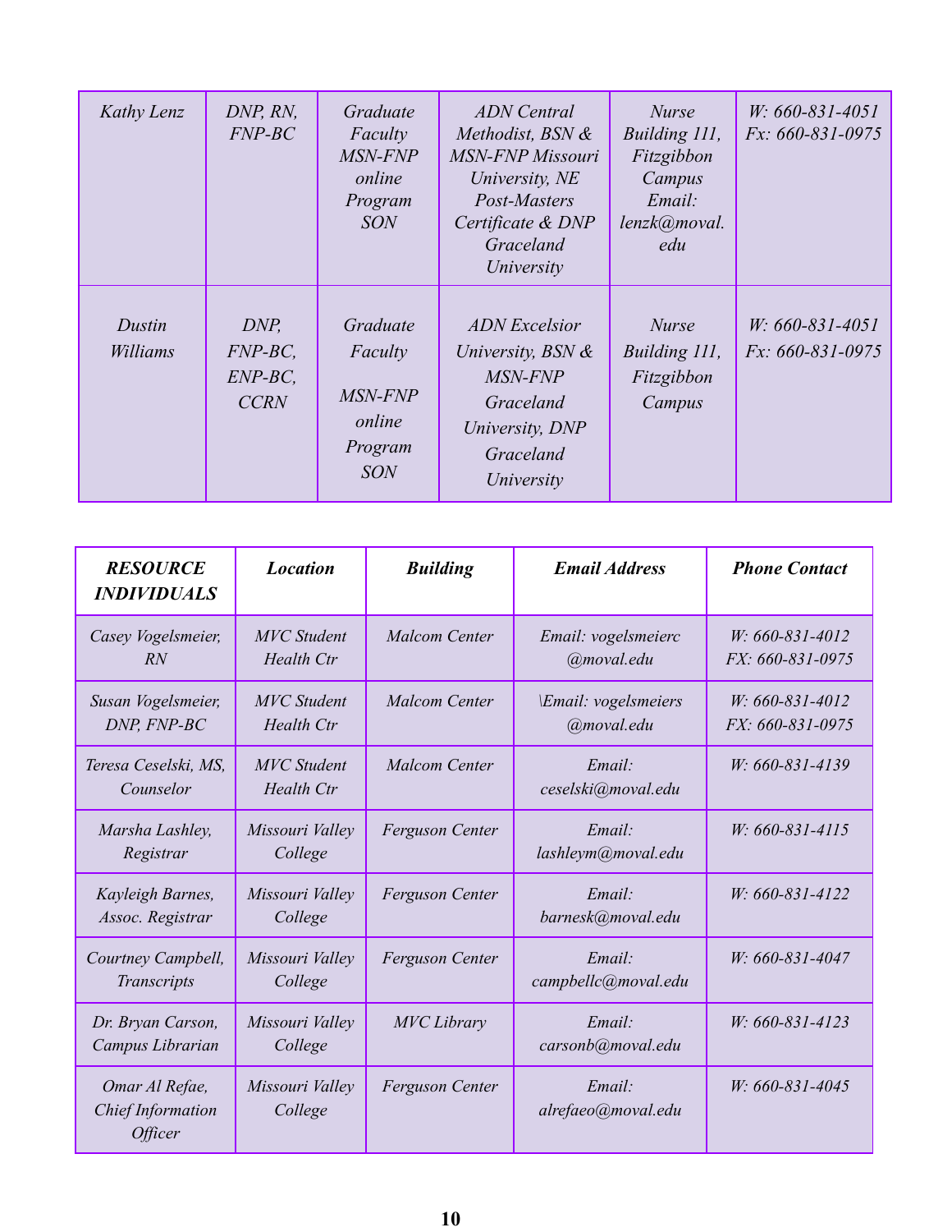| | | | | | |
|---|---|---|---|---|---|
| *Kathy Lenz* | *DNP, RN, FNP-BC* | *Graduate Faculty MSN-FNP online Program SON* | *ADN Central Methodist, BSN & MSN-FNP Missouri University, NE Post-Masters Certificate & DNP Graceland University* | *Nurse Building 111, Fitzgibbon Campus Email: lenzk@moval.edu* | *W: 660-831-4051 Fx: 660-831-0975* |
| *Dustin Williams* | *DNP, FNP-BC, ENP-BC, CCRN* | *Graduate Faculty MSN-FNP online Program SON* | *ADN Excelsior University, BSN & MSN-FNP Graceland University, DNP Graceland University* | *Nurse Building 111, Fitzgibbon Campus* | *W: 660-831-4051 Fx: 660-831-0975* |

| ***RESOURCE INDIVIDUALS*** | ***Location*** | ***Building*** | ***Email Address*** | ***Phone Contact*** |
|---|---|---|---|---|
| *Casey Vogelsmeier, RN* | *MVC Student Health Ctr* | *Malcom Center* | *Email: vogelsmeierc @moval.edu* | *W: 660-831-4012 FX: 660-831-0975* |
| *Susan Vogelsmeier, DNP, FNP-BC* | *MVC Student Health Ctr* | *Malcom Center* | *\Email: vogelsmeiers @moval.edu* | *W: 660-831-4012 FX: 660-831-0975* |
| *Teresa Ceselski, MS, Counselor* | *MVC Student Health Ctr* | *Malcom Center* | *Email: ceselski@moval.edu* | *W: 660-831-4139* |
| *Marsha Lashley, Registrar* | *Missouri Valley College* | *Ferguson Center* | *Email: lashleym@moval.edu* | *W: 660-831-4115* |
| *Kayleigh Barnes, Assoc. Registrar* | *Missouri Valley College* | *Ferguson Center* | *Email: barnesk@moval.edu* | *W: 660-831-4122* |
| *Courtney Campbell, Transcripts* | *Missouri Valley College* | *Ferguson Center* | *Email: campbellc@moval.edu* | *W: 660-831-4047* |
| *Dr. Bryan Carson, Campus Librarian* | *Missouri Valley College* | *MVC Library* | *Email: carsonb@moval.edu* | *W: 660-831-4123* |
| *Omar Al Refae, Chief Information Officer* | *Missouri Valley College* | *Ferguson Center* | *Email: alrefaeo@moval.edu* | *W: 660-831-4045* |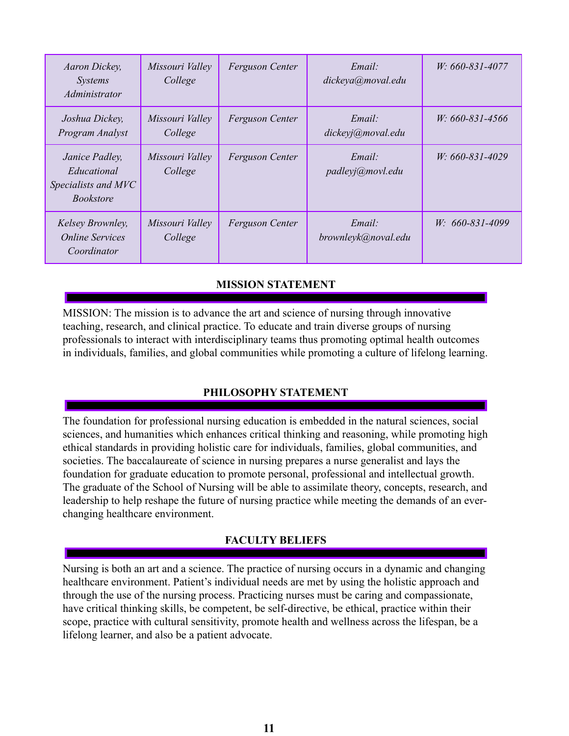| *Aaron Dickey, Systems Administrator* | *Missouri Valley College* | *Ferguson Center* | *Email: dickeya@moval.edu* | *W: 660-831-4077* |
|---|---|---|---|---|
| *Joshua Dickey, Program Analyst* | *Missouri Valley College* | *Ferguson Center* | *Email: dickeyj@moval.edu* | *W: 660-831-4566* |
| *Janice Padley, Educational Specialists and MVC Bookstore* | *Missouri Valley College* | *Ferguson Center* | *Email: padleyj@movl.edu* | *W: 660-831-4029* |
| *Kelsey Brownley, Online Services Coordinator* | *Missouri Valley College* | *Ferguson Center* | *Email: brownleyk@noval.edu* | *W: 660-831-4099* |

## MISSION STATEMENT

MISSION: The mission is to advance the art and science of nursing through innovative teaching, research, and clinical practice. To educate and train diverse groups of nursing professionals to interact with interdisciplinary teams thus promoting optimal health outcomes in individuals, families, and global communities while promoting a culture of lifelong learning.

## PHILOSOPHY STATEMENT

The foundation for professional nursing education is embedded in the natural sciences, social sciences, and humanities which enhances critical thinking and reasoning, while promoting high ethical standards in providing holistic care for individuals, families, global communities, and societies. The baccalaureate of science in nursing prepares a nurse generalist and lays the foundation for graduate education to promote personal, professional and intellectual growth. The graduate of the School of Nursing will be able to assimilate theory, concepts, research, and leadership to help reshape the future of nursing practice while meeting the demands of an ever-changing healthcare environment.

## FACULTY BELIEFS

Nursing is both an art and a science. The practice of nursing occurs in a dynamic and changing healthcare environment. Patient's individual needs are met by using the holistic approach and through the use of the nursing process. Practicing nurses must be caring and compassionate, have critical thinking skills, be competent, be self-directive, be ethical, practice within their scope, practice with cultural sensitivity, promote health and wellness across the lifespan, be a lifelong learner, and also be a patient advocate.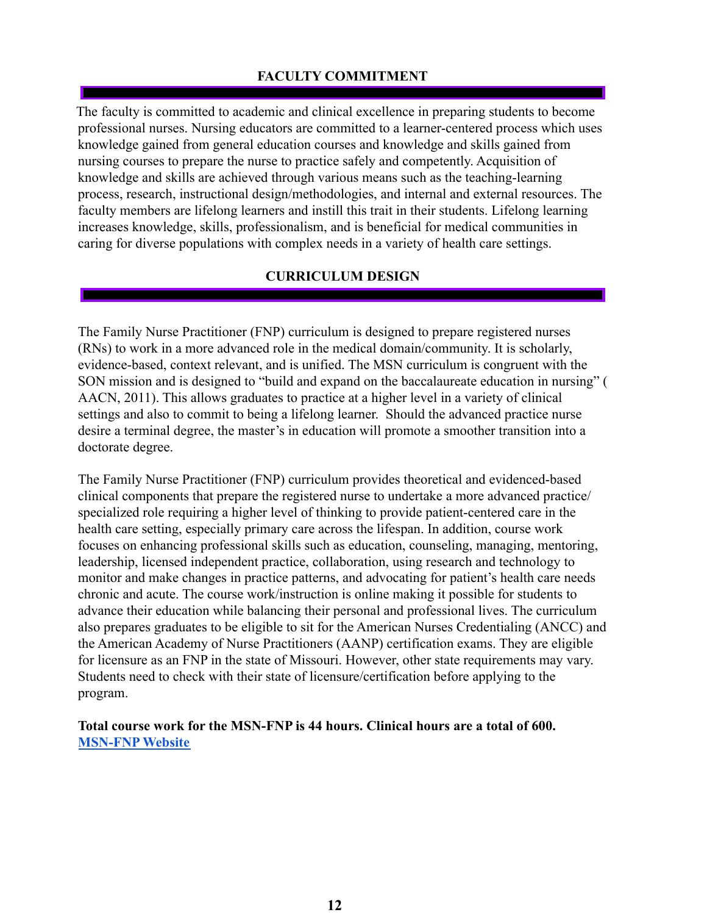## FACULTY COMMITMENT

The faculty is committed to academic and clinical excellence in preparing students to become professional nurses. Nursing educators are committed to a learner-centered process which uses knowledge gained from general education courses and knowledge and skills gained from nursing courses to prepare the nurse to practice safely and competently. Acquisition of knowledge and skills are achieved through various means such as the teaching-learning process, research, instructional design/methodologies, and internal and external resources. The faculty members are lifelong learners and instill this trait in their students. Lifelong learning increases knowledge, skills, professionalism, and is beneficial for medical communities in caring for diverse populations with complex needs in a variety of health care settings.

## CURRICULUM DESIGN

The Family Nurse Practitioner (FNP) curriculum is designed to prepare registered nurses (RNs) to work in a more advanced role in the medical domain/community. It is scholarly, evidence-based, context relevant, and is unified. The MSN curriculum is congruent with the SON mission and is designed to "build and expand on the baccalaureate education in nursing" ( AACN, 2011). This allows graduates to practice at a higher level in a variety of clinical settings and also to commit to being a lifelong learner. Should the advanced practice nurse desire a terminal degree, the master's in education will promote a smoother transition into a doctorate degree.

The Family Nurse Practitioner (FNP) curriculum provides theoretical and evidenced-based clinical components that prepare the registered nurse to undertake a more advanced practice/ specialized role requiring a higher level of thinking to provide patient-centered care in the health care setting, especially primary care across the lifespan. In addition, course work focuses on enhancing professional skills such as education, counseling, managing, mentoring, leadership, licensed independent practice, collaboration, using research and technology to monitor and make changes in practice patterns, and advocating for patient's health care needs chronic and acute. The course work/instruction is online making it possible for students to advance their education while balancing their personal and professional lives. The curriculum also prepares graduates to be eligible to sit for the American Nurses Credentialing (ANCC) and the American Academy of Nurse Practitioners (AANP) certification exams. They are eligible for licensure as an FNP in the state of Missouri. However, other state requirements may vary. Students need to check with their state of licensure/certification before applying to the program.

**Total course work for the MSN-FNP is 44 hours. Clinical hours are a total of 600.**
**MSN-FNP Website**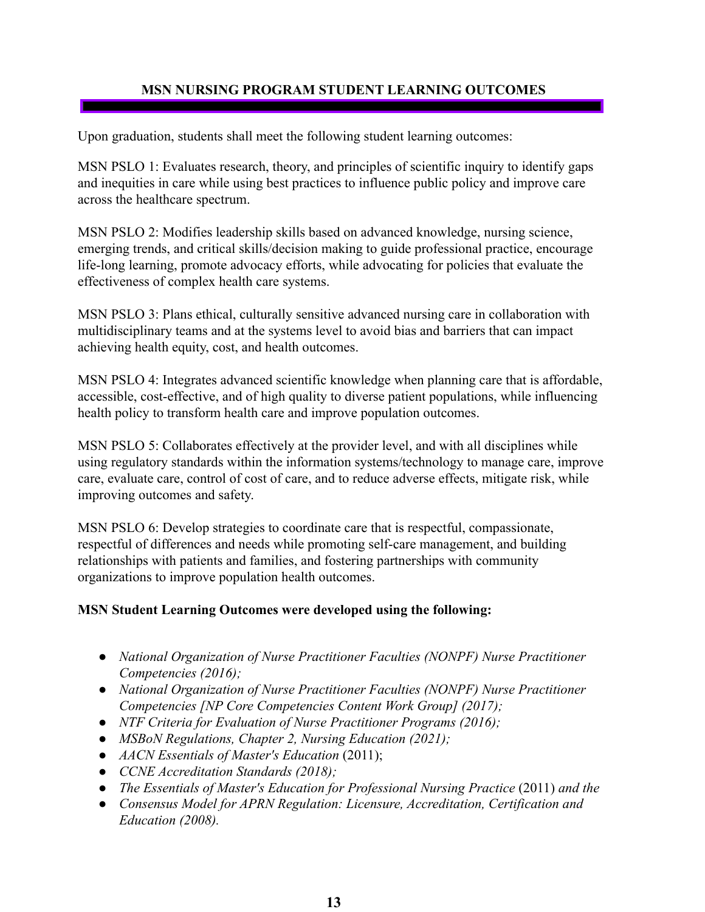## MSN NURSING PROGRAM STUDENT LEARNING OUTCOMES

Upon graduation, students shall meet the following student learning outcomes:

MSN PSLO 1: Evaluates research, theory, and principles of scientific inquiry to identify gaps and inequities in care while using best practices to influence public policy and improve care across the healthcare spectrum.

MSN PSLO 2: Modifies leadership skills based on advanced knowledge, nursing science, emerging trends, and critical skills/decision making to guide professional practice, encourage life-long learning, promote advocacy efforts, while advocating for policies that evaluate the effectiveness of complex health care systems.

MSN PSLO 3: Plans ethical, culturally sensitive advanced nursing care in collaboration with multidisciplinary teams and at the systems level to avoid bias and barriers that can impact achieving health equity, cost, and health outcomes.

MSN PSLO 4: Integrates advanced scientific knowledge when planning care that is affordable, accessible, cost-effective, and of high quality to diverse patient populations, while influencing health policy to transform health care and improve population outcomes.

MSN PSLO 5: Collaborates effectively at the provider level, and with all disciplines while using regulatory standards within the information systems/technology to manage care, improve care, evaluate care, control of cost of care, and to reduce adverse effects, mitigate risk, while improving outcomes and safety.

MSN PSLO 6: Develop strategies to coordinate care that is respectful, compassionate, respectful of differences and needs while promoting self-care management, and building relationships with patients and families, and fostering partnerships with community organizations to improve population health outcomes.

**MSN Student Learning Outcomes were developed using the following:**

- *National Organization of Nurse Practitioner Faculties (NONPF) Nurse Practitioner Competencies (2016);*
- *National Organization of Nurse Practitioner Faculties (NONPF) Nurse Practitioner Competencies [NP Core Competencies Content Work Group] (2017);*
- *NTF Criteria for Evaluation of Nurse Practitioner Programs (2016);*
- *MSBoN Regulations, Chapter 2, Nursing Education (2021);*
- *AACN Essentials of Master's Education* (2011);
- *CCNE Accreditation Standards (2018);*
- *The Essentials of Master's Education for Professional Nursing Practice* (2011) *and the*
- *Consensus Model for APRN Regulation: Licensure, Accreditation, Certification and Education (2008).*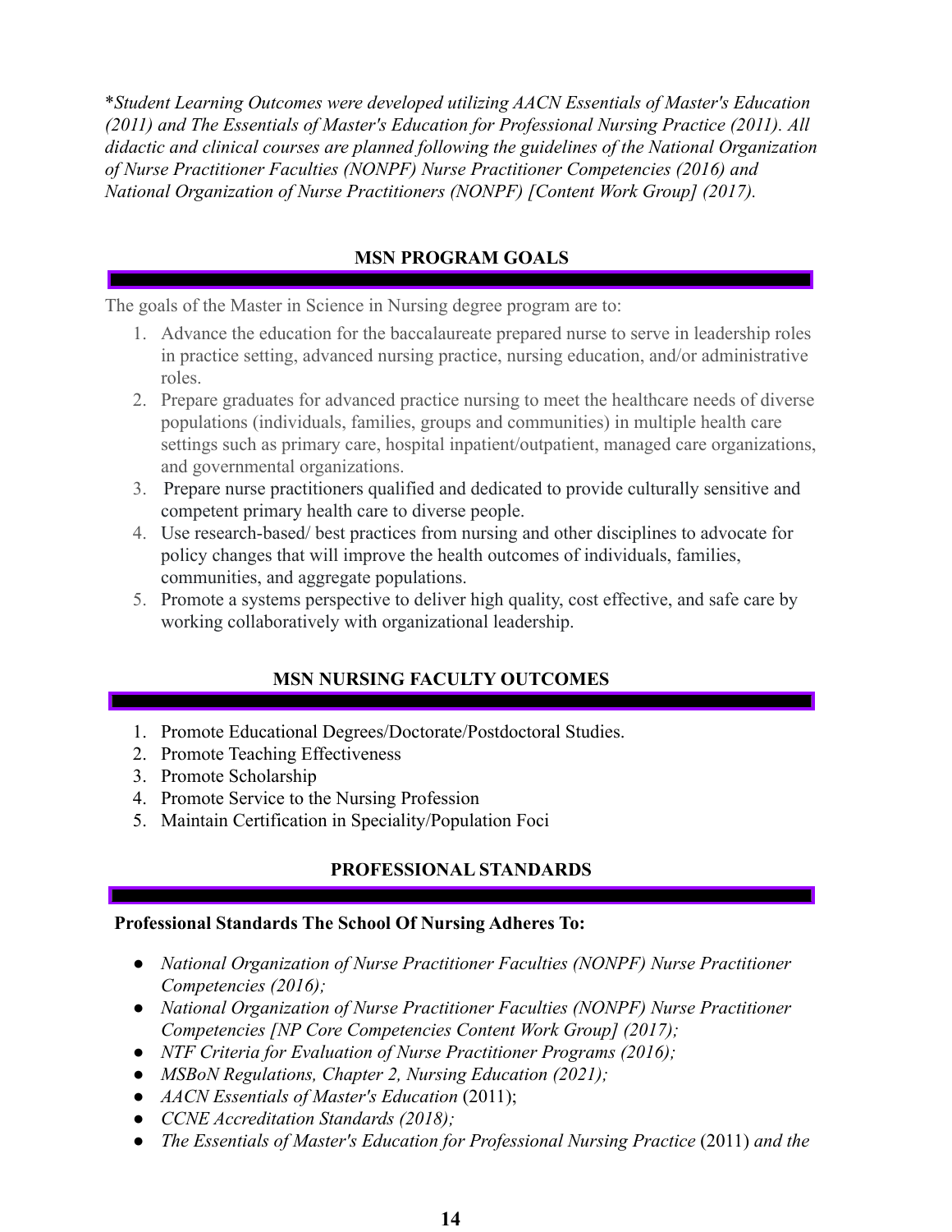**Student Learning Outcomes were developed utilizing AACN Essentials of Master's Education (2011) and The Essentials of Master's Education for Professional Nursing Practice (2011). All didactic and clinical courses are planned following the guidelines of the National Organization of Nurse Practitioner Faculties (NONPF) Nurse Practitioner Competencies (2016) and National Organization of Nurse Practitioners (NONPF) [Content Work Group] (2017).*

## MSN PROGRAM GOALS

The goals of the Master in Science in Nursing degree program are to:

1. Advance the education for the baccalaureate prepared nurse to serve in leadership roles in practice setting, advanced nursing practice, nursing education, and/or administrative roles.
2. Prepare graduates for advanced practice nursing to meet the healthcare needs of diverse populations (individuals, families, groups and communities) in multiple health care settings such as primary care, hospital inpatient/outpatient, managed care organizations, and governmental organizations.
3. Prepare nurse practitioners qualified and dedicated to provide culturally sensitive and competent primary health care to diverse people.
4. Use research-based/ best practices from nursing and other disciplines to advocate for policy changes that will improve the health outcomes of individuals, families, communities, and aggregate populations.
5. Promote a systems perspective to deliver high quality, cost effective, and safe care by working collaboratively with organizational leadership.

## MSN NURSING FACULTY OUTCOMES

1. Promote Educational Degrees/Doctorate/Postdoctoral Studies.
2. Promote Teaching Effectiveness
3. Promote Scholarship
4. Promote Service to the Nursing Profession
5. Maintain Certification in Speciality/Population Foci

## PROFESSIONAL STANDARDS

**Professional Standards The School Of Nursing Adheres To:**

- *National Organization of Nurse Practitioner Faculties (NONPF) Nurse Practitioner Competencies (2016);*
- *National Organization of Nurse Practitioner Faculties (NONPF) Nurse Practitioner Competencies [NP Core Competencies Content Work Group] (2017);*
- *NTF Criteria for Evaluation of Nurse Practitioner Programs (2016);*
- *MSBoN Regulations, Chapter 2, Nursing Education (2021);*
- *AACN Essentials of Master's Education* (2011);
- *CCNE Accreditation Standards (2018);*
- *The Essentials of Master's Education for Professional Nursing Practice* (2011) *and the*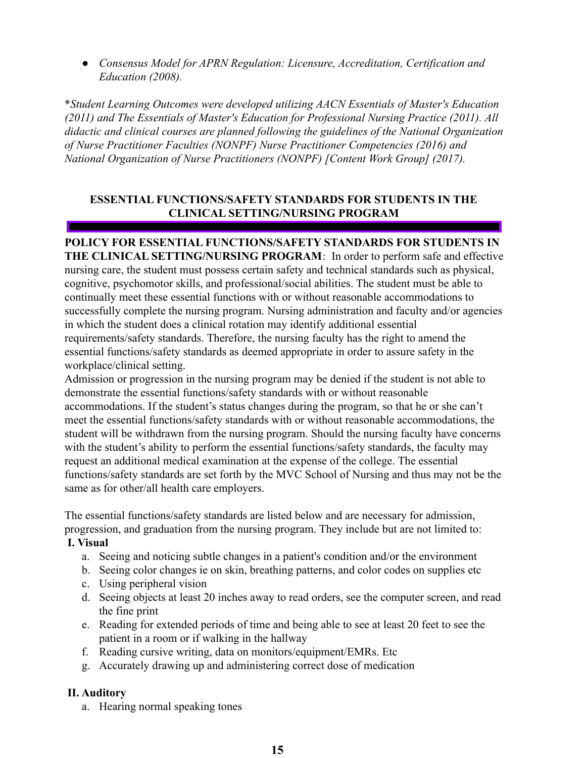- *Consensus Model for APRN Regulation: Licensure, Accreditation, Certification and Education (2008).*

**Student Learning Outcomes were developed utilizing AACN Essentials of Master's Education (2011) and The Essentials of Master's Education for Professional Nursing Practice (2011). All didactic and clinical courses are planned following the guidelines of the National Organization of Nurse Practitioner Faculties (NONPF) Nurse Practitioner Competencies (2016) and National Organization of Nurse Practitioners (NONPF) [Content Work Group] (2017).*

## ESSENTIAL FUNCTIONS/SAFETY STANDARDS FOR STUDENTS IN THE CLINICAL SETTING/NURSING PROGRAM

**POLICY FOR ESSENTIAL FUNCTIONS/SAFETY STANDARDS FOR STUDENTS IN THE CLINICAL SETTING/NURSING PROGRAM**: In order to perform safe and effective nursing care, the student must possess certain safety and technical standards such as physical, cognitive, psychomotor skills, and professional/social abilities. The student must be able to continually meet these essential functions with or without reasonable accommodations to successfully complete the nursing program. Nursing administration and faculty and/or agencies in which the student does a clinical rotation may identify additional essential requirements/safety standards. Therefore, the nursing faculty has the right to amend the essential functions/safety standards as deemed appropriate in order to assure safety in the workplace/clinical setting.

Admission or progression in the nursing program may be denied if the student is not able to demonstrate the essential functions/safety standards with or without reasonable accommodations. If the student's status changes during the program, so that he or she can't meet the essential functions/safety standards with or without reasonable accommodations, the student will be withdrawn from the nursing program. Should the nursing faculty have concerns with the student's ability to perform the essential functions/safety standards, the faculty may request an additional medical examination at the expense of the college. The essential functions/safety standards are set forth by the MVC School of Nursing and thus may not be the same as for other/all health care employers.

The essential functions/safety standards are listed below and are necessary for admission, progression, and graduation from the nursing program. They include but are not limited to:

**I. Visual**

a. Seeing and noticing subtle changes in a patient's condition and/or the environment
b. Seeing color changes ie on skin, breathing patterns, and color codes on supplies etc
c. Using peripheral vision
d. Seeing objects at least 20 inches away to read orders, see the computer screen, and read the fine print
e. Reading for extended periods of time and being able to see at least 20 feet to see the patient in a room or if walking in the hallway
f. Reading cursive writing, data on monitors/equipment/EMRs. Etc
g. Accurately drawing up and administering correct dose of medication

**II. Auditory**

a. Hearing normal speaking tones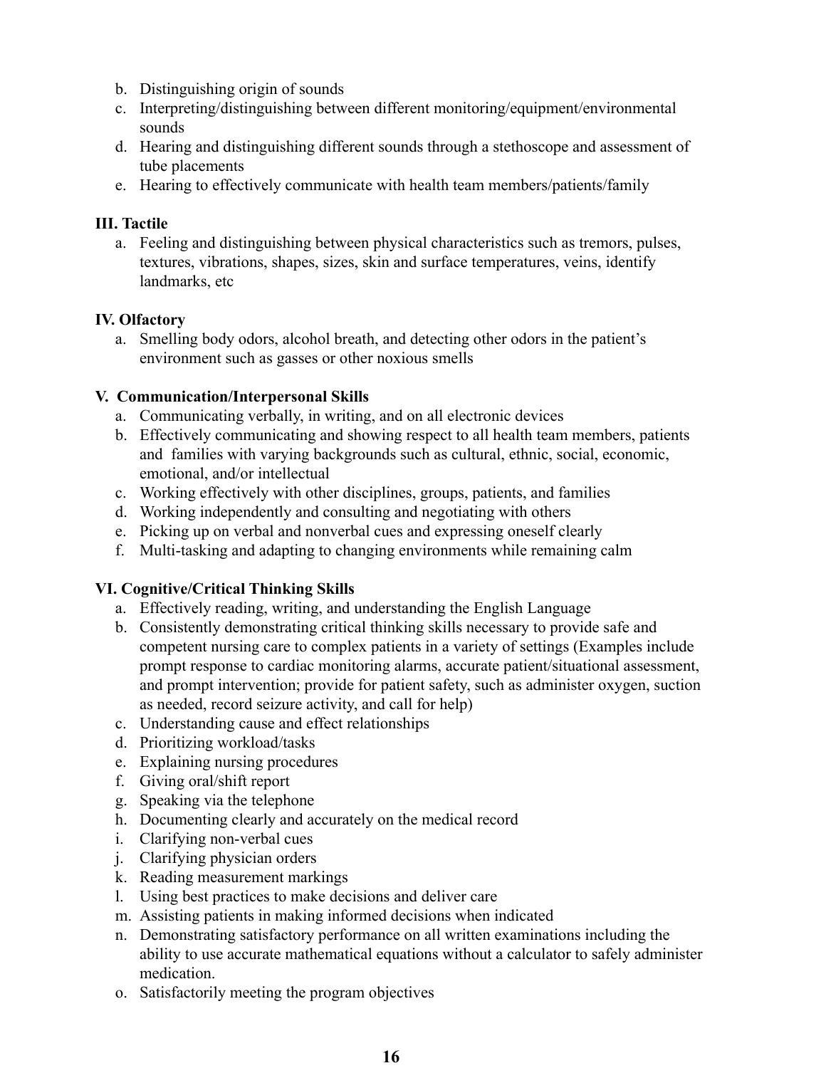b. Distinguishing origin of sounds
c. Interpreting/distinguishing between different monitoring/equipment/environmental sounds
d. Hearing and distinguishing different sounds through a stethoscope and assessment of tube placements
e. Hearing to effectively communicate with health team members/patients/family

**III. Tactile**

a. Feeling and distinguishing between physical characteristics such as tremors, pulses, textures, vibrations, shapes, sizes, skin and surface temperatures, veins, identify landmarks, etc

**IV. Olfactory**

a. Smelling body odors, alcohol breath, and detecting other odors in the patient's environment such as gasses or other noxious smells

**V. Communication/Interpersonal Skills**

a. Communicating verbally, in writing, and on all electronic devices
b. Effectively communicating and showing respect to all health team members, patients and families with varying backgrounds such as cultural, ethnic, social, economic, emotional, and/or intellectual
c. Working effectively with other disciplines, groups, patients, and families
d. Working independently and consulting and negotiating with others
e. Picking up on verbal and nonverbal cues and expressing oneself clearly
f. Multi-tasking and adapting to changing environments while remaining calm

**VI. Cognitive/Critical Thinking Skills**

a. Effectively reading, writing, and understanding the English Language
b. Consistently demonstrating critical thinking skills necessary to provide safe and competent nursing care to complex patients in a variety of settings (Examples include prompt response to cardiac monitoring alarms, accurate patient/situational assessment, and prompt intervention; provide for patient safety, such as administer oxygen, suction as needed, record seizure activity, and call for help)
c. Understanding cause and effect relationships
d. Prioritizing workload/tasks
e. Explaining nursing procedures
f. Giving oral/shift report
g. Speaking via the telephone
h. Documenting clearly and accurately on the medical record
i. Clarifying non-verbal cues
j. Clarifying physician orders
k. Reading measurement markings
l. Using best practices to make decisions and deliver care
m. Assisting patients in making informed decisions when indicated
n. Demonstrating satisfactory performance on all written examinations including the ability to use accurate mathematical equations without a calculator to safely administer medication.
o. Satisfactorily meeting the program objectives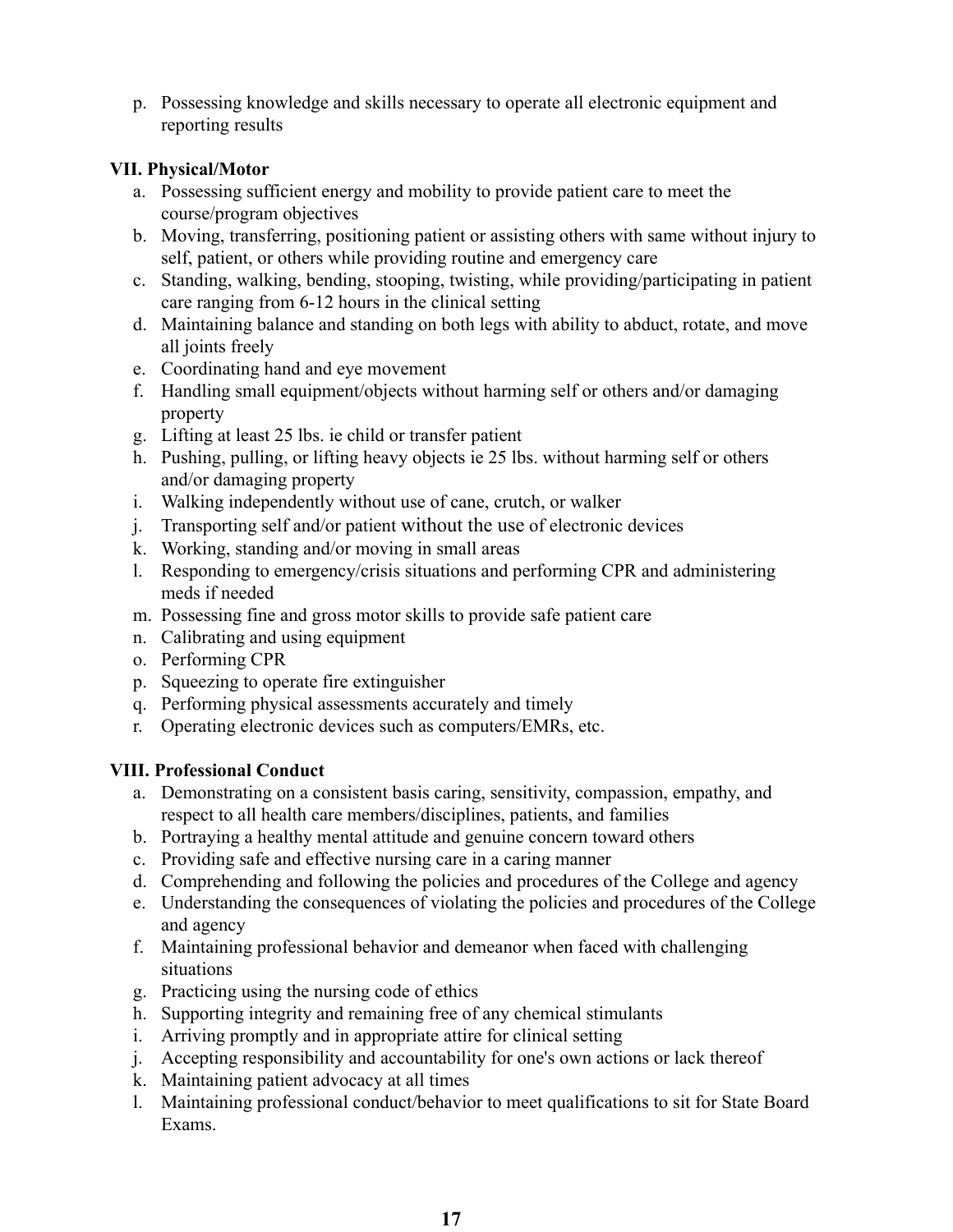p. Possessing knowledge and skills necessary to operate all electronic equipment and reporting results

**VII. Physical/Motor**

a. Possessing sufficient energy and mobility to provide patient care to meet the course/program objectives
b. Moving, transferring, positioning patient or assisting others with same without injury to self, patient, or others while providing routine and emergency care
c. Standing, walking, bending, stooping, twisting, while providing/participating in patient care ranging from 6-12 hours in the clinical setting
d. Maintaining balance and standing on both legs with ability to abduct, rotate, and move all joints freely
e. Coordinating hand and eye movement
f. Handling small equipment/objects without harming self or others and/or damaging property
g. Lifting at least 25 lbs. ie child or transfer patient
h. Pushing, pulling, or lifting heavy objects ie 25 lbs. without harming self or others and/or damaging property
i. Walking independently without use of cane, crutch, or walker
j. Transporting self and/or patient without the use of electronic devices
k. Working, standing and/or moving in small areas
l. Responding to emergency/crisis situations and performing CPR and administering meds if needed
m. Possessing fine and gross motor skills to provide safe patient care
n. Calibrating and using equipment
o. Performing CPR
p. Squeezing to operate fire extinguisher
q. Performing physical assessments accurately and timely
r. Operating electronic devices such as computers/EMRs, etc.

**VIII. Professional Conduct**

a. Demonstrating on a consistent basis caring, sensitivity, compassion, empathy, and respect to all health care members/disciplines, patients, and families
b. Portraying a healthy mental attitude and genuine concern toward others
c. Providing safe and effective nursing care in a caring manner
d. Comprehending and following the policies and procedures of the College and agency
e. Understanding the consequences of violating the policies and procedures of the College and agency
f. Maintaining professional behavior and demeanor when faced with challenging situations
g. Practicing using the nursing code of ethics
h. Supporting integrity and remaining free of any chemical stimulants
i. Arriving promptly and in appropriate attire for clinical setting
j. Accepting responsibility and accountability for one's own actions or lack thereof
k. Maintaining patient advocacy at all times
l. Maintaining professional conduct/behavior to meet qualifications to sit for State Board Exams.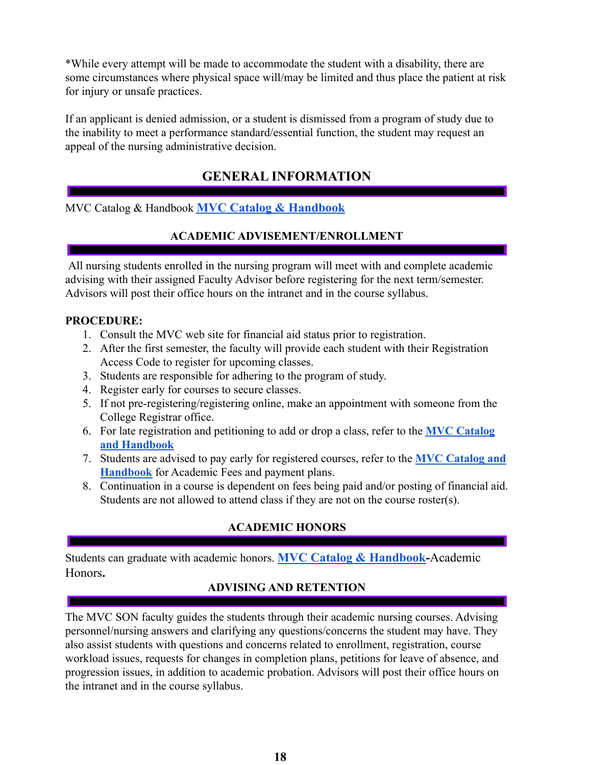*While every attempt will be made to accommodate the student with a disability, there are some circumstances where physical space will/may be limited and thus place the patient at risk for injury or unsafe practices.

If an applicant is denied admission, or a student is dismissed from a program of study due to the inability to meet a performance standard/essential function, the student may request an appeal of the nursing administrative decision.

## GENERAL INFORMATION

MVC Catalog & Handbook **MVC Catalog & Handbook**

### ACADEMIC ADVISEMENT/ENROLLMENT

All nursing students enrolled in the nursing program will meet with and complete academic advising with their assigned Faculty Advisor before registering for the next term/semester. Advisors will post their office hours on the intranet and in the course syllabus.

**PROCEDURE:**

1. Consult the MVC web site for financial aid status prior to registration.
2. After the first semester, the faculty will provide each student with their Registration Access Code to register for upcoming classes.
3. Students are responsible for adhering to the program of study.
4. Register early for courses to secure classes.
5. If not pre-registering/registering online, make an appointment with someone from the College Registrar office.
6. For late registration and petitioning to add or drop a class, refer to the **MVC Catalog and Handbook**
7. Students are advised to pay early for registered courses, refer to the **MVC Catalog and Handbook** for Academic Fees and payment plans.
8. Continuation in a course is dependent on fees being paid and/or posting of financial aid. Students are not allowed to attend class if they are not on the course roster(s).

### ACADEMIC HONORS

Students can graduate with academic honors. **MVC Catalog & Handbook**-Academic Honors**.**

### ADVISING AND RETENTION

The MVC SON faculty guides the students through their academic nursing courses. Advising personnel/nursing answers and clarifying any questions/concerns the student may have. They also assist students with questions and concerns related to enrollment, registration, course workload issues, requests for changes in completion plans, petitions for leave of absence, and progression issues, in addition to academic probation. Advisors will post their office hours on the intranet and in the course syllabus.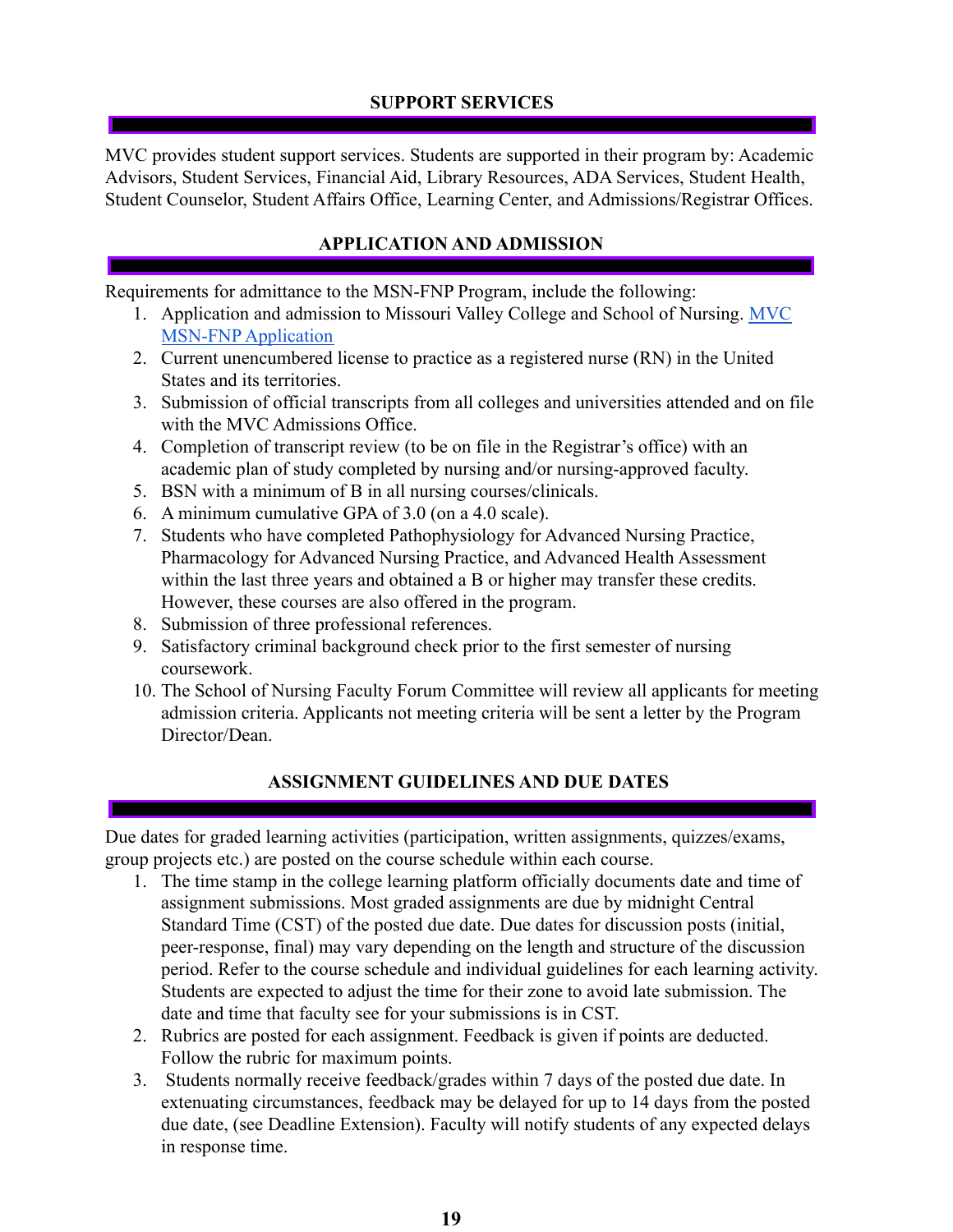## SUPPORT SERVICES

MVC provides student support services. Students are supported in their program by: Academic Advisors, Student Services, Financial Aid, Library Resources, ADA Services, Student Health, Student Counselor, Student Affairs Office, Learning Center, and Admissions/Registrar Offices.

## APPLICATION AND ADMISSION

Requirements for admittance to the MSN-FNP Program, include the following:

1. Application and admission to Missouri Valley College and School of Nursing. [MVC MSN-FNP Application]
2. Current unencumbered license to practice as a registered nurse (RN) in the United States and its territories.
3. Submission of official transcripts from all colleges and universities attended and on file with the MVC Admissions Office.
4. Completion of transcript review (to be on file in the Registrar's office) with an academic plan of study completed by nursing and/or nursing-approved faculty.
5. BSN with a minimum of B in all nursing courses/clinicals.
6. A minimum cumulative GPA of 3.0 (on a 4.0 scale).
7. Students who have completed Pathophysiology for Advanced Nursing Practice, Pharmacology for Advanced Nursing Practice, and Advanced Health Assessment within the last three years and obtained a B or higher may transfer these credits. However, these courses are also offered in the program.
8. Submission of three professional references.
9. Satisfactory criminal background check prior to the first semester of nursing coursework.
10. The School of Nursing Faculty Forum Committee will review all applicants for meeting admission criteria. Applicants not meeting criteria will be sent a letter by the Program Director/Dean.

## ASSIGNMENT GUIDELINES AND DUE DATES

Due dates for graded learning activities (participation, written assignments, quizzes/exams, group projects etc.) are posted on the course schedule within each course.

1. The time stamp in the college learning platform officially documents date and time of assignment submissions. Most graded assignments are due by midnight Central Standard Time (CST) of the posted due date. Due dates for discussion posts (initial, peer-response, final) may vary depending on the length and structure of the discussion period. Refer to the course schedule and individual guidelines for each learning activity. Students are expected to adjust the time for their zone to avoid late submission. The date and time that faculty see for your submissions is in CST.
2. Rubrics are posted for each assignment. Feedback is given if points are deducted. Follow the rubric for maximum points.
3. Students normally receive feedback/grades within 7 days of the posted due date. In extenuating circumstances, feedback may be delayed for up to 14 days from the posted due date, (see Deadline Extension). Faculty will notify students of any expected delays in response time.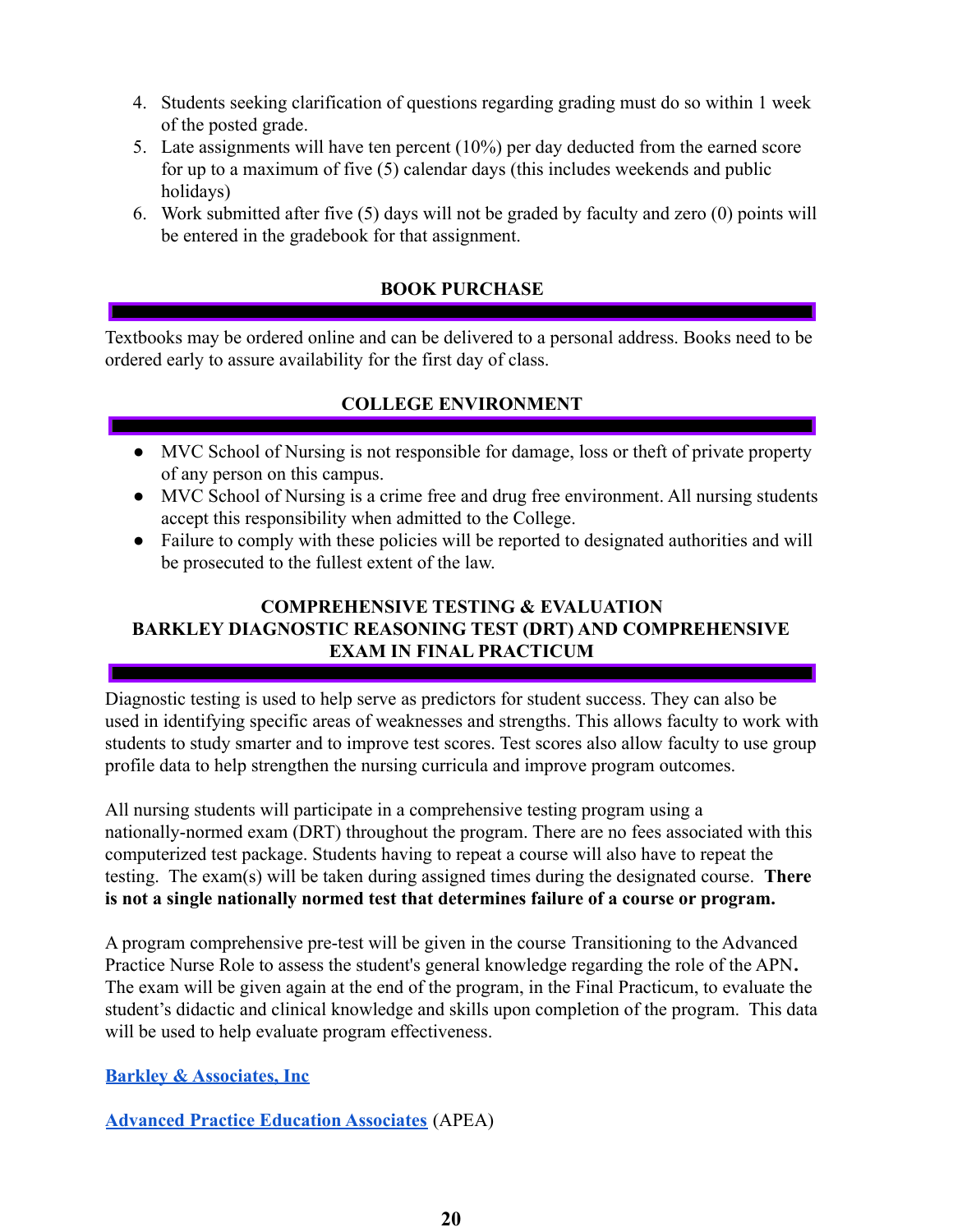4. Students seeking clarification of questions regarding grading must do so within 1 week of the posted grade.
5. Late assignments will have ten percent (10%) per day deducted from the earned score for up to a maximum of five (5) calendar days (this includes weekends and public holidays)
6. Work submitted after five (5) days will not be graded by faculty and zero (0) points will be entered in the gradebook for that assignment.

## BOOK PURCHASE

Textbooks may be ordered online and can be delivered to a personal address. Books need to be ordered early to assure availability for the first day of class.

## COLLEGE ENVIRONMENT

- MVC School of Nursing is not responsible for damage, loss or theft of private property of any person on this campus.
- MVC School of Nursing is a crime free and drug free environment. All nursing students accept this responsibility when admitted to the College.
- Failure to comply with these policies will be reported to designated authorities and will be prosecuted to the fullest extent of the law.

## COMPREHENSIVE TESTING & EVALUATION BARKLEY DIAGNOSTIC REASONING TEST (DRT) AND COMPREHENSIVE EXAM IN FINAL PRACTICUM

Diagnostic testing is used to help serve as predictors for student success. They can also be used in identifying specific areas of weaknesses and strengths. This allows faculty to work with students to study smarter and to improve test scores. Test scores also allow faculty to use group profile data to help strengthen the nursing curricula and improve program outcomes.

All nursing students will participate in a comprehensive testing program using a nationally-normed exam (DRT) throughout the program. There are no fees associated with this computerized test package. Students having to repeat a course will also have to repeat the testing. The exam(s) will be taken during assigned times during the designated course. **There is not a single nationally normed test that determines failure of a course or program.**

A program comprehensive pre-test will be given in the course Transitioning to the Advanced Practice Nurse Role to assess the student's general knowledge regarding the role of the APN**.** The exam will be given again at the end of the program, in the Final Practicum, to evaluate the student's didactic and clinical knowledge and skills upon completion of the program. This data will be used to help evaluate program effectiveness.

**Barkley & Associates, Inc**

**Advanced Practice Education Associates** (APEA)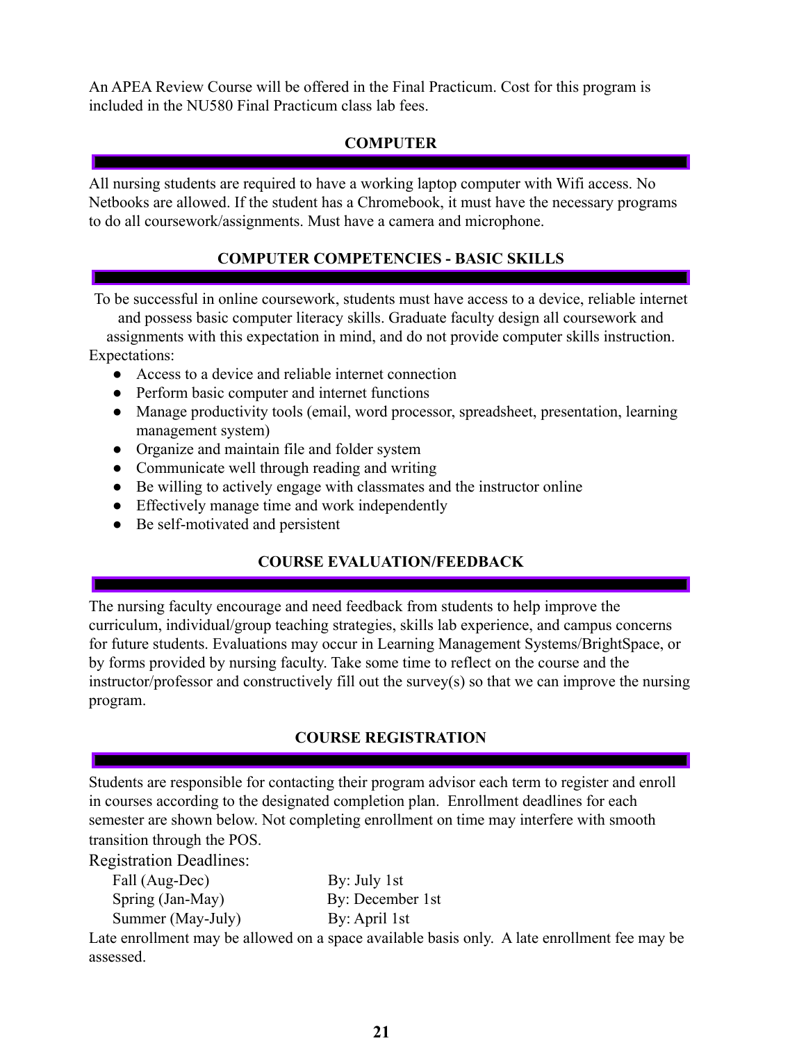An APEA Review Course will be offered in the Final Practicum. Cost for this program is included in the NU580 Final Practicum class lab fees.

## COMPUTER

All nursing students are required to have a working laptop computer with Wifi access. No Netbooks are allowed. If the student has a Chromebook, it must have the necessary programs to do all coursework/assignments. Must have a camera and microphone.

## COMPUTER COMPETENCIES - BASIC SKILLS

To be successful in online coursework, students must have access to a device, reliable internet and possess basic computer literacy skills. Graduate faculty design all coursework and assignments with this expectation in mind, and do not provide computer skills instruction.

Expectations:

- Access to a device and reliable internet connection
- Perform basic computer and internet functions
- Manage productivity tools (email, word processor, spreadsheet, presentation, learning management system)
- Organize and maintain file and folder system
- Communicate well through reading and writing
- Be willing to actively engage with classmates and the instructor online
- Effectively manage time and work independently
- Be self-motivated and persistent

## COURSE EVALUATION/FEEDBACK

The nursing faculty encourage and need feedback from students to help improve the curriculum, individual/group teaching strategies, skills lab experience, and campus concerns for future students. Evaluations may occur in Learning Management Systems/BrightSpace, or by forms provided by nursing faculty. Take some time to reflect on the course and the instructor/professor and constructively fill out the survey(s) so that we can improve the nursing program.

## COURSE REGISTRATION

Students are responsible for contacting their program advisor each term to register and enroll in courses according to the designated completion plan. Enrollment deadlines for each semester are shown below. Not completing enrollment on time may interfere with smooth transition through the POS.

Registration Deadlines:

| | |
|---|---|
| Fall (Aug-Dec) | By: July 1st |
| Spring (Jan-May) | By: December 1st |
| Summer (May-July) | By: April 1st |

Late enrollment may be allowed on a space available basis only. A late enrollment fee may be assessed.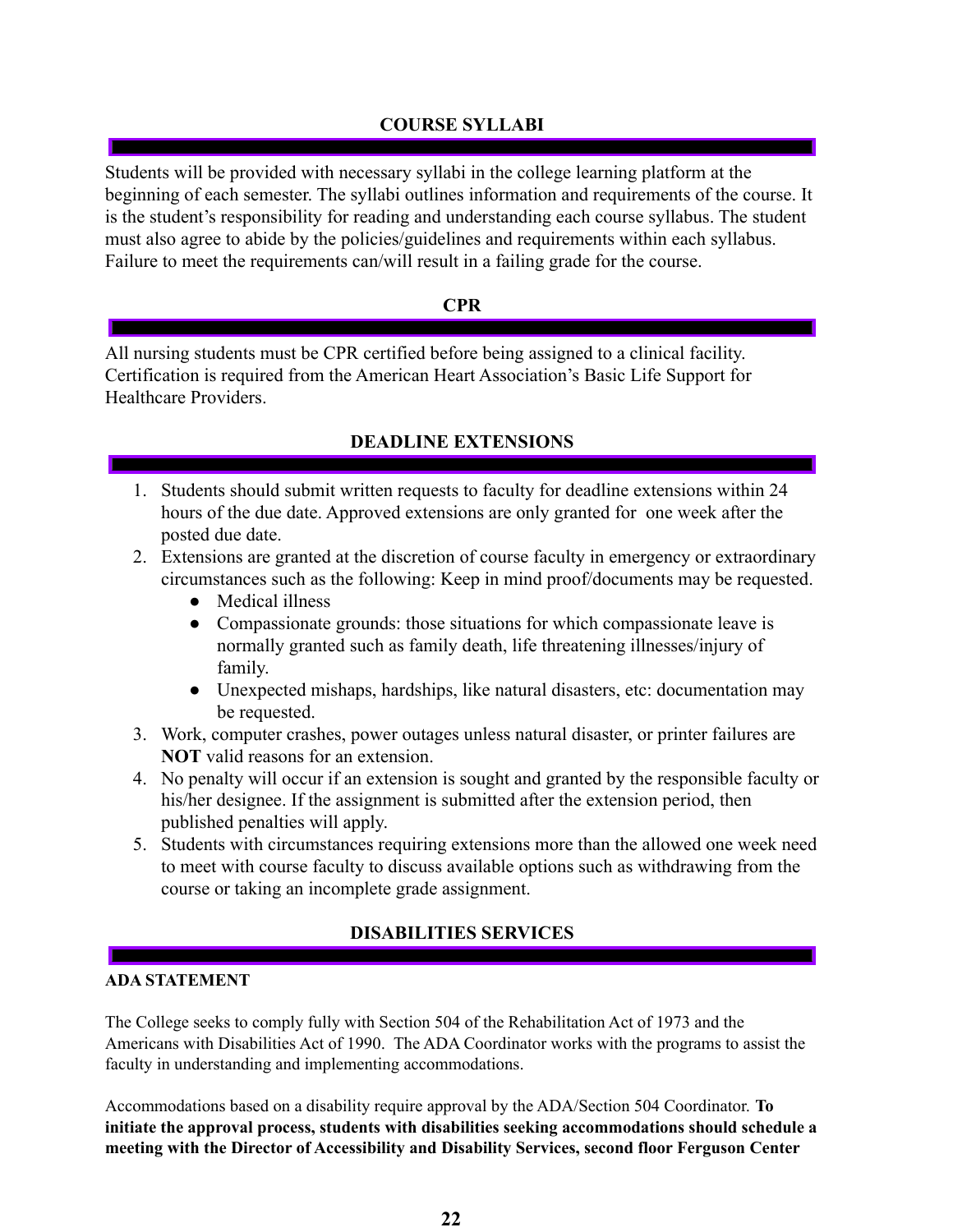## COURSE SYLLABI

Students will be provided with necessary syllabi in the college learning platform at the beginning of each semester. The syllabi outlines information and requirements of the course. It is the student's responsibility for reading and understanding each course syllabus. The student must also agree to abide by the policies/guidelines and requirements within each syllabus. Failure to meet the requirements can/will result in a failing grade for the course.

## CPR

All nursing students must be CPR certified before being assigned to a clinical facility. Certification is required from the American Heart Association's Basic Life Support for Healthcare Providers.

## DEADLINE EXTENSIONS

1. Students should submit written requests to faculty for deadline extensions within 24 hours of the due date. Approved extensions are only granted for one week after the posted due date.
2. Extensions are granted at the discretion of course faculty in emergency or extraordinary circumstances such as the following: Keep in mind proof/documents may be requested.
   - Medical illness
   - Compassionate grounds: those situations for which compassionate leave is normally granted such as family death, life threatening illnesses/injury of family.
   - Unexpected mishaps, hardships, like natural disasters, etc: documentation may be requested.
3. Work, computer crashes, power outages unless natural disaster, or printer failures are **NOT** valid reasons for an extension.
4. No penalty will occur if an extension is sought and granted by the responsible faculty or his/her designee. If the assignment is submitted after the extension period, then published penalties will apply.
5. Students with circumstances requiring extensions more than the allowed one week need to meet with course faculty to discuss available options such as withdrawing from the course or taking an incomplete grade assignment.

## DISABILITIES SERVICES

**ADA STATEMENT**

The College seeks to comply fully with Section 504 of the Rehabilitation Act of 1973 and the Americans with Disabilities Act of 1990. The ADA Coordinator works with the programs to assist the faculty in understanding and implementing accommodations.

Accommodations based on a disability require approval by the ADA/Section 504 Coordinator. **To initiate the approval process, students with disabilities seeking accommodations should schedule a meeting with the Director of Accessibility and Disability Services, second floor Ferguson Center**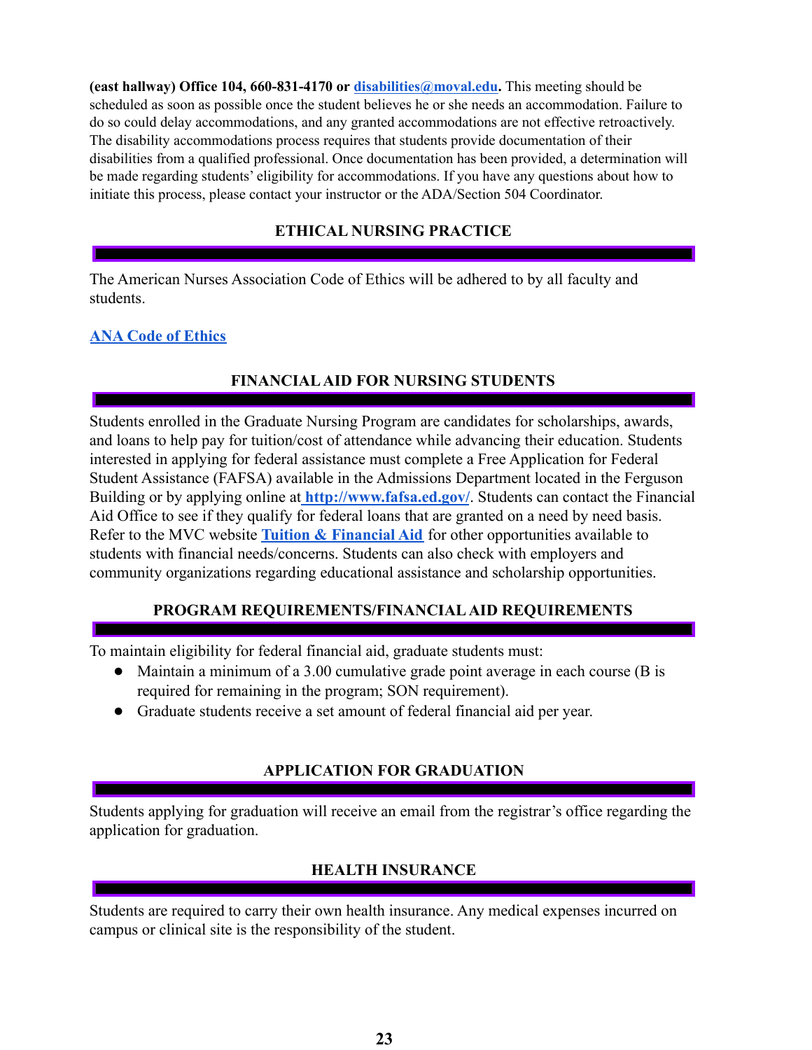**(east hallway) Office 104, 660-831-4170 or [disabilities@moval.edu](mailto:disabilities@moval.edu).** This meeting should be scheduled as soon as possible once the student believes he or she needs an accommodation. Failure to do so could delay accommodations, and any granted accommodations are not effective retroactively. The disability accommodations process requires that students provide documentation of their disabilities from a qualified professional. Once documentation has been provided, a determination will be made regarding students' eligibility for accommodations. If you have any questions about how to initiate this process, please contact your instructor or the ADA/Section 504 Coordinator.

## ETHICAL NURSING PRACTICE

The American Nurses Association Code of Ethics will be adhered to by all faculty and students.

[ANA Code of Ethics]()

## FINANCIAL AID FOR NURSING STUDENTS

Students enrolled in the Graduate Nursing Program are candidates for scholarships, awards, and loans to help pay for tuition/cost of attendance while advancing their education. Students interested in applying for federal assistance must complete a Free Application for Federal Student Assistance (FAFSA) available in the Admissions Department located in the Ferguson Building or by applying online at [http://www.fafsa.ed.gov/](http://www.fafsa.ed.gov/). Students can contact the Financial Aid Office to see if they qualify for federal loans that are granted on a need by need basis. Refer to the MVC website [Tuition & Financial Aid]() for other opportunities available to students with financial needs/concerns. Students can also check with employers and community organizations regarding educational assistance and scholarship opportunities.

## PROGRAM REQUIREMENTS/FINANCIAL AID REQUIREMENTS

To maintain eligibility for federal financial aid, graduate students must:

- Maintain a minimum of a 3.00 cumulative grade point average in each course (B is required for remaining in the program; SON requirement).
- Graduate students receive a set amount of federal financial aid per year.

## APPLICATION FOR GRADUATION

Students applying for graduation will receive an email from the registrar's office regarding the application for graduation.

## HEALTH INSURANCE

Students are required to carry their own health insurance. Any medical expenses incurred on campus or clinical site is the responsibility of the student.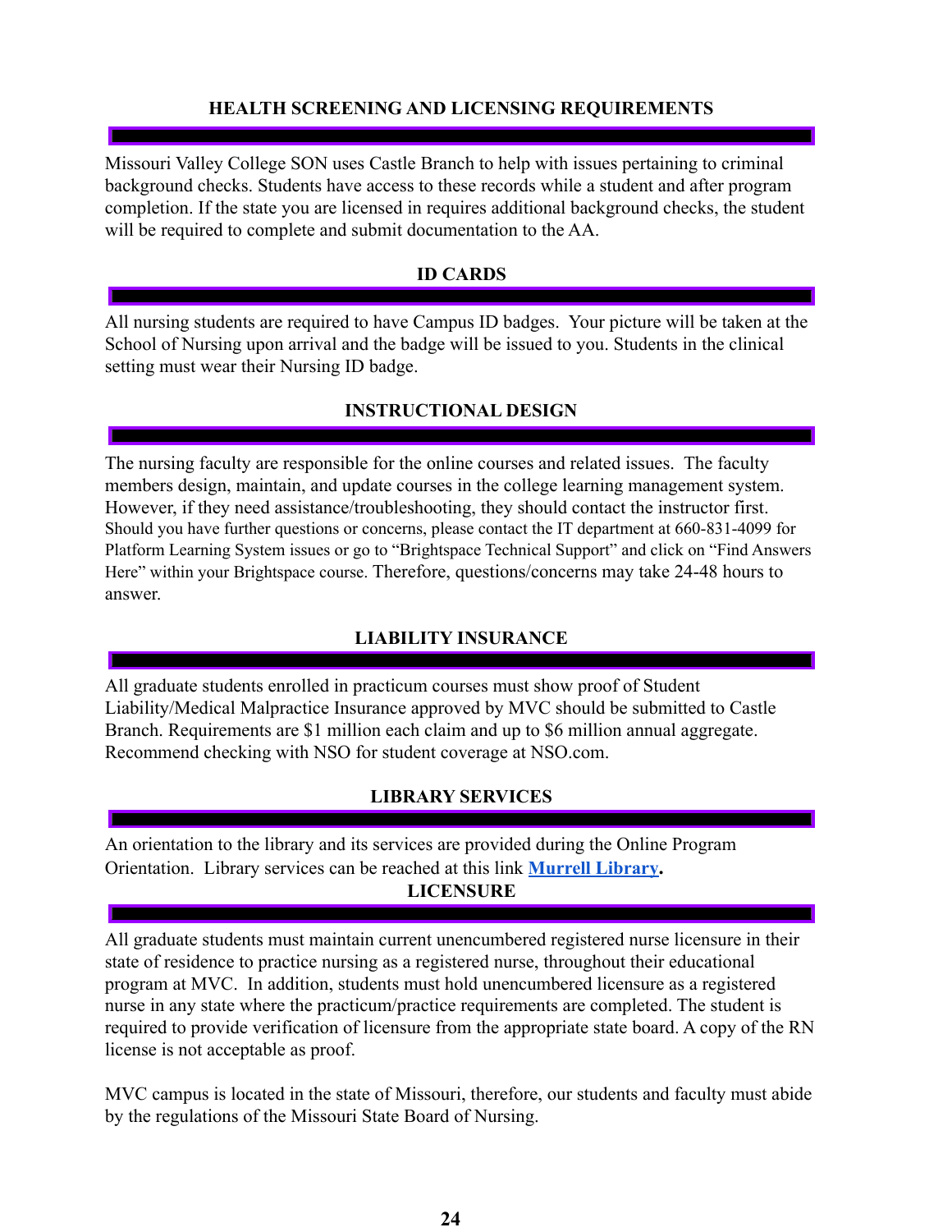## HEALTH SCREENING AND LICENSING REQUIREMENTS

Missouri Valley College SON uses Castle Branch to help with issues pertaining to criminal background checks. Students have access to these records while a student and after program completion. If the state you are licensed in requires additional background checks, the student will be required to complete and submit documentation to the AA.

## ID CARDS

All nursing students are required to have Campus ID badges. Your picture will be taken at the School of Nursing upon arrival and the badge will be issued to you. Students in the clinical setting must wear their Nursing ID badge.

## INSTRUCTIONAL DESIGN

The nursing faculty are responsible for the online courses and related issues. The faculty members design, maintain, and update courses in the college learning management system. However, if they need assistance/troubleshooting, they should contact the instructor first. Should you have further questions or concerns, please contact the IT department at 660-831-4099 for Platform Learning System issues or go to "Brightspace Technical Support" and click on "Find Answers Here" within your Brightspace course. Therefore, questions/concerns may take 24-48 hours to answer.

## LIABILITY INSURANCE

All graduate students enrolled in practicum courses must show proof of Student Liability/Medical Malpractice Insurance approved by MVC should be submitted to Castle Branch. Requirements are $1 million each claim and up to $6 million annual aggregate. Recommend checking with NSO for student coverage at NSO.com.

## LIBRARY SERVICES

An orientation to the library and its services are provided during the Online Program Orientation. Library services can be reached at this link **Murrell Library**.

## LICENSURE

All graduate students must maintain current unencumbered registered nurse licensure in their state of residence to practice nursing as a registered nurse, throughout their educational program at MVC. In addition, students must hold unencumbered licensure as a registered nurse in any state where the practicum/practice requirements are completed. The student is required to provide verification of licensure from the appropriate state board. A copy of the RN license is not acceptable as proof.

MVC campus is located in the state of Missouri, therefore, our students and faculty must abide by the regulations of the Missouri State Board of Nursing.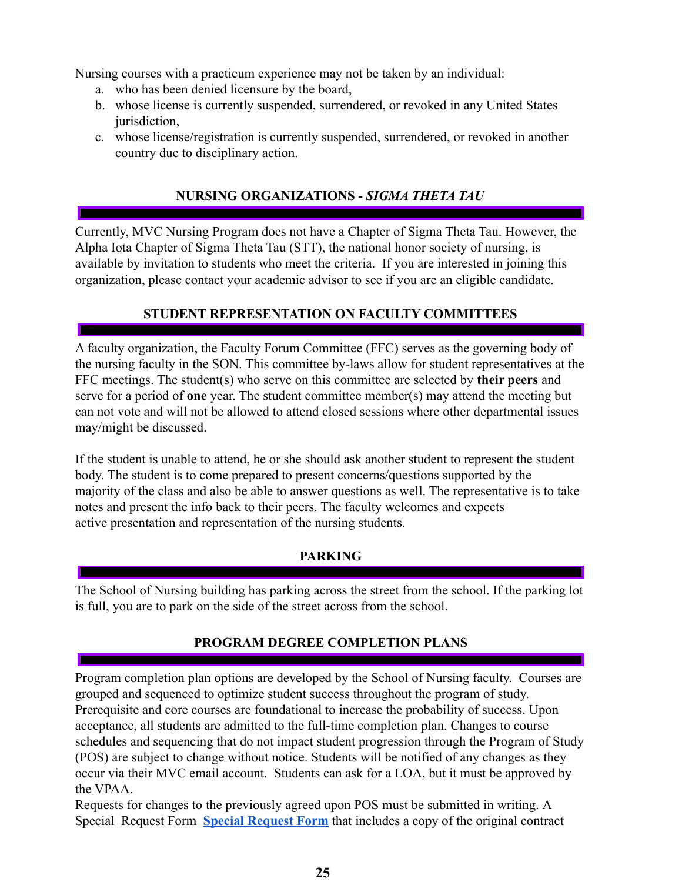Nursing courses with a practicum experience may not be taken by an individual:

a. who has been denied licensure by the board,
b. whose license is currently suspended, surrendered, or revoked in any United States jurisdiction,
c. whose license/registration is currently suspended, surrendered, or revoked in another country due to disciplinary action.

## NURSING ORGANIZATIONS - *SIGMA THETA TAU*

Currently, MVC Nursing Program does not have a Chapter of Sigma Theta Tau. However, the Alpha Iota Chapter of Sigma Theta Tau (STT), the national honor society of nursing, is available by invitation to students who meet the criteria. If you are interested in joining this organization, please contact your academic advisor to see if you are an eligible candidate.

## STUDENT REPRESENTATION ON FACULTY COMMITTEES

A faculty organization, the Faculty Forum Committee (FFC) serves as the governing body of the nursing faculty in the SON. This committee by-laws allow for student representatives at the FFC meetings. The student(s) who serve on this committee are selected by **their peers** and serve for a period of **one** year. The student committee member(s) may attend the meeting but can not vote and will not be allowed to attend closed sessions where other departmental issues may/might be discussed.

If the student is unable to attend, he or she should ask another student to represent the student body. The student is to come prepared to present concerns/questions supported by the majority of the class and also be able to answer questions as well. The representative is to take notes and present the info back to their peers. The faculty welcomes and expects active presentation and representation of the nursing students.

## PARKING

The School of Nursing building has parking across the street from the school. If the parking lot is full, you are to park on the side of the street across from the school.

## PROGRAM DEGREE COMPLETION PLANS

Program completion plan options are developed by the School of Nursing faculty. Courses are grouped and sequenced to optimize student success throughout the program of study. Prerequisite and core courses are foundational to increase the probability of success. Upon acceptance, all students are admitted to the full-time completion plan. Changes to course schedules and sequencing that do not impact student progression through the Program of Study (POS) are subject to change without notice. Students will be notified of any changes as they occur via their MVC email account. Students can ask for a LOA, but it must be approved by the VPAA.

Requests for changes to the previously agreed upon POS must be submitted in writing. A Special Request Form **Special Request Form** that includes a copy of the original contract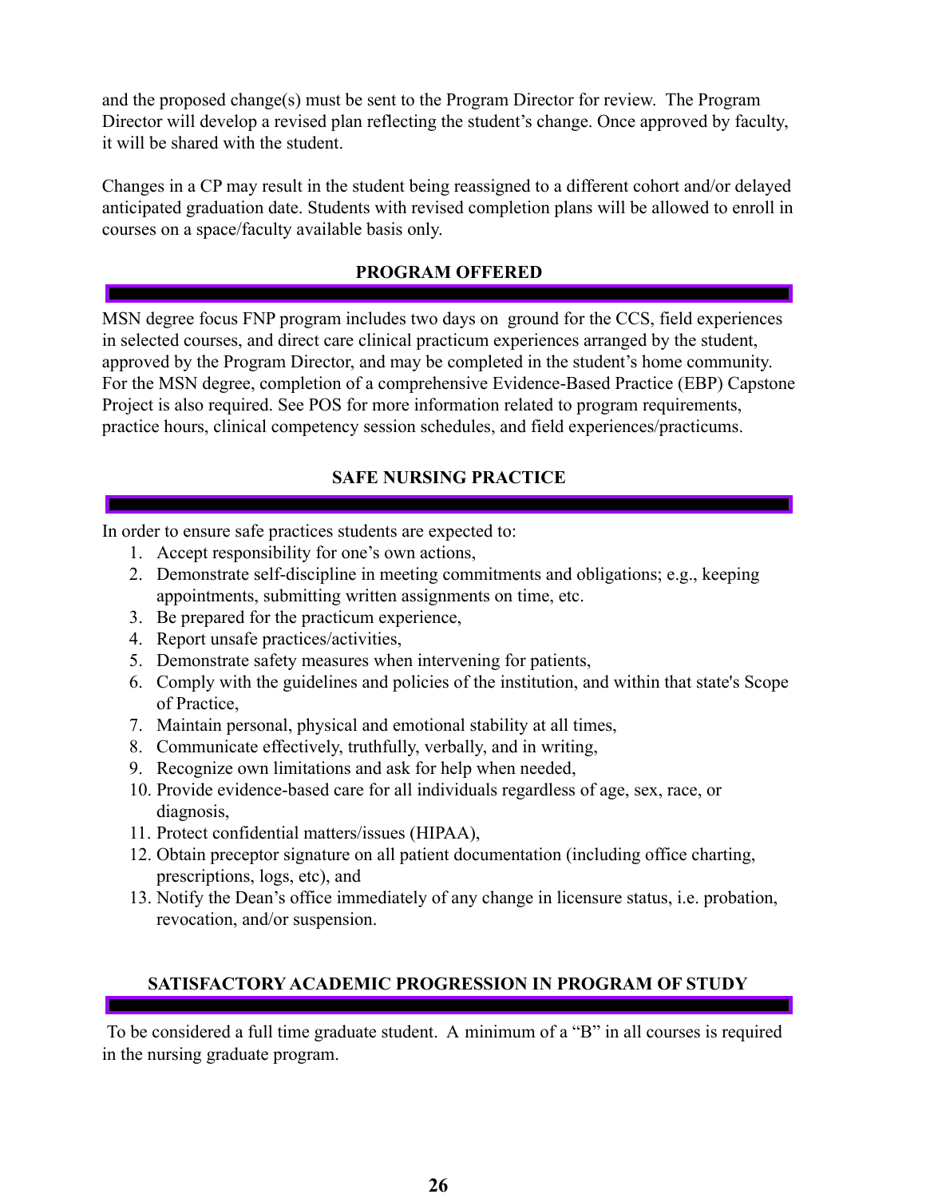and the proposed change(s) must be sent to the Program Director for review. The Program Director will develop a revised plan reflecting the student's change. Once approved by faculty, it will be shared with the student.

Changes in a CP may result in the student being reassigned to a different cohort and/or delayed anticipated graduation date. Students with revised completion plans will be allowed to enroll in courses on a space/faculty available basis only.

## PROGRAM OFFERED

MSN degree focus FNP program includes two days on ground for the CCS, field experiences in selected courses, and direct care clinical practicum experiences arranged by the student, approved by the Program Director, and may be completed in the student's home community. For the MSN degree, completion of a comprehensive Evidence-Based Practice (EBP) Capstone Project is also required. See POS for more information related to program requirements, practice hours, clinical competency session schedules, and field experiences/practicums.

## SAFE NURSING PRACTICE

In order to ensure safe practices students are expected to:

1. Accept responsibility for one's own actions,
2. Demonstrate self-discipline in meeting commitments and obligations; e.g., keeping appointments, submitting written assignments on time, etc.
3. Be prepared for the practicum experience,
4. Report unsafe practices/activities,
5. Demonstrate safety measures when intervening for patients,
6. Comply with the guidelines and policies of the institution, and within that state's Scope of Practice,
7. Maintain personal, physical and emotional stability at all times,
8. Communicate effectively, truthfully, verbally, and in writing,
9. Recognize own limitations and ask for help when needed,
10. Provide evidence-based care for all individuals regardless of age, sex, race, or diagnosis,
11. Protect confidential matters/issues (HIPAA),
12. Obtain preceptor signature on all patient documentation (including office charting, prescriptions, logs, etc), and
13. Notify the Dean's office immediately of any change in licensure status, i.e. probation, revocation, and/or suspension.

## SATISFACTORY ACADEMIC PROGRESSION IN PROGRAM OF STUDY

To be considered a full time graduate student. A minimum of a "B" in all courses is required in the nursing graduate program.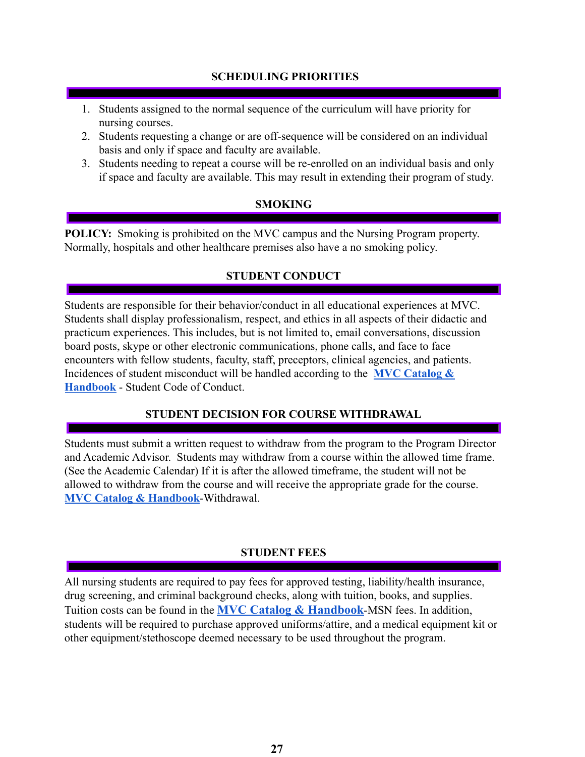## SCHEDULING PRIORITIES

1. Students assigned to the normal sequence of the curriculum will have priority for nursing courses.
2. Students requesting a change or are off-sequence will be considered on an individual basis and only if space and faculty are available.
3. Students needing to repeat a course will be re-enrolled on an individual basis and only if space and faculty are available. This may result in extending their program of study.

## SMOKING

**POLICY:** Smoking is prohibited on the MVC campus and the Nursing Program property. Normally, hospitals and other healthcare premises also have a no smoking policy.

## STUDENT CONDUCT

Students are responsible for their behavior/conduct in all educational experiences at MVC. Students shall display professionalism, respect, and ethics in all aspects of their didactic and practicum experiences. This includes, but is not limited to, email conversations, discussion board posts, skype or other electronic communications, phone calls, and face to face encounters with fellow students, faculty, staff, preceptors, clinical agencies, and patients. Incidences of student misconduct will be handled according to the **MVC Catalog & Handbook** - Student Code of Conduct.

## STUDENT DECISION FOR COURSE WITHDRAWAL

Students must submit a written request to withdraw from the program to the Program Director and Academic Advisor. Students may withdraw from a course within the allowed time frame. (See the Academic Calendar) If it is after the allowed timeframe, the student will not be allowed to withdraw from the course and will receive the appropriate grade for the course. **MVC Catalog & Handbook**-Withdrawal.

## STUDENT FEES

All nursing students are required to pay fees for approved testing, liability/health insurance, drug screening, and criminal background checks, along with tuition, books, and supplies. Tuition costs can be found in the **MVC Catalog & Handbook**-MSN fees. In addition, students will be required to purchase approved uniforms/attire, and a medical equipment kit or other equipment/stethoscope deemed necessary to be used throughout the program.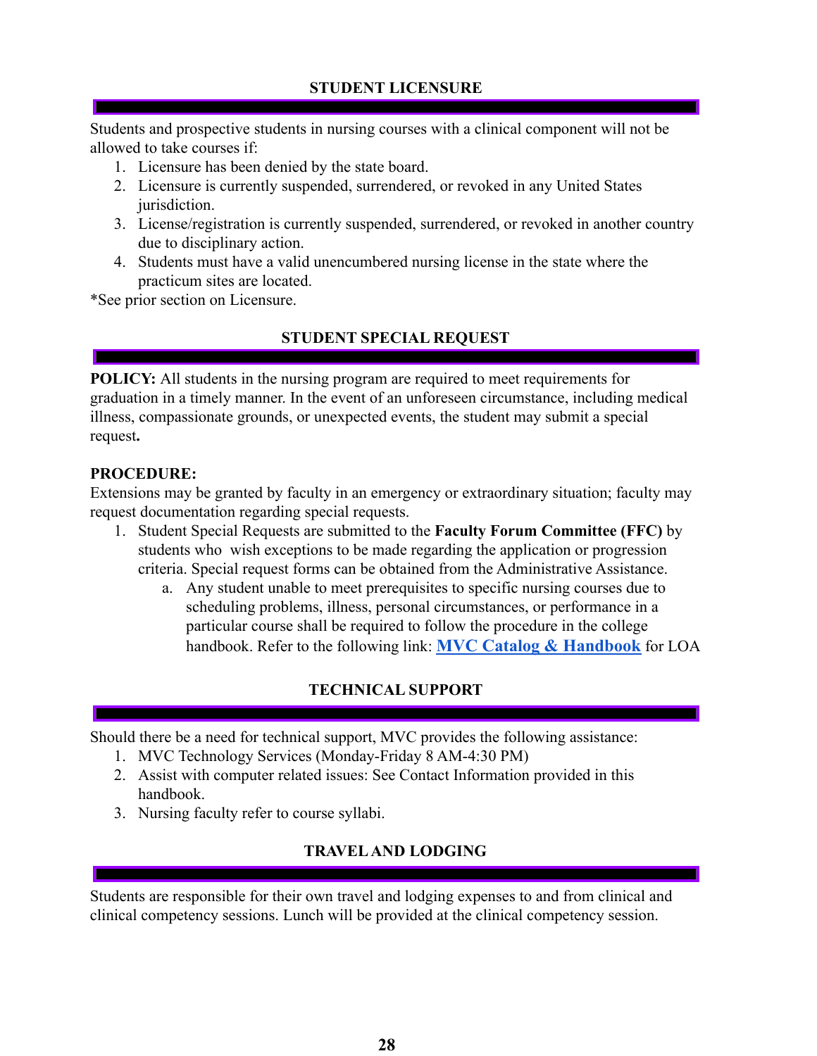## STUDENT LICENSURE

Students and prospective students in nursing courses with a clinical component will not be allowed to take courses if:

1. Licensure has been denied by the state board.
2. Licensure is currently suspended, surrendered, or revoked in any United States jurisdiction.
3. License/registration is currently suspended, surrendered, or revoked in another country due to disciplinary action.
4. Students must have a valid unencumbered nursing license in the state where the practicum sites are located.

*See prior section on Licensure.

## STUDENT SPECIAL REQUEST

**POLICY:** All students in the nursing program are required to meet requirements for graduation in a timely manner. In the event of an unforeseen circumstance, including medical illness, compassionate grounds, or unexpected events, the student may submit a special request**.**

**PROCEDURE:**

Extensions may be granted by faculty in an emergency or extraordinary situation; faculty may request documentation regarding special requests.

1. Student Special Requests are submitted to the **Faculty Forum Committee (FFC)** by students who wish exceptions to be made regarding the application or progression criteria. Special request forms can be obtained from the Administrative Assistance.
   a. Any student unable to meet prerequisites to specific nursing courses due to scheduling problems, illness, personal circumstances, or performance in a particular course shall be required to follow the procedure in the college handbook. Refer to the following link: **MVC Catalog & Handbook** for LOA

## TECHNICAL SUPPORT

Should there be a need for technical support, MVC provides the following assistance:

1. MVC Technology Services (Monday-Friday 8 AM-4:30 PM)
2. Assist with computer related issues: See Contact Information provided in this handbook.
3. Nursing faculty refer to course syllabi.

## TRAVEL AND LODGING

Students are responsible for their own travel and lodging expenses to and from clinical and clinical competency sessions. Lunch will be provided at the clinical competency session.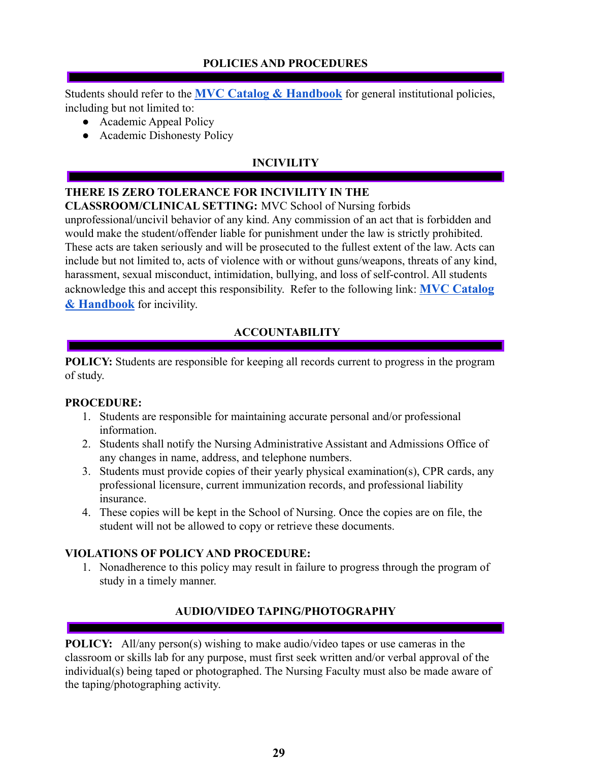## POLICIES AND PROCEDURES

Students should refer to the **MVC Catalog & Handbook** for general institutional policies, including but not limited to:

- Academic Appeal Policy
- Academic Dishonesty Policy

## INCIVILITY

**THERE IS ZERO TOLERANCE FOR INCIVILITY IN THE CLASSROOM/CLINICAL SETTING:** MVC School of Nursing forbids unprofessional/uncivil behavior of any kind. Any commission of an act that is forbidden and would make the student/offender liable for punishment under the law is strictly prohibited. These acts are taken seriously and will be prosecuted to the fullest extent of the law. Acts can include but not limited to, acts of violence with or without guns/weapons, threats of any kind, harassment, sexual misconduct, intimidation, bullying, and loss of self-control. All students acknowledge this and accept this responsibility. Refer to the following link: **MVC Catalog & Handbook** for incivility.

## ACCOUNTABILITY

**POLICY:** Students are responsible for keeping all records current to progress in the program of study.

**PROCEDURE:**

1. Students are responsible for maintaining accurate personal and/or professional information.
2. Students shall notify the Nursing Administrative Assistant and Admissions Office of any changes in name, address, and telephone numbers.
3. Students must provide copies of their yearly physical examination(s), CPR cards, any professional licensure, current immunization records, and professional liability insurance.
4. These copies will be kept in the School of Nursing. Once the copies are on file, the student will not be allowed to copy or retrieve these documents.

**VIOLATIONS OF POLICY AND PROCEDURE:**

1. Nonadherence to this policy may result in failure to progress through the program of study in a timely manner.

## AUDIO/VIDEO TAPING/PHOTOGRAPHY

**POLICY:** All/any person(s) wishing to make audio/video tapes or use cameras in the classroom or skills lab for any purpose, must first seek written and/or verbal approval of the individual(s) being taped or photographed. The Nursing Faculty must also be made aware of the taping/photographing activity.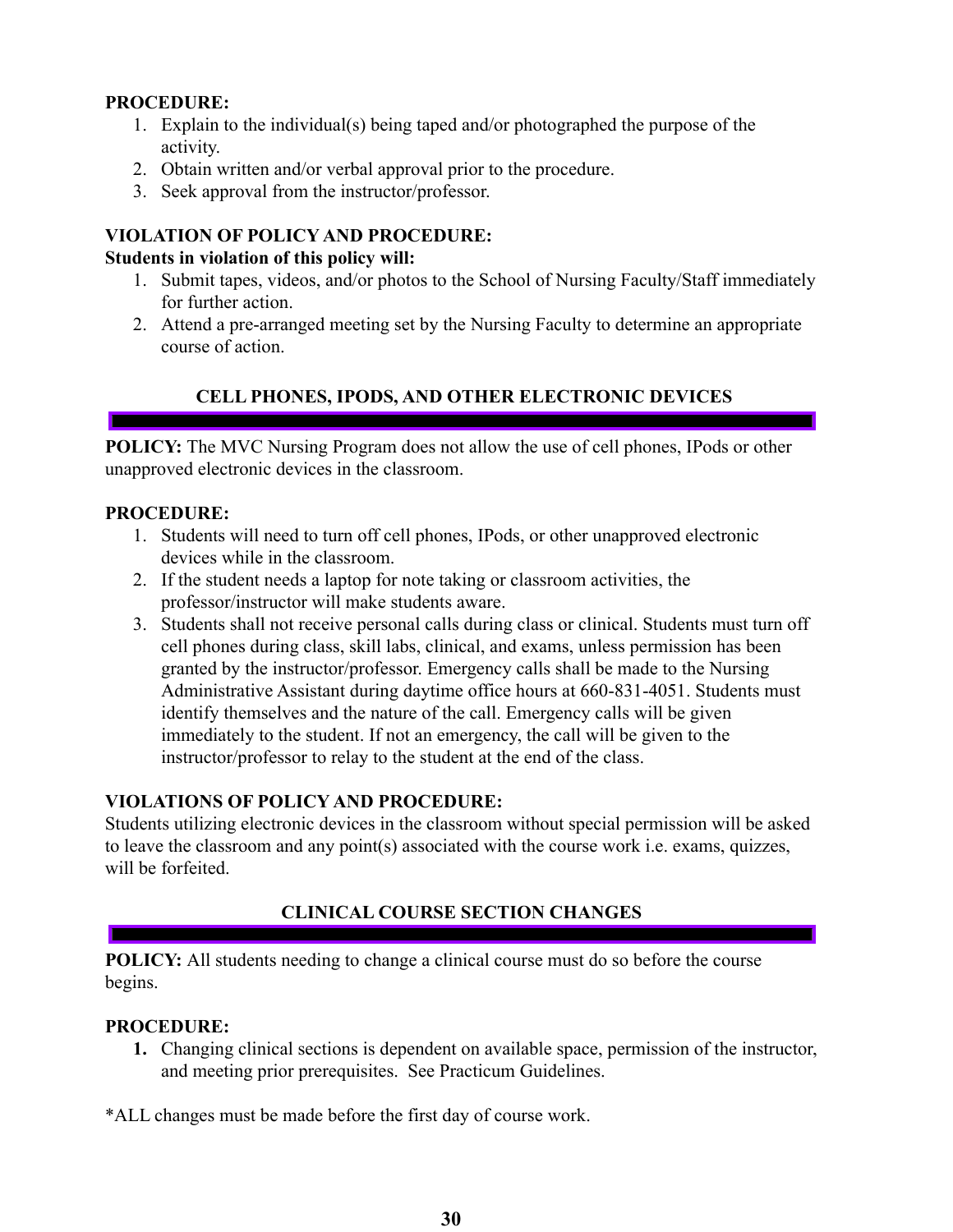**PROCEDURE:**

1. Explain to the individual(s) being taped and/or photographed the purpose of the activity.
2. Obtain written and/or verbal approval prior to the procedure.
3. Seek approval from the instructor/professor.

**VIOLATION OF POLICY AND PROCEDURE:**

**Students in violation of this policy will:**

1. Submit tapes, videos, and/or photos to the School of Nursing Faculty/Staff immediately for further action.
2. Attend a pre-arranged meeting set by the Nursing Faculty to determine an appropriate course of action.

## CELL PHONES, IPODS, AND OTHER ELECTRONIC DEVICES

**POLICY:** The MVC Nursing Program does not allow the use of cell phones, IPods or other unapproved electronic devices in the classroom.

**PROCEDURE:**

1. Students will need to turn off cell phones, IPods, or other unapproved electronic devices while in the classroom.
2. If the student needs a laptop for note taking or classroom activities, the professor/instructor will make students aware.
3. Students shall not receive personal calls during class or clinical. Students must turn off cell phones during class, skill labs, clinical, and exams, unless permission has been granted by the instructor/professor. Emergency calls shall be made to the Nursing Administrative Assistant during daytime office hours at 660-831-4051. Students must identify themselves and the nature of the call. Emergency calls will be given immediately to the student. If not an emergency, the call will be given to the instructor/professor to relay to the student at the end of the class.

**VIOLATIONS OF POLICY AND PROCEDURE:**

Students utilizing electronic devices in the classroom without special permission will be asked to leave the classroom and any point(s) associated with the course work i.e. exams, quizzes, will be forfeited.

## CLINICAL COURSE SECTION CHANGES

**POLICY:** All students needing to change a clinical course must do so before the course begins.

**PROCEDURE:**

1. Changing clinical sections is dependent on available space, permission of the instructor, and meeting prior prerequisites. See Practicum Guidelines.

*ALL changes must be made before the first day of course work.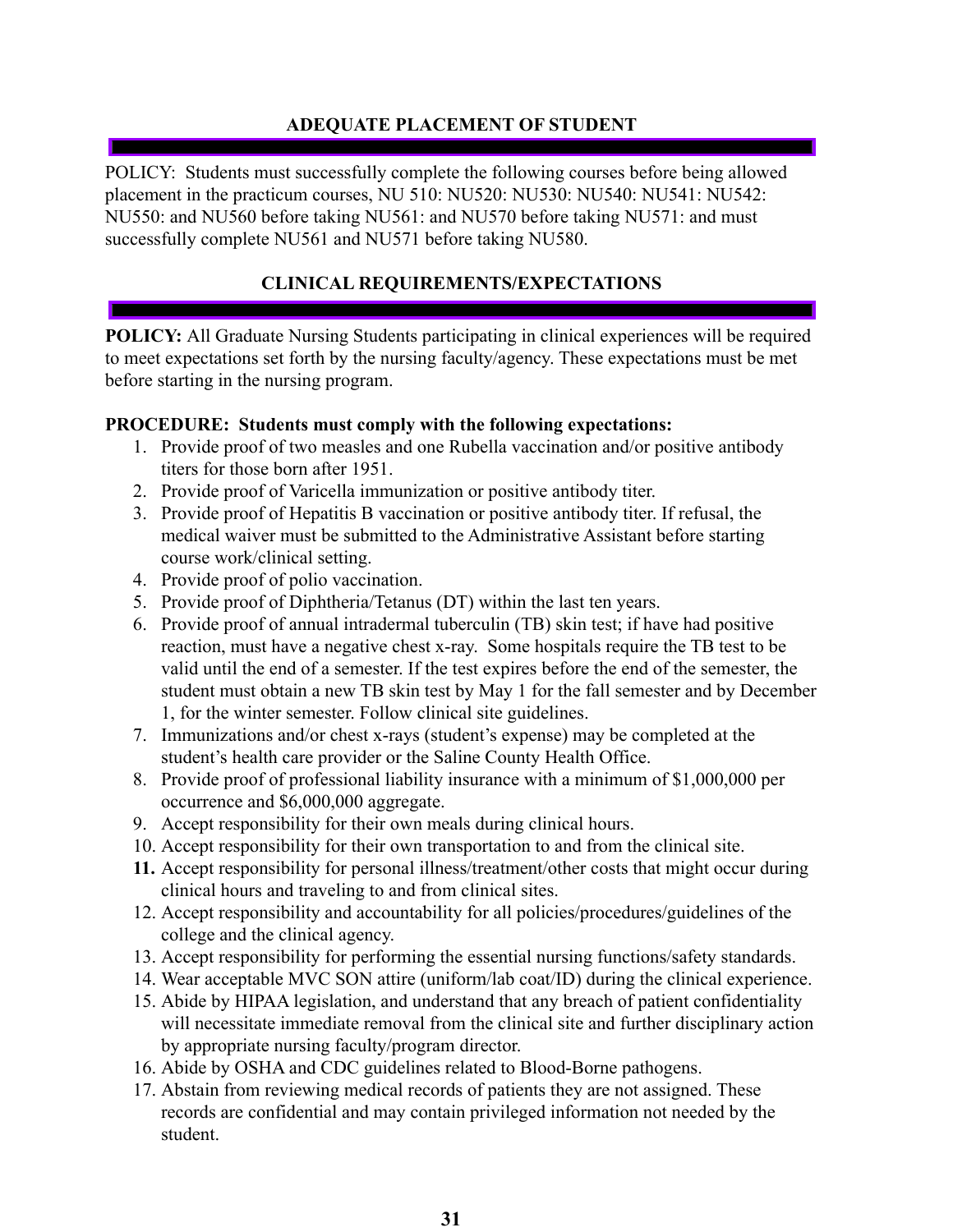## ADEQUATE PLACEMENT OF STUDENT

POLICY: Students must successfully complete the following courses before being allowed placement in the practicum courses, NU 510: NU520: NU530: NU540: NU541: NU542: NU550: and NU560 before taking NU561: and NU570 before taking NU571: and must successfully complete NU561 and NU571 before taking NU580.

## CLINICAL REQUIREMENTS/EXPECTATIONS

**POLICY:** All Graduate Nursing Students participating in clinical experiences will be required to meet expectations set forth by the nursing faculty/agency. These expectations must be met before starting in the nursing program.

**PROCEDURE: Students must comply with the following expectations:**

1. Provide proof of two measles and one Rubella vaccination and/or positive antibody titers for those born after 1951.
2. Provide proof of Varicella immunization or positive antibody titer.
3. Provide proof of Hepatitis B vaccination or positive antibody titer. If refusal, the medical waiver must be submitted to the Administrative Assistant before starting course work/clinical setting.
4. Provide proof of polio vaccination.
5. Provide proof of Diphtheria/Tetanus (DT) within the last ten years.
6. Provide proof of annual intradermal tuberculin (TB) skin test; if have had positive reaction, must have a negative chest x-ray. Some hospitals require the TB test to be valid until the end of a semester. If the test expires before the end of the semester, the student must obtain a new TB skin test by May 1 for the fall semester and by December 1, for the winter semester. Follow clinical site guidelines.
7. Immunizations and/or chest x-rays (student's expense) may be completed at the student's health care provider or the Saline County Health Office.
8. Provide proof of professional liability insurance with a minimum of $1,000,000 per occurrence and $6,000,000 aggregate.
9. Accept responsibility for their own meals during clinical hours.
10. Accept responsibility for their own transportation to and from the clinical site.
11. Accept responsibility for personal illness/treatment/other costs that might occur during clinical hours and traveling to and from clinical sites.
12. Accept responsibility and accountability for all policies/procedures/guidelines of the college and the clinical agency.
13. Accept responsibility for performing the essential nursing functions/safety standards.
14. Wear acceptable MVC SON attire (uniform/lab coat/ID) during the clinical experience.
15. Abide by HIPAA legislation, and understand that any breach of patient confidentiality will necessitate immediate removal from the clinical site and further disciplinary action by appropriate nursing faculty/program director.
16. Abide by OSHA and CDC guidelines related to Blood-Borne pathogens.
17. Abstain from reviewing medical records of patients they are not assigned. These records are confidential and may contain privileged information not needed by the student.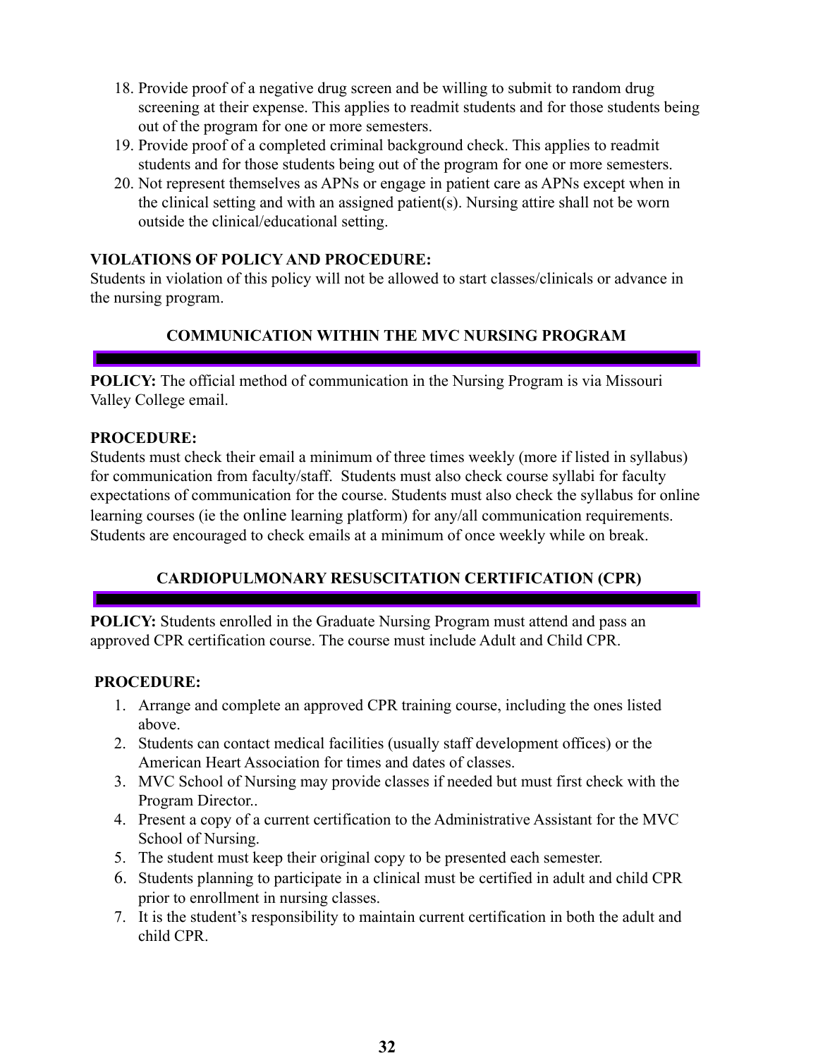18. Provide proof of a negative drug screen and be willing to submit to random drug screening at their expense. This applies to readmit students and for those students being out of the program for one or more semesters.
19. Provide proof of a completed criminal background check. This applies to readmit students and for those students being out of the program for one or more semesters.
20. Not represent themselves as APNs or engage in patient care as APNs except when in the clinical setting and with an assigned patient(s). Nursing attire shall not be worn outside the clinical/educational setting.

**VIOLATIONS OF POLICY AND PROCEDURE:**
Students in violation of this policy will not be allowed to start classes/clinicals or advance in the nursing program.

## COMMUNICATION WITHIN THE MVC NURSING PROGRAM

**POLICY:** The official method of communication in the Nursing Program is via Missouri Valley College email.

**PROCEDURE:**
Students must check their email a minimum of three times weekly (more if listed in syllabus) for communication from faculty/staff. Students must also check course syllabi for faculty expectations of communication for the course. Students must also check the syllabus for online learning courses (ie the online learning platform) for any/all communication requirements. Students are encouraged to check emails at a minimum of once weekly while on break.

## CARDIOPULMONARY RESUSCITATION CERTIFICATION (CPR)

**POLICY:** Students enrolled in the Graduate Nursing Program must attend and pass an approved CPR certification course. The course must include Adult and Child CPR.

**PROCEDURE:**

1. Arrange and complete an approved CPR training course, including the ones listed above.
2. Students can contact medical facilities (usually staff development offices) or the American Heart Association for times and dates of classes.
3. MVC School of Nursing may provide classes if needed but must first check with the Program Director..
4. Present a copy of a current certification to the Administrative Assistant for the MVC School of Nursing.
5. The student must keep their original copy to be presented each semester.
6. Students planning to participate in a clinical must be certified in adult and child CPR prior to enrollment in nursing classes.
7. It is the student's responsibility to maintain current certification in both the adult and child CPR.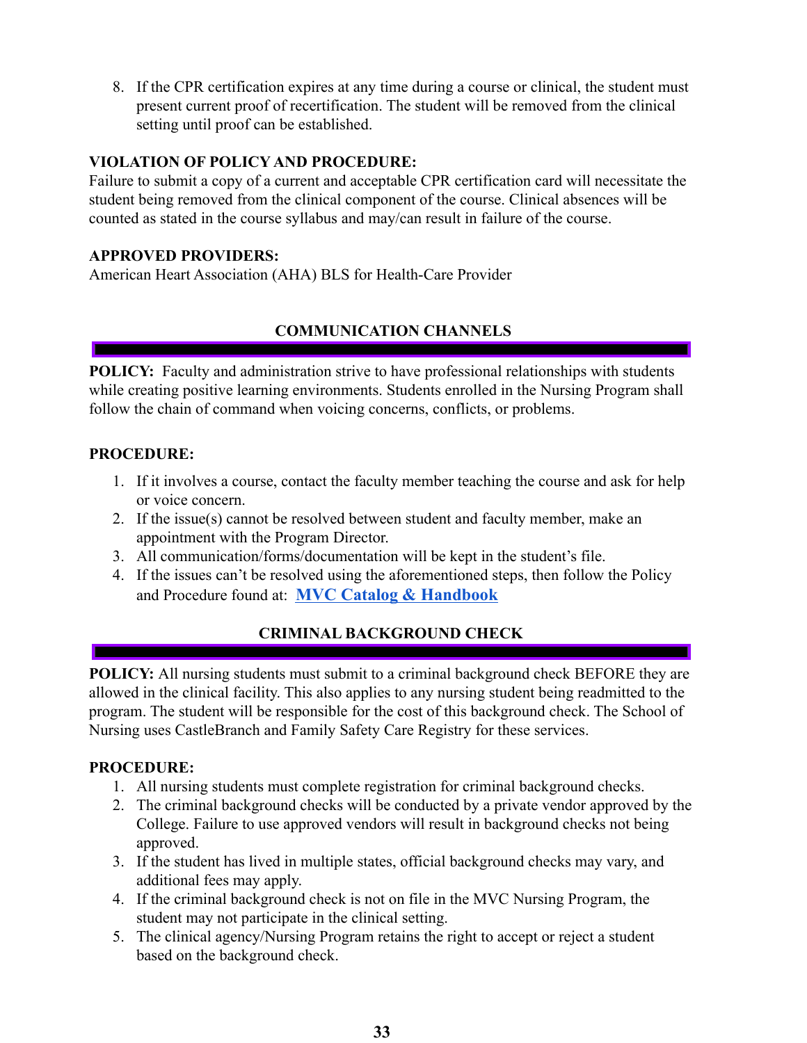8. If the CPR certification expires at any time during a course or clinical, the student must present current proof of recertification. The student will be removed from the clinical setting until proof can be established.

**VIOLATION OF POLICY AND PROCEDURE:**
Failure to submit a copy of a current and acceptable CPR certification card will necessitate the student being removed from the clinical component of the course. Clinical absences will be counted as stated in the course syllabus and may/can result in failure of the course.

**APPROVED PROVIDERS:**
American Heart Association (AHA) BLS for Health-Care Provider

## COMMUNICATION CHANNELS

**POLICY:** Faculty and administration strive to have professional relationships with students while creating positive learning environments. Students enrolled in the Nursing Program shall follow the chain of command when voicing concerns, conflicts, or problems.

**PROCEDURE:**

1. If it involves a course, contact the faculty member teaching the course and ask for help or voice concern.
2. If the issue(s) cannot be resolved between student and faculty member, make an appointment with the Program Director.
3. All communication/forms/documentation will be kept in the student's file.
4. If the issues can't be resolved using the aforementioned steps, then follow the Policy and Procedure found at: **MVC Catalog & Handbook**

## CRIMINAL BACKGROUND CHECK

**POLICY:** All nursing students must submit to a criminal background check BEFORE they are allowed in the clinical facility. This also applies to any nursing student being readmitted to the program. The student will be responsible for the cost of this background check. The School of Nursing uses CastleBranch and Family Safety Care Registry for these services.

**PROCEDURE:**

1. All nursing students must complete registration for criminal background checks.
2. The criminal background checks will be conducted by a private vendor approved by the College. Failure to use approved vendors will result in background checks not being approved.
3. If the student has lived in multiple states, official background checks may vary, and additional fees may apply.
4. If the criminal background check is not on file in the MVC Nursing Program, the student may not participate in the clinical setting.
5. The clinical agency/Nursing Program retains the right to accept or reject a student based on the background check.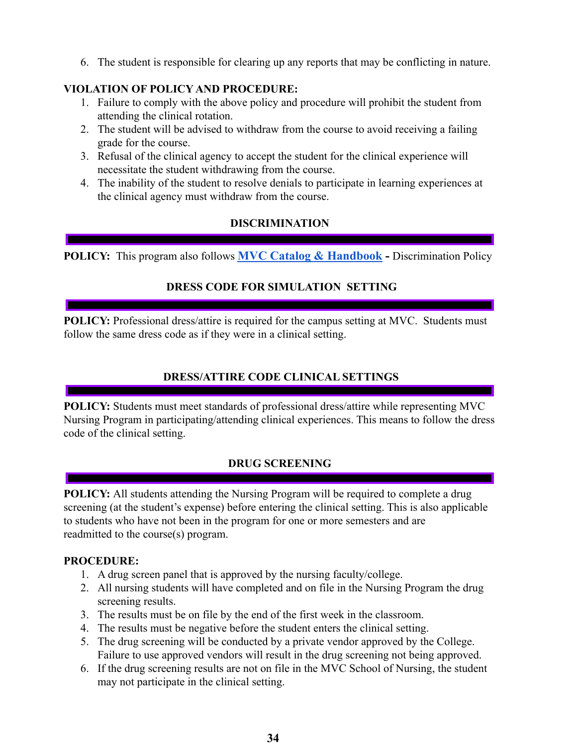6. The student is responsible for clearing up any reports that may be conflicting in nature.

**VIOLATION OF POLICY AND PROCEDURE:**

1. Failure to comply with the above policy and procedure will prohibit the student from attending the clinical rotation.
2. The student will be advised to withdraw from the course to avoid receiving a failing grade for the course.
3. Refusal of the clinical agency to accept the student for the clinical experience will necessitate the student withdrawing from the course.
4. The inability of the student to resolve denials to participate in learning experiences at the clinical agency must withdraw from the course.

## DISCRIMINATION

**POLICY:** This program also follows **MVC Catalog & Handbook - **Discrimination Policy

## DRESS CODE FOR SIMULATION SETTING

**POLICY:** Professional dress/attire is required for the campus setting at MVC. Students must follow the same dress code as if they were in a clinical setting.

## DRESS/ATTIRE CODE CLINICAL SETTINGS

**POLICY:** Students must meet standards of professional dress/attire while representing MVC Nursing Program in participating/attending clinical experiences. This means to follow the dress code of the clinical setting.

## DRUG SCREENING

**POLICY:** All students attending the Nursing Program will be required to complete a drug screening (at the student's expense) before entering the clinical setting. This is also applicable to students who have not been in the program for one or more semesters and are readmitted to the course(s) program.

**PROCEDURE:**

1. A drug screen panel that is approved by the nursing faculty/college.
2. All nursing students will have completed and on file in the Nursing Program the drug screening results.
3. The results must be on file by the end of the first week in the classroom.
4. The results must be negative before the student enters the clinical setting.
5. The drug screening will be conducted by a private vendor approved by the College. Failure to use approved vendors will result in the drug screening not being approved.
6. If the drug screening results are not on file in the MVC School of Nursing, the student may not participate in the clinical setting.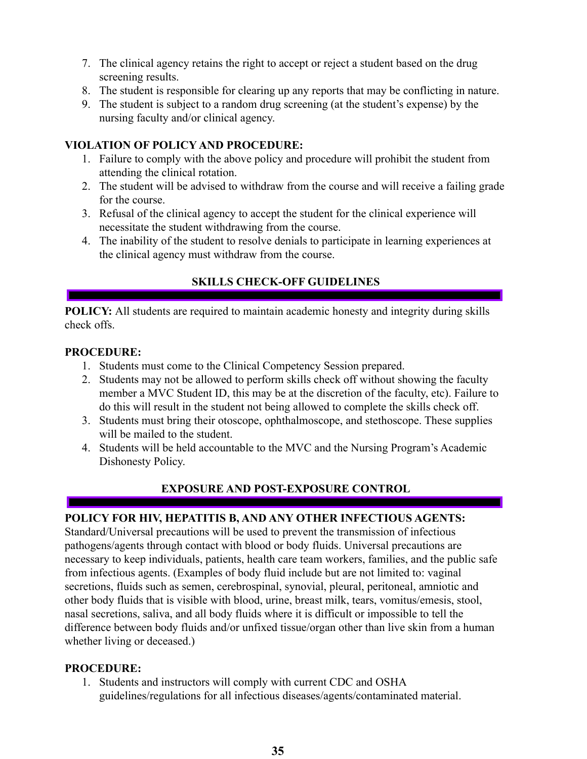7. The clinical agency retains the right to accept or reject a student based on the drug screening results.
8. The student is responsible for clearing up any reports that may be conflicting in nature.
9. The student is subject to a random drug screening (at the student's expense) by the nursing faculty and/or clinical agency.

**VIOLATION OF POLICY AND PROCEDURE:**

1. Failure to comply with the above policy and procedure will prohibit the student from attending the clinical rotation.
2. The student will be advised to withdraw from the course and will receive a failing grade for the course.
3. Refusal of the clinical agency to accept the student for the clinical experience will necessitate the student withdrawing from the course.
4. The inability of the student to resolve denials to participate in learning experiences at the clinical agency must withdraw from the course.

## SKILLS CHECK-OFF GUIDELINES

**POLICY:** All students are required to maintain academic honesty and integrity during skills check offs.

**PROCEDURE:**

1. Students must come to the Clinical Competency Session prepared.
2. Students may not be allowed to perform skills check off without showing the faculty member a MVC Student ID, this may be at the discretion of the faculty, etc). Failure to do this will result in the student not being allowed to complete the skills check off.
3. Students must bring their otoscope, ophthalmoscope, and stethoscope. These supplies will be mailed to the student.
4. Students will be held accountable to the MVC and the Nursing Program's Academic Dishonesty Policy.

## EXPOSURE AND POST-EXPOSURE CONTROL

**POLICY FOR HIV, HEPATITIS B, AND ANY OTHER INFECTIOUS AGENTS:**
Standard/Universal precautions will be used to prevent the transmission of infectious pathogens/agents through contact with blood or body fluids. Universal precautions are necessary to keep individuals, patients, health care team workers, families, and the public safe from infectious agents. (Examples of body fluid include but are not limited to: vaginal secretions, fluids such as semen, cerebrospinal, synovial, pleural, peritoneal, amniotic and other body fluids that is visible with blood, urine, breast milk, tears, vomitus/emesis, stool, nasal secretions, saliva, and all body fluids where it is difficult or impossible to tell the difference between body fluids and/or unfixed tissue/organ other than live skin from a human whether living or deceased.)

**PROCEDURE:**

1. Students and instructors will comply with current CDC and OSHA guidelines/regulations for all infectious diseases/agents/contaminated material.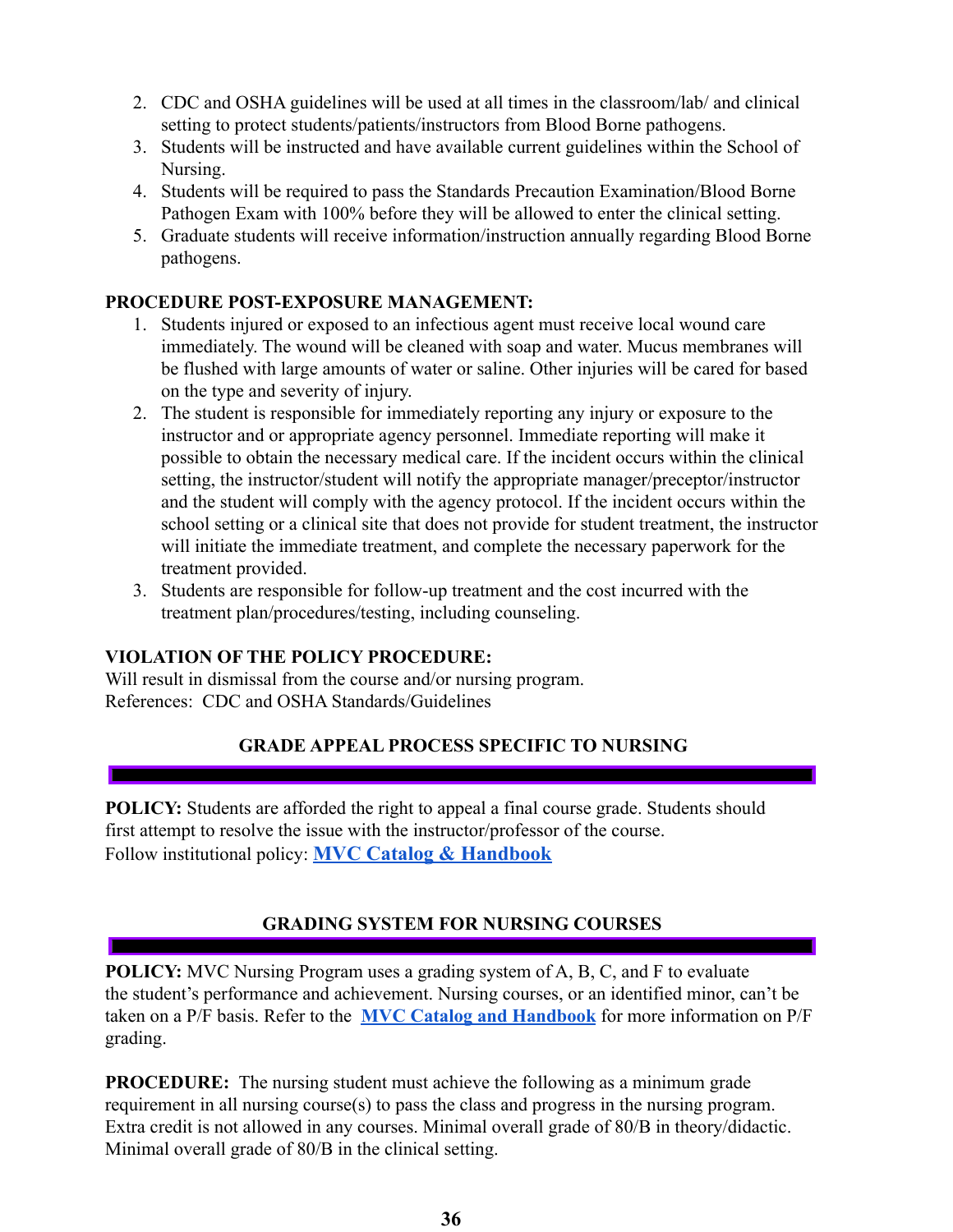2. CDC and OSHA guidelines will be used at all times in the classroom/lab/ and clinical setting to protect students/patients/instructors from Blood Borne pathogens.
3. Students will be instructed and have available current guidelines within the School of Nursing.
4. Students will be required to pass the Standards Precaution Examination/Blood Borne Pathogen Exam with 100% before they will be allowed to enter the clinical setting.
5. Graduate students will receive information/instruction annually regarding Blood Borne pathogens.

**PROCEDURE POST-EXPOSURE MANAGEMENT:**

1. Students injured or exposed to an infectious agent must receive local wound care immediately. The wound will be cleaned with soap and water. Mucus membranes will be flushed with large amounts of water or saline. Other injuries will be cared for based on the type and severity of injury.
2. The student is responsible for immediately reporting any injury or exposure to the instructor and or appropriate agency personnel. Immediate reporting will make it possible to obtain the necessary medical care. If the incident occurs within the clinical setting, the instructor/student will notify the appropriate manager/preceptor/instructor and the student will comply with the agency protocol. If the incident occurs within the school setting or a clinical site that does not provide for student treatment, the instructor will initiate the immediate treatment, and complete the necessary paperwork for the treatment provided.
3. Students are responsible for follow-up treatment and the cost incurred with the treatment plan/procedures/testing, including counseling.

**VIOLATION OF THE POLICY PROCEDURE:**
Will result in dismissal from the course and/or nursing program.
References: CDC and OSHA Standards/Guidelines

## GRADE APPEAL PROCESS SPECIFIC TO NURSING

**POLICY:** Students are afforded the right to appeal a final course grade. Students should first attempt to resolve the issue with the instructor/professor of the course.
Follow institutional policy: **MVC Catalog & Handbook**

## GRADING SYSTEM FOR NURSING COURSES

**POLICY:** MVC Nursing Program uses a grading system of A, B, C, and F to evaluate the student's performance and achievement. Nursing courses, or an identified minor, can't be taken on a P/F basis. Refer to the **MVC Catalog and Handbook** for more information on P/F grading.

**PROCEDURE:** The nursing student must achieve the following as a minimum grade requirement in all nursing course(s) to pass the class and progress in the nursing program. Extra credit is not allowed in any courses. Minimal overall grade of 80/B in theory/didactic. Minimal overall grade of 80/B in the clinical setting.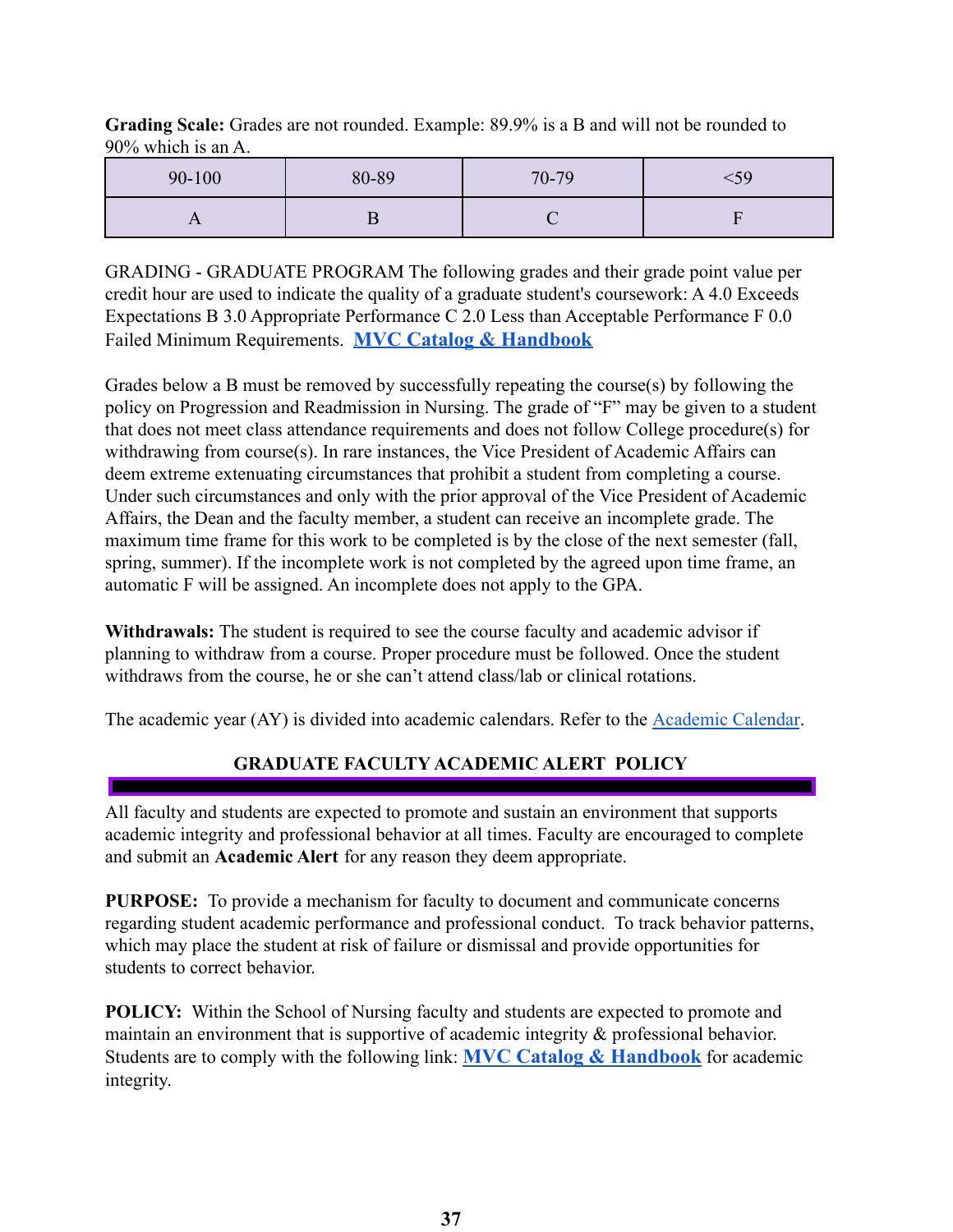**Grading Scale:** Grades are not rounded. Example: 89.9% is a B and will not be rounded to 90% which is an A.

| 90-100 | 80-89 | 70-79 | <59 |
|---|---|---|---|
| A | B | C | F |

GRADING - GRADUATE PROGRAM The following grades and their grade point value per credit hour are used to indicate the quality of a graduate student's coursework: A 4.0 Exceeds Expectations B 3.0 Appropriate Performance C 2.0 Less than Acceptable Performance F 0.0 Failed Minimum Requirements. **MVC Catalog & Handbook**

Grades below a B must be removed by successfully repeating the course(s) by following the policy on Progression and Readmission in Nursing. The grade of "F" may be given to a student that does not meet class attendance requirements and does not follow College procedure(s) for withdrawing from course(s). In rare instances, the Vice President of Academic Affairs can deem extreme extenuating circumstances that prohibit a student from completing a course. Under such circumstances and only with the prior approval of the Vice President of Academic Affairs, the Dean and the faculty member, a student can receive an incomplete grade. The maximum time frame for this work to be completed is by the close of the next semester (fall, spring, summer). If the incomplete work is not completed by the agreed upon time frame, an automatic F will be assigned. An incomplete does not apply to the GPA.

**Withdrawals:** The student is required to see the course faculty and academic advisor if planning to withdraw from a course. Proper procedure must be followed. Once the student withdraws from the course, he or she can't attend class/lab or clinical rotations.

The academic year (AY) is divided into academic calendars. Refer to the Academic Calendar.

## GRADUATE FACULTY ACADEMIC ALERT POLICY

All faculty and students are expected to promote and sustain an environment that supports academic integrity and professional behavior at all times. Faculty are encouraged to complete and submit an **Academic Alert** for any reason they deem appropriate.

**PURPOSE:** To provide a mechanism for faculty to document and communicate concerns regarding student academic performance and professional conduct. To track behavior patterns, which may place the student at risk of failure or dismissal and provide opportunities for students to correct behavior.

**POLICY:** Within the School of Nursing faculty and students are expected to promote and maintain an environment that is supportive of academic integrity & professional behavior. Students are to comply with the following link: **MVC Catalog & Handbook** for academic integrity.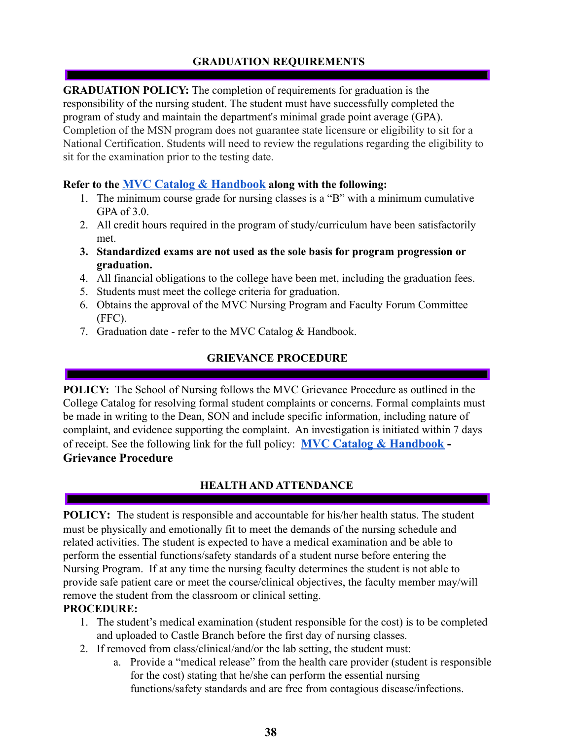## GRADUATION REQUIREMENTS

**GRADUATION POLICY:** The completion of requirements for graduation is the responsibility of the nursing student. The student must have successfully completed the program of study and maintain the department's minimal grade point average (GPA). Completion of the MSN program does not guarantee state licensure or eligibility to sit for a National Certification. Students will need to review the regulations regarding the eligibility to sit for the examination prior to the testing date.

**Refer to the MVC Catalog & Handbook along with the following:**

1. The minimum course grade for nursing classes is a "B" with a minimum cumulative GPA of 3.0.
2. All credit hours required in the program of study/curriculum have been satisfactorily met.
3. **Standardized exams are not used as the sole basis for program progression or graduation.**
4. All financial obligations to the college have been met, including the graduation fees.
5. Students must meet the college criteria for graduation.
6. Obtains the approval of the MVC Nursing Program and Faculty Forum Committee (FFC).
7. Graduation date - refer to the MVC Catalog & Handbook.

## GRIEVANCE PROCEDURE

**POLICY:** The School of Nursing follows the MVC Grievance Procedure as outlined in the College Catalog for resolving formal student complaints or concerns. Formal complaints must be made in writing to the Dean, SON and include specific information, including nature of complaint, and evidence supporting the complaint. An investigation is initiated within 7 days of receipt. See the following link for the full policy: **MVC Catalog & Handbook - Grievance Procedure**

## HEALTH AND ATTENDANCE

**POLICY:** The student is responsible and accountable for his/her health status. The student must be physically and emotionally fit to meet the demands of the nursing schedule and related activities. The student is expected to have a medical examination and be able to perform the essential functions/safety standards of a student nurse before entering the Nursing Program. If at any time the nursing faculty determines the student is not able to provide safe patient care or meet the course/clinical objectives, the faculty member may/will remove the student from the classroom or clinical setting.

**PROCEDURE:**

1. The student's medical examination (student responsible for the cost) is to be completed and uploaded to Castle Branch before the first day of nursing classes.
2. If removed from class/clinical/and/or the lab setting, the student must:
   a. Provide a "medical release" from the health care provider (student is responsible for the cost) stating that he/she can perform the essential nursing functions/safety standards and are free from contagious disease/infections.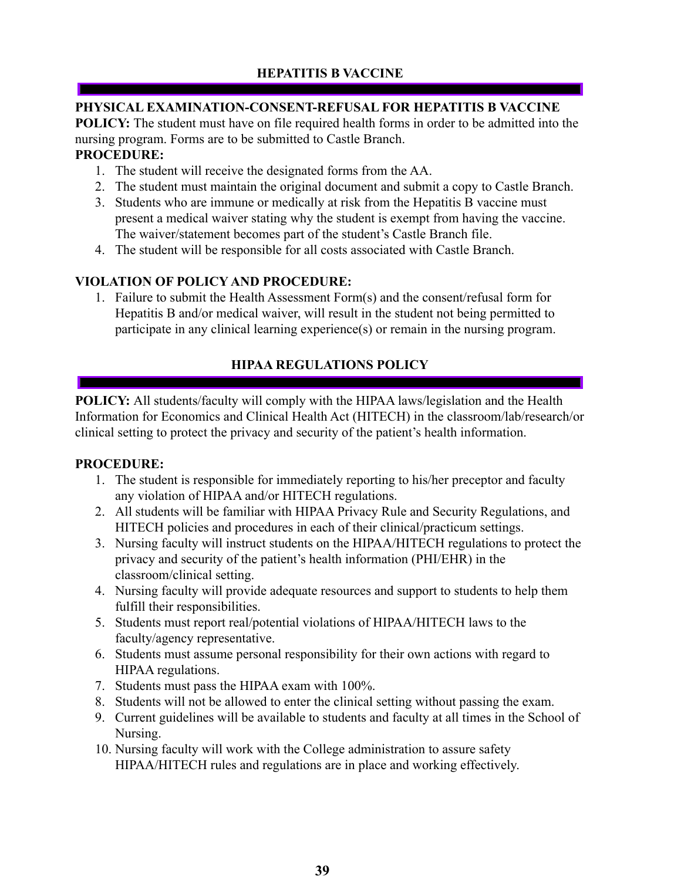## HEPATITIS B VACCINE

### PHYSICAL EXAMINATION-CONSENT-REFUSAL FOR HEPATITIS B VACCINE

**POLICY:** The student must have on file required health forms in order to be admitted into the nursing program. Forms are to be submitted to Castle Branch.

**PROCEDURE:**

1. The student will receive the designated forms from the AA.
2. The student must maintain the original document and submit a copy to Castle Branch.
3. Students who are immune or medically at risk from the Hepatitis B vaccine must present a medical waiver stating why the student is exempt from having the vaccine. The waiver/statement becomes part of the student's Castle Branch file.
4. The student will be responsible for all costs associated with Castle Branch.

**VIOLATION OF POLICY AND PROCEDURE:**

1. Failure to submit the Health Assessment Form(s) and the consent/refusal form for Hepatitis B and/or medical waiver, will result in the student not being permitted to participate in any clinical learning experience(s) or remain in the nursing program.

## HIPAA REGULATIONS POLICY

**POLICY:** All students/faculty will comply with the HIPAA laws/legislation and the Health Information for Economics and Clinical Health Act (HITECH) in the classroom/lab/research/or clinical setting to protect the privacy and security of the patient's health information.

**PROCEDURE:**

1. The student is responsible for immediately reporting to his/her preceptor and faculty any violation of HIPAA and/or HITECH regulations.
2. All students will be familiar with HIPAA Privacy Rule and Security Regulations, and HITECH policies and procedures in each of their clinical/practicum settings.
3. Nursing faculty will instruct students on the HIPAA/HITECH regulations to protect the privacy and security of the patient's health information (PHI/EHR) in the classroom/clinical setting.
4. Nursing faculty will provide adequate resources and support to students to help them fulfill their responsibilities.
5. Students must report real/potential violations of HIPAA/HITECH laws to the faculty/agency representative.
6. Students must assume personal responsibility for their own actions with regard to HIPAA regulations.
7. Students must pass the HIPAA exam with 100%.
8. Students will not be allowed to enter the clinical setting without passing the exam.
9. Current guidelines will be available to students and faculty at all times in the School of Nursing.
10. Nursing faculty will work with the College administration to assure safety HIPAA/HITECH rules and regulations are in place and working effectively.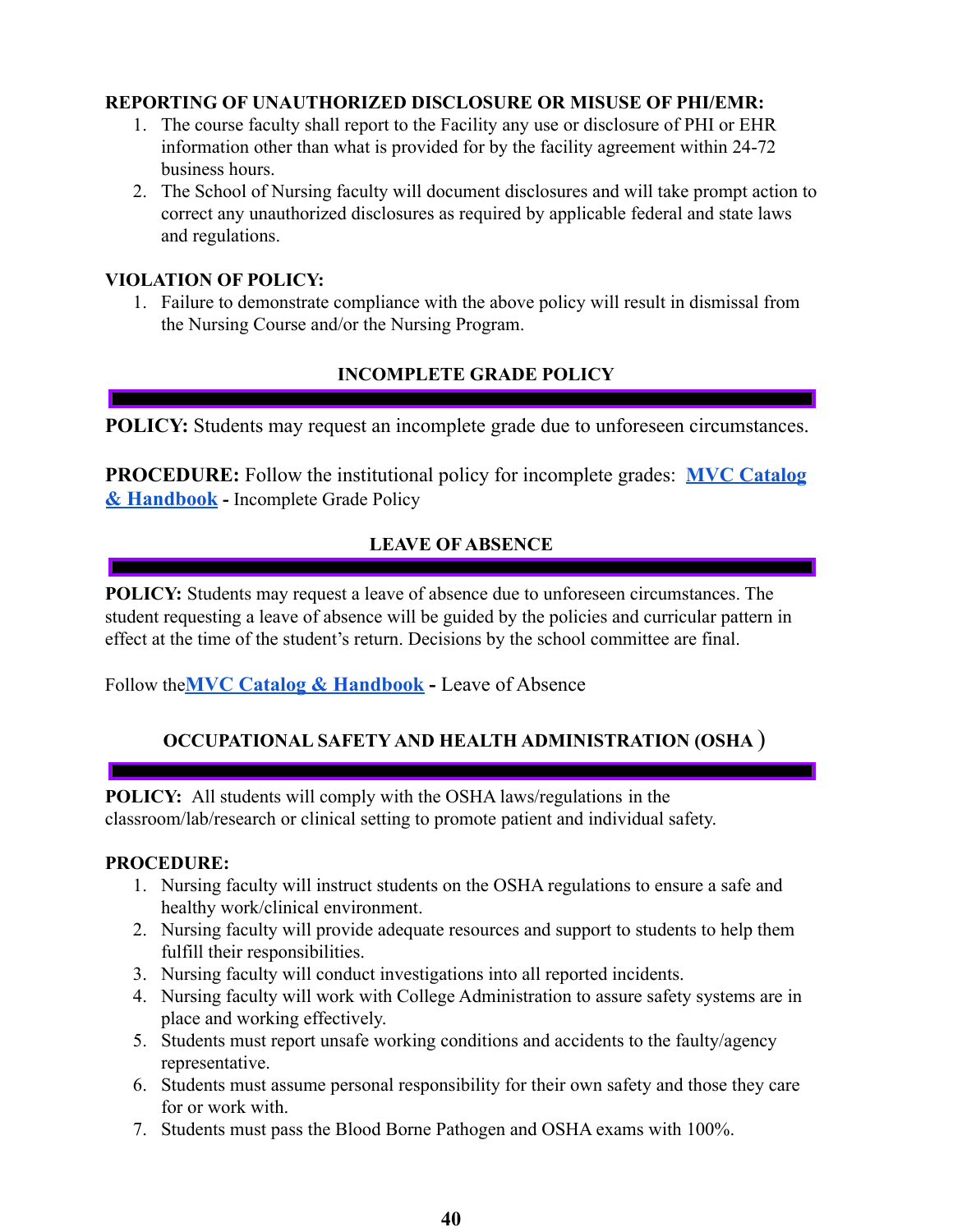**REPORTING OF UNAUTHORIZED DISCLOSURE OR MISUSE OF PHI/EMR:**

1. The course faculty shall report to the Facility any use or disclosure of PHI or EHR information other than what is provided for by the facility agreement within 24-72 business hours.
2. The School of Nursing faculty will document disclosures and will take prompt action to correct any unauthorized disclosures as required by applicable federal and state laws and regulations.

**VIOLATION OF POLICY:**

1. Failure to demonstrate compliance with the above policy will result in dismissal from the Nursing Course and/or the Nursing Program.

## INCOMPLETE GRADE POLICY

**POLICY:** Students may request an incomplete grade due to unforeseen circumstances.

**PROCEDURE:** Follow the institutional policy for incomplete grades: **MVC Catalog & Handbook** - Incomplete Grade Policy

## LEAVE OF ABSENCE

**POLICY:** Students may request a leave of absence due to unforeseen circumstances. The student requesting a leave of absence will be guided by the policies and curricular pattern in effect at the time of the student's return. Decisions by the school committee are final.

Follow the**MVC Catalog & Handbook** - Leave of Absence

## OCCUPATIONAL SAFETY AND HEALTH ADMINISTRATION (OSHA )

**POLICY:** All students will comply with the OSHA laws/regulations in the classroom/lab/research or clinical setting to promote patient and individual safety.

**PROCEDURE:**

1. Nursing faculty will instruct students on the OSHA regulations to ensure a safe and healthy work/clinical environment.
2. Nursing faculty will provide adequate resources and support to students to help them fulfill their responsibilities.
3. Nursing faculty will conduct investigations into all reported incidents.
4. Nursing faculty will work with College Administration to assure safety systems are in place and working effectively.
5. Students must report unsafe working conditions and accidents to the faulty/agency representative.
6. Students must assume personal responsibility for their own safety and those they care for or work with.
7. Students must pass the Blood Borne Pathogen and OSHA exams with 100%.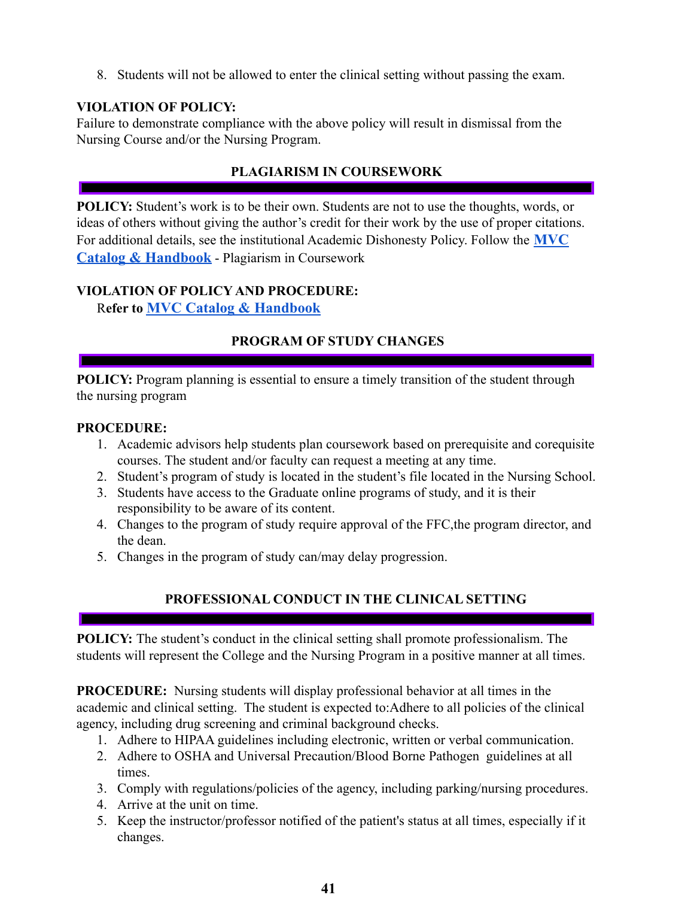8. Students will not be allowed to enter the clinical setting without passing the exam.

**VIOLATION OF POLICY:**
Failure to demonstrate compliance with the above policy will result in dismissal from the Nursing Course and/or the Nursing Program.

## PLAGIARISM IN COURSEWORK

**POLICY:** Student's work is to be their own. Students are not to use the thoughts, words, or ideas of others without giving the author's credit for their work by the use of proper citations. For additional details, see the institutional Academic Dishonesty Policy. Follow the **MVC Catalog & Handbook** - Plagiarism in Coursework

**VIOLATION OF POLICY AND PROCEDURE:**
**Refer to MVC Catalog & Handbook**

## PROGRAM OF STUDY CHANGES

**POLICY:** Program planning is essential to ensure a timely transition of the student through the nursing program

**PROCEDURE:**
1. Academic advisors help students plan coursework based on prerequisite and corequisite courses. The student and/or faculty can request a meeting at any time.
2. Student's program of study is located in the student's file located in the Nursing School.
3. Students have access to the Graduate online programs of study, and it is their responsibility to be aware of its content.
4. Changes to the program of study require approval of the FFC,the program director, and the dean.
5. Changes in the program of study can/may delay progression.

## PROFESSIONAL CONDUCT IN THE CLINICAL SETTING

**POLICY:** The student's conduct in the clinical setting shall promote professionalism. The students will represent the College and the Nursing Program in a positive manner at all times.

**PROCEDURE:** Nursing students will display professional behavior at all times in the academic and clinical setting. The student is expected to:Adhere to all policies of the clinical agency, including drug screening and criminal background checks.
1. Adhere to HIPAA guidelines including electronic, written or verbal communication.
2. Adhere to OSHA and Universal Precaution/Blood Borne Pathogen guidelines at all times.
3. Comply with regulations/policies of the agency, including parking/nursing procedures.
4. Arrive at the unit on time.
5. Keep the instructor/professor notified of the patient's status at all times, especially if it changes.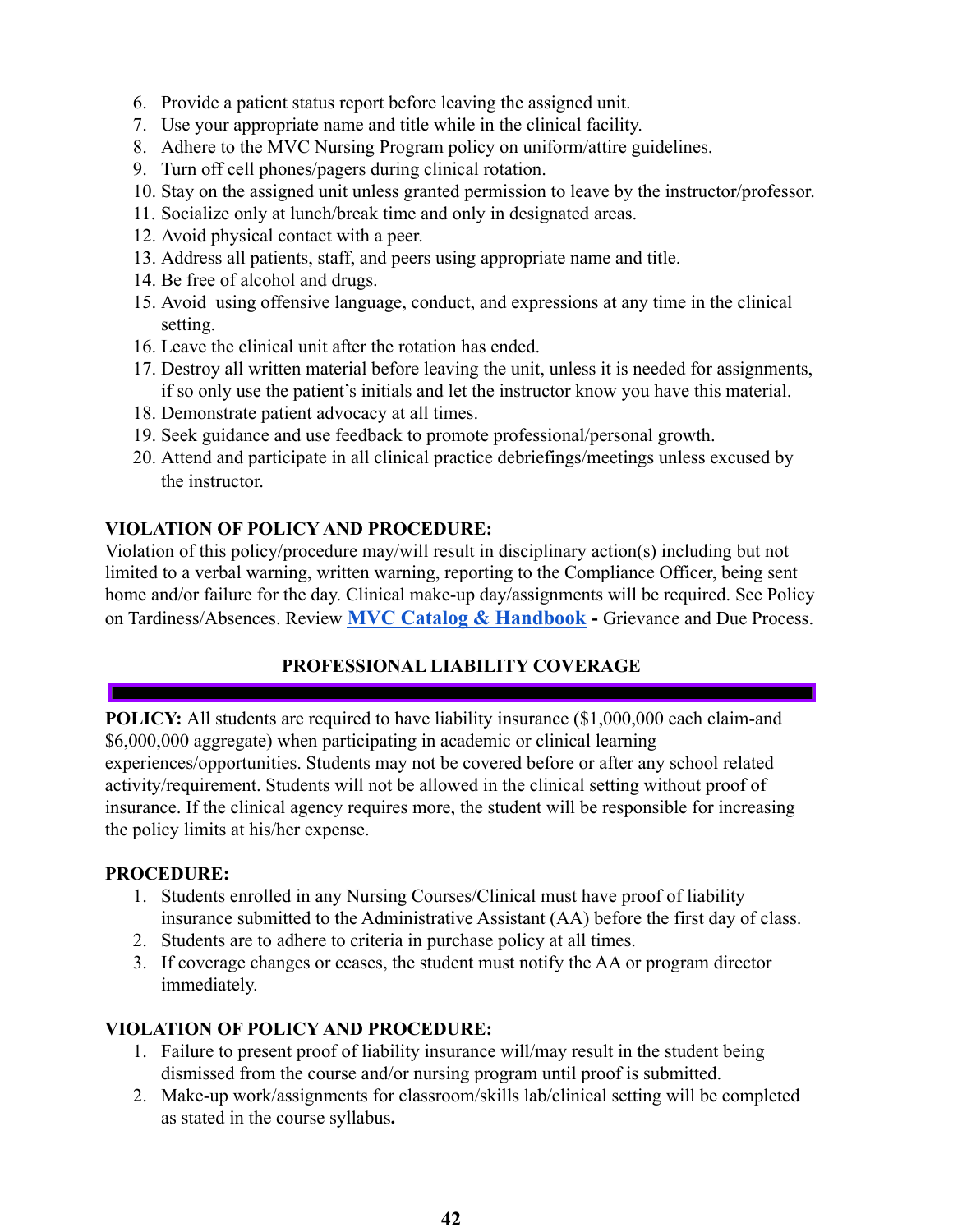6. Provide a patient status report before leaving the assigned unit.
7. Use your appropriate name and title while in the clinical facility.
8. Adhere to the MVC Nursing Program policy on uniform/attire guidelines.
9. Turn off cell phones/pagers during clinical rotation.
10. Stay on the assigned unit unless granted permission to leave by the instructor/professor.
11. Socialize only at lunch/break time and only in designated areas.
12. Avoid physical contact with a peer.
13. Address all patients, staff, and peers using appropriate name and title.
14. Be free of alcohol and drugs.
15. Avoid using offensive language, conduct, and expressions at any time in the clinical setting.
16. Leave the clinical unit after the rotation has ended.
17. Destroy all written material before leaving the unit, unless it is needed for assignments, if so only use the patient's initials and let the instructor know you have this material.
18. Demonstrate patient advocacy at all times.
19. Seek guidance and use feedback to promote professional/personal growth.
20. Attend and participate in all clinical practice debriefings/meetings unless excused by the instructor.

**VIOLATION OF POLICY AND PROCEDURE:**
Violation of this policy/procedure may/will result in disciplinary action(s) including but not limited to a verbal warning, written warning, reporting to the Compliance Officer, being sent home and/or failure for the day. Clinical make-up day/assignments will be required. See Policy on Tardiness/Absences. Review **MVC Catalog & Handbook** - Grievance and Due Process.

## PROFESSIONAL LIABILITY COVERAGE

**POLICY:** All students are required to have liability insurance ($1,000,000 each claim-and $6,000,000 aggregate) when participating in academic or clinical learning experiences/opportunities. Students may not be covered before or after any school related activity/requirement. Students will not be allowed in the clinical setting without proof of insurance. If the clinical agency requires more, the student will be responsible for increasing the policy limits at his/her expense.

**PROCEDURE:**
1. Students enrolled in any Nursing Courses/Clinical must have proof of liability insurance submitted to the Administrative Assistant (AA) before the first day of class.
2. Students are to adhere to criteria in purchase policy at all times.
3. If coverage changes or ceases, the student must notify the AA or program director immediately.

**VIOLATION OF POLICY AND PROCEDURE:**
1. Failure to present proof of liability insurance will/may result in the student being dismissed from the course and/or nursing program until proof is submitted.
2. Make-up work/assignments for classroom/skills lab/clinical setting will be completed as stated in the course syllabus.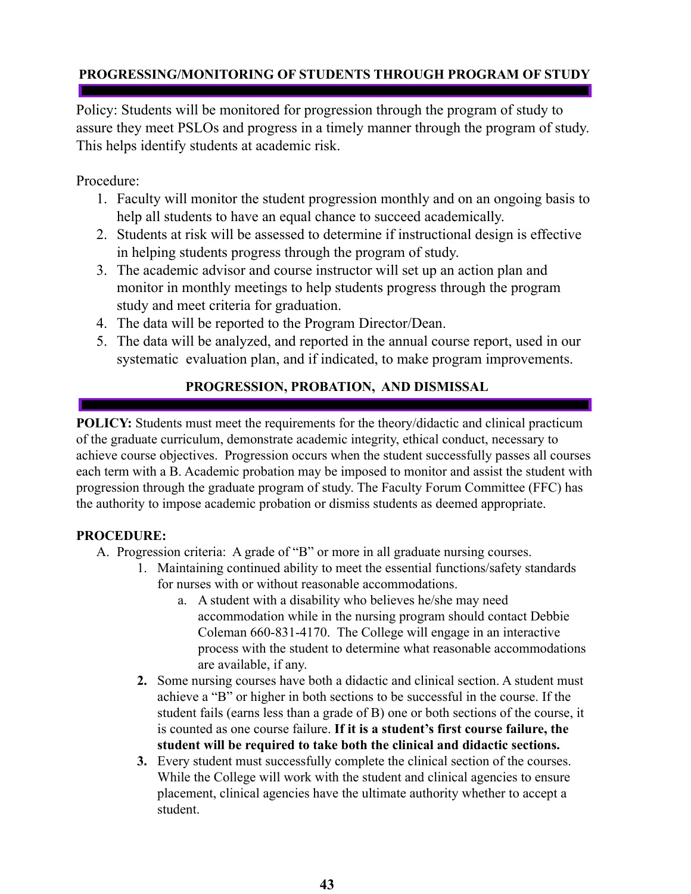## PROGRESSING/MONITORING OF STUDENTS THROUGH PROGRAM OF STUDY

Policy: Students will be monitored for progression through the program of study to assure they meet PSLOs and progress in a timely manner through the program of study. This helps identify students at academic risk.

Procedure:

1. Faculty will monitor the student progression monthly and on an ongoing basis to help all students to have an equal chance to succeed academically.
2. Students at risk will be assessed to determine if instructional design is effective in helping students progress through the program of study.
3. The academic advisor and course instructor will set up an action plan and monitor in monthly meetings to help students progress through the program study and meet criteria for graduation.
4. The data will be reported to the Program Director/Dean.
5. The data will be analyzed, and reported in the annual course report, used in our systematic evaluation plan, and if indicated, to make program improvements.

## PROGRESSION, PROBATION, AND DISMISSAL

**POLICY:** Students must meet the requirements for the theory/didactic and clinical practicum of the graduate curriculum, demonstrate academic integrity, ethical conduct, necessary to achieve course objectives. Progression occurs when the student successfully passes all courses each term with a B. Academic probation may be imposed to monitor and assist the student with progression through the graduate program of study. The Faculty Forum Committee (FFC) has the authority to impose academic probation or dismiss students as deemed appropriate.

**PROCEDURE:**

A. Progression criteria: A grade of "B" or more in all graduate nursing courses.
   1. Maintaining continued ability to meet the essential functions/safety standards for nurses with or without reasonable accommodations.
      a. A student with a disability who believes he/she may need accommodation while in the nursing program should contact Debbie Coleman 660-831-4170. The College will engage in an interactive process with the student to determine what reasonable accommodations are available, if any.
   2. Some nursing courses have both a didactic and clinical section. A student must achieve a "B" or higher in both sections to be successful in the course. If the student fails (earns less than a grade of B) one or both sections of the course, it is counted as one course failure. **If it is a student's first course failure, the student will be required to take both the clinical and didactic sections.**
   3. Every student must successfully complete the clinical section of the courses. While the College will work with the student and clinical agencies to ensure placement, clinical agencies have the ultimate authority whether to accept a student.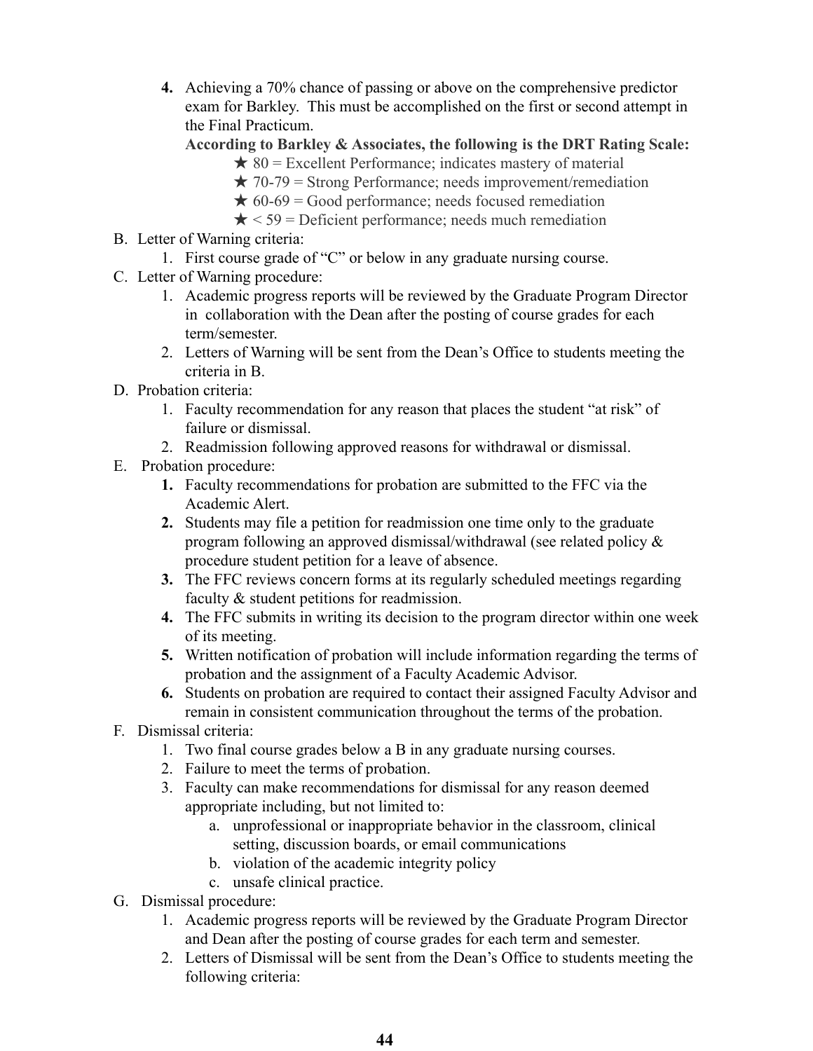4. Achieving a 70% chance of passing or above on the comprehensive predictor exam for Barkley. This must be accomplished on the first or second attempt in the Final Practicum.

   **According to Barkley & Associates, the following is the DRT Rating Scale:**

   - ★ 80 = Excellent Performance; indicates mastery of material
   - ★ 70-79 = Strong Performance; needs improvement/remediation
   - ★ 60-69 = Good performance; needs focused remediation
   - ★ < 59 = Deficient performance; needs much remediation

B. Letter of Warning criteria:

1. First course grade of "C" or below in any graduate nursing course.

C. Letter of Warning procedure:

1. Academic progress reports will be reviewed by the Graduate Program Director in collaboration with the Dean after the posting of course grades for each term/semester.
2. Letters of Warning will be sent from the Dean's Office to students meeting the criteria in B.

D. Probation criteria:

1. Faculty recommendation for any reason that places the student "at risk" of failure or dismissal.
2. Readmission following approved reasons for withdrawal or dismissal.

E. Probation procedure:

1. Faculty recommendations for probation are submitted to the FFC via the Academic Alert.
2. Students may file a petition for readmission one time only to the graduate program following an approved dismissal/withdrawal (see related policy & procedure student petition for a leave of absence.
3. The FFC reviews concern forms at its regularly scheduled meetings regarding faculty & student petitions for readmission.
4. The FFC submits in writing its decision to the program director within one week of its meeting.
5. Written notification of probation will include information regarding the terms of probation and the assignment of a Faculty Academic Advisor.
6. Students on probation are required to contact their assigned Faculty Advisor and remain in consistent communication throughout the terms of the probation.

F. Dismissal criteria:

1. Two final course grades below a B in any graduate nursing courses.
2. Failure to meet the terms of probation.
3. Faculty can make recommendations for dismissal for any reason deemed appropriate including, but not limited to:
   a. unprofessional or inappropriate behavior in the classroom, clinical setting, discussion boards, or email communications
   b. violation of the academic integrity policy
   c. unsafe clinical practice.

G. Dismissal procedure:

1. Academic progress reports will be reviewed by the Graduate Program Director and Dean after the posting of course grades for each term and semester.
2. Letters of Dismissal will be sent from the Dean's Office to students meeting the following criteria: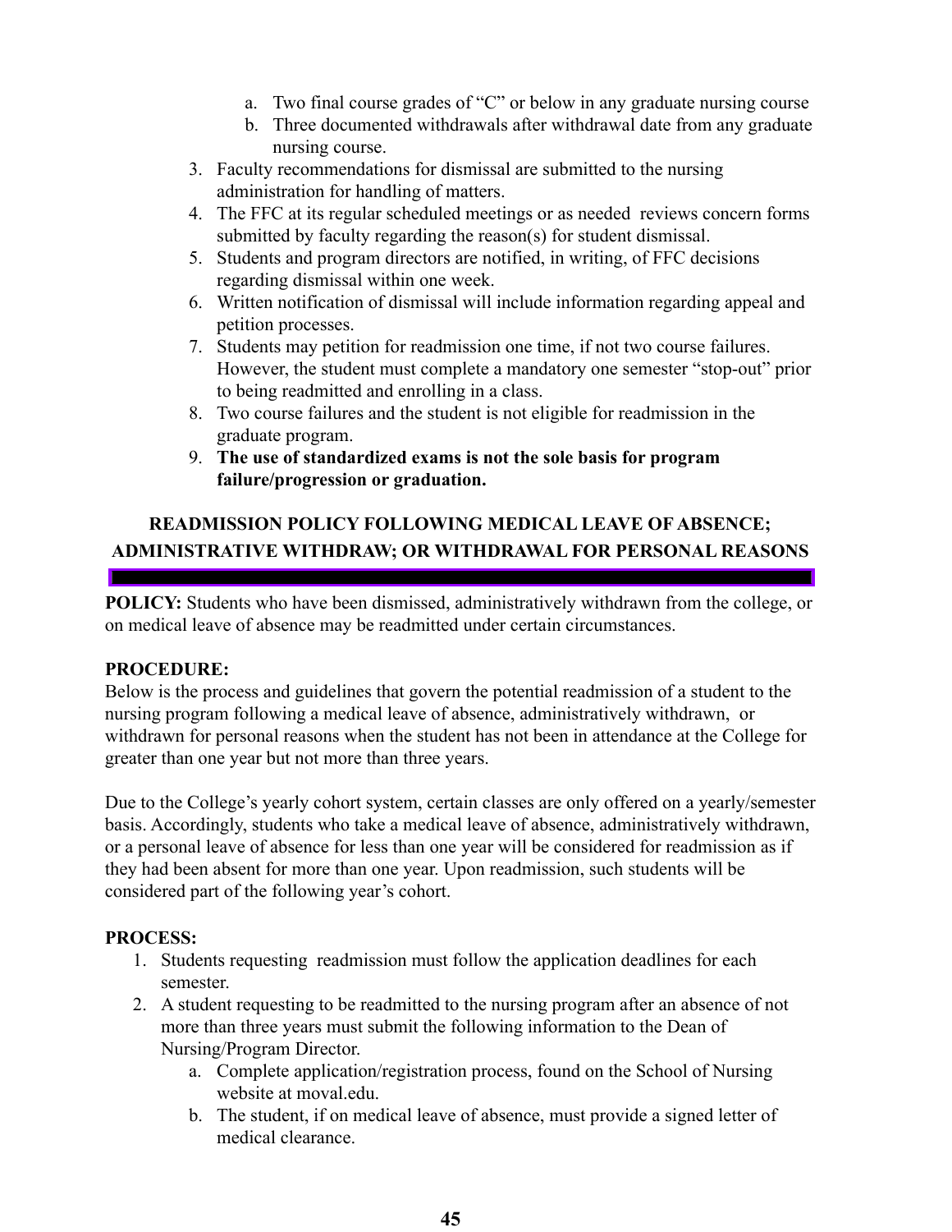a. Two final course grades of "C" or below in any graduate nursing course
   b. Three documented withdrawals after withdrawal date from any graduate nursing course.
3. Faculty recommendations for dismissal are submitted to the nursing administration for handling of matters.
4. The FFC at its regular scheduled meetings or as needed reviews concern forms submitted by faculty regarding the reason(s) for student dismissal.
5. Students and program directors are notified, in writing, of FFC decisions regarding dismissal within one week.
6. Written notification of dismissal will include information regarding appeal and petition processes.
7. Students may petition for readmission one time, if not two course failures. However, the student must complete a mandatory one semester "stop-out" prior to being readmitted and enrolling in a class.
8. Two course failures and the student is not eligible for readmission in the graduate program.
9. **The use of standardized exams is not the sole basis for program failure/progression or graduation.**

## READMISSION POLICY FOLLOWING MEDICAL LEAVE OF ABSENCE; ADMINISTRATIVE WITHDRAW; OR WITHDRAWAL FOR PERSONAL REASONS

**POLICY:** Students who have been dismissed, administratively withdrawn from the college, or on medical leave of absence may be readmitted under certain circumstances.

**PROCEDURE:**
Below is the process and guidelines that govern the potential readmission of a student to the nursing program following a medical leave of absence, administratively withdrawn, or withdrawn for personal reasons when the student has not been in attendance at the College for greater than one year but not more than three years.

Due to the College's yearly cohort system, certain classes are only offered on a yearly/semester basis. Accordingly, students who take a medical leave of absence, administratively withdrawn, or a personal leave of absence for less than one year will be considered for readmission as if they had been absent for more than one year. Upon readmission, such students will be considered part of the following year's cohort.

**PROCESS:**

1. Students requesting readmission must follow the application deadlines for each semester.
2. A student requesting to be readmitted to the nursing program after an absence of not more than three years must submit the following information to the Dean of Nursing/Program Director.
   a. Complete application/registration process, found on the School of Nursing website at moval.edu.
   b. The student, if on medical leave of absence, must provide a signed letter of medical clearance.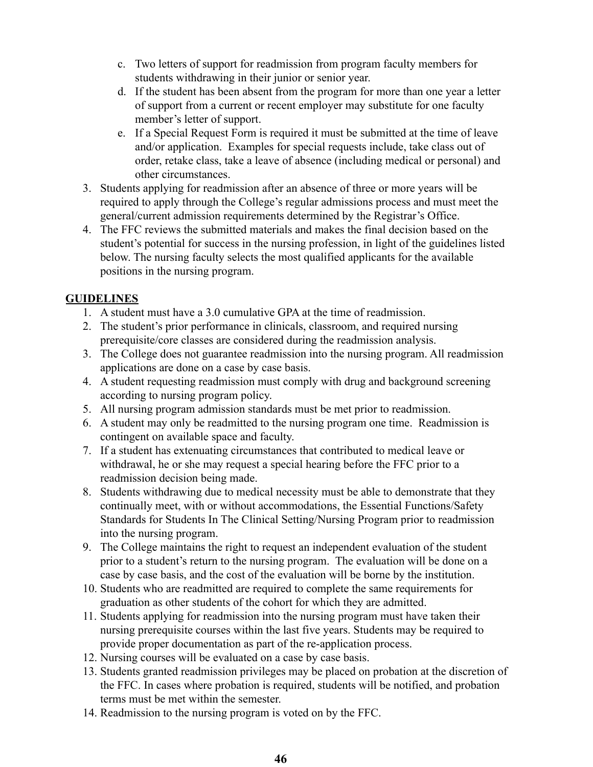c. Two letters of support for readmission from program faculty members for students withdrawing in their junior or senior year.
d. If the student has been absent from the program for more than one year a letter of support from a current or recent employer may substitute for one faculty member's letter of support.
e. If a Special Request Form is required it must be submitted at the time of leave and/or application. Examples for special requests include, take class out of order, retake class, take a leave of absence (including medical or personal) and other circumstances.

3. Students applying for readmission after an absence of three or more years will be required to apply through the College's regular admissions process and must meet the general/current admission requirements determined by the Registrar's Office.
4. The FFC reviews the submitted materials and makes the final decision based on the student's potential for success in the nursing profession, in light of the guidelines listed below. The nursing faculty selects the most qualified applicants for the available positions in the nursing program.

**GUIDELINES**

1. A student must have a 3.0 cumulative GPA at the time of readmission.
2. The student's prior performance in clinicals, classroom, and required nursing prerequisite/core classes are considered during the readmission analysis.
3. The College does not guarantee readmission into the nursing program. All readmission applications are done on a case by case basis.
4. A student requesting readmission must comply with drug and background screening according to nursing program policy.
5. All nursing program admission standards must be met prior to readmission.
6. A student may only be readmitted to the nursing program one time. Readmission is contingent on available space and faculty.
7. If a student has extenuating circumstances that contributed to medical leave or withdrawal, he or she may request a special hearing before the FFC prior to a readmission decision being made.
8. Students withdrawing due to medical necessity must be able to demonstrate that they continually meet, with or without accommodations, the Essential Functions/Safety Standards for Students In The Clinical Setting/Nursing Program prior to readmission into the nursing program.
9. The College maintains the right to request an independent evaluation of the student prior to a student's return to the nursing program. The evaluation will be done on a case by case basis, and the cost of the evaluation will be borne by the institution.
10. Students who are readmitted are required to complete the same requirements for graduation as other students of the cohort for which they are admitted.
11. Students applying for readmission into the nursing program must have taken their nursing prerequisite courses within the last five years. Students may be required to provide proper documentation as part of the re-application process.
12. Nursing courses will be evaluated on a case by case basis.
13. Students granted readmission privileges may be placed on probation at the discretion of the FFC. In cases where probation is required, students will be notified, and probation terms must be met within the semester.
14. Readmission to the nursing program is voted on by the FFC.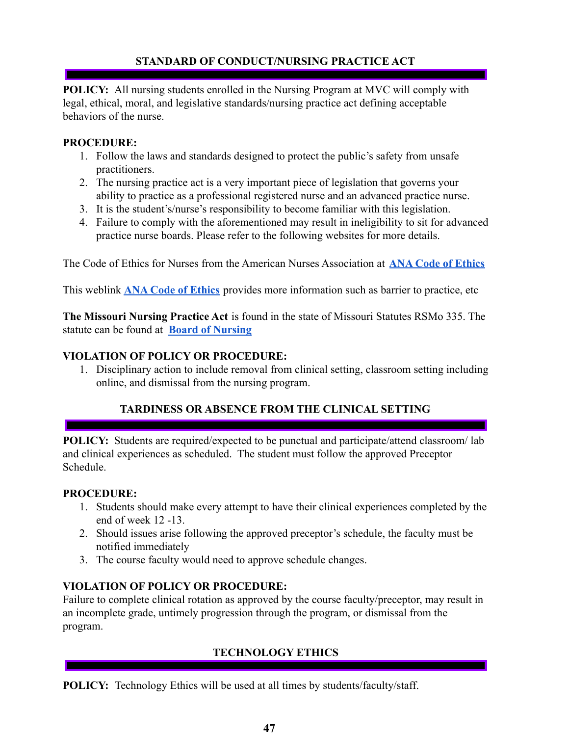## STANDARD OF CONDUCT/NURSING PRACTICE ACT

**POLICY:** All nursing students enrolled in the Nursing Program at MVC will comply with legal, ethical, moral, and legislative standards/nursing practice act defining acceptable behaviors of the nurse.

**PROCEDURE:**

1. Follow the laws and standards designed to protect the public's safety from unsafe practitioners.
2. The nursing practice act is a very important piece of legislation that governs your ability to practice as a professional registered nurse and an advanced practice nurse.
3. It is the student's/nurse's responsibility to become familiar with this legislation.
4. Failure to comply with the aforementioned may result in ineligibility to sit for advanced practice nurse boards. Please refer to the following websites for more details.

The Code of Ethics for Nurses from the American Nurses Association at **ANA Code of Ethics**

This weblink **ANA Code of Ethics** provides more information such as barrier to practice, etc

**The Missouri Nursing Practice Act** is found in the state of Missouri Statutes RSMo 335. The statute can be found at **Board of Nursing**

**VIOLATION OF POLICY OR PROCEDURE:**

1. Disciplinary action to include removal from clinical setting, classroom setting including online, and dismissal from the nursing program.

## TARDINESS OR ABSENCE FROM THE CLINICAL SETTING

**POLICY:** Students are required/expected to be punctual and participate/attend classroom/ lab and clinical experiences as scheduled. The student must follow the approved Preceptor Schedule.

**PROCEDURE:**

1. Students should make every attempt to have their clinical experiences completed by the end of week 12 -13.
2. Should issues arise following the approved preceptor's schedule, the faculty must be notified immediately
3. The course faculty would need to approve schedule changes.

**VIOLATION OF POLICY OR PROCEDURE:**

Failure to complete clinical rotation as approved by the course faculty/preceptor, may result in an incomplete grade, untimely progression through the program, or dismissal from the program.

## TECHNOLOGY ETHICS

**POLICY:** Technology Ethics will be used at all times by students/faculty/staff.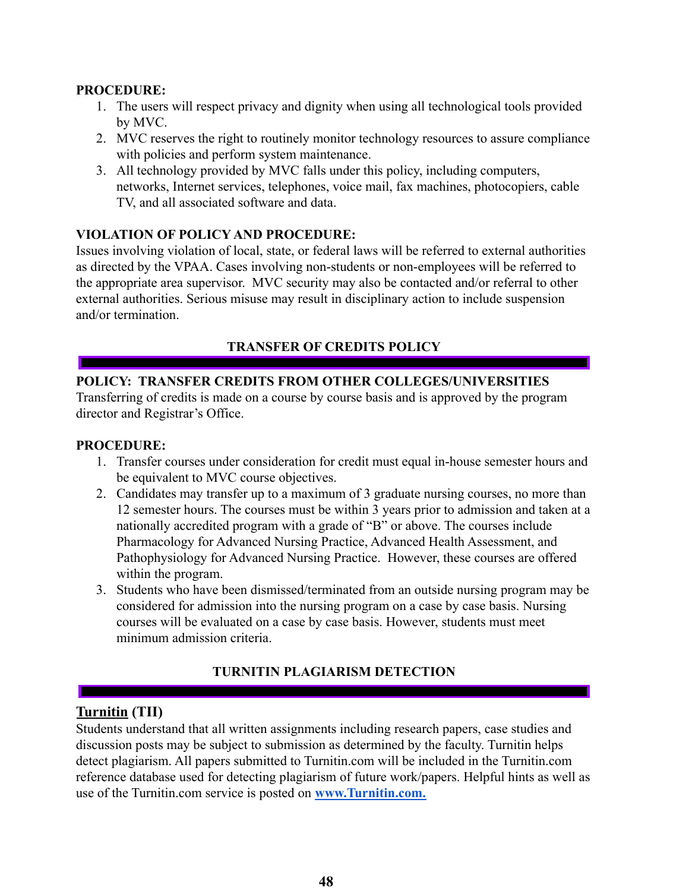**PROCEDURE:**

1. The users will respect privacy and dignity when using all technological tools provided by MVC.
2. MVC reserves the right to routinely monitor technology resources to assure compliance with policies and perform system maintenance.
3. All technology provided by MVC falls under this policy, including computers, networks, Internet services, telephones, voice mail, fax machines, photocopiers, cable TV, and all associated software and data.

**VIOLATION OF POLICY AND PROCEDURE:**

Issues involving violation of local, state, or federal laws will be referred to external authorities as directed by the VPAA. Cases involving non-students or non-employees will be referred to the appropriate area supervisor. MVC security may also be contacted and/or referral to other external authorities. Serious misuse may result in disciplinary action to include suspension and/or termination.

## TRANSFER OF CREDITS POLICY

**POLICY: TRANSFER CREDITS FROM OTHER COLLEGES/UNIVERSITIES**

Transferring of credits is made on a course by course basis and is approved by the program director and Registrar's Office.

**PROCEDURE:**

1. Transfer courses under consideration for credit must equal in-house semester hours and be equivalent to MVC course objectives.
2. Candidates may transfer up to a maximum of 3 graduate nursing courses, no more than 12 semester hours. The courses must be within 3 years prior to admission and taken at a nationally accredited program with a grade of "B" or above. The courses include Pharmacology for Advanced Nursing Practice, Advanced Health Assessment, and Pathophysiology for Advanced Nursing Practice. However, these courses are offered within the program.
3. Students who have been dismissed/terminated from an outside nursing program may be considered for admission into the nursing program on a case by case basis. Nursing courses will be evaluated on a case by case basis. However, students must meet minimum admission criteria.

## TURNITIN PLAGIARISM DETECTION

**Turnitin (TII)**

Students understand that all written assignments including research papers, case studies and discussion posts may be subject to submission as determined by the faculty. Turnitin helps detect plagiarism. All papers submitted to Turnitin.com will be included in the Turnitin.com reference database used for detecting plagiarism of future work/papers. Helpful hints as well as use of the Turnitin.com service is posted on **www.Turnitin.com.**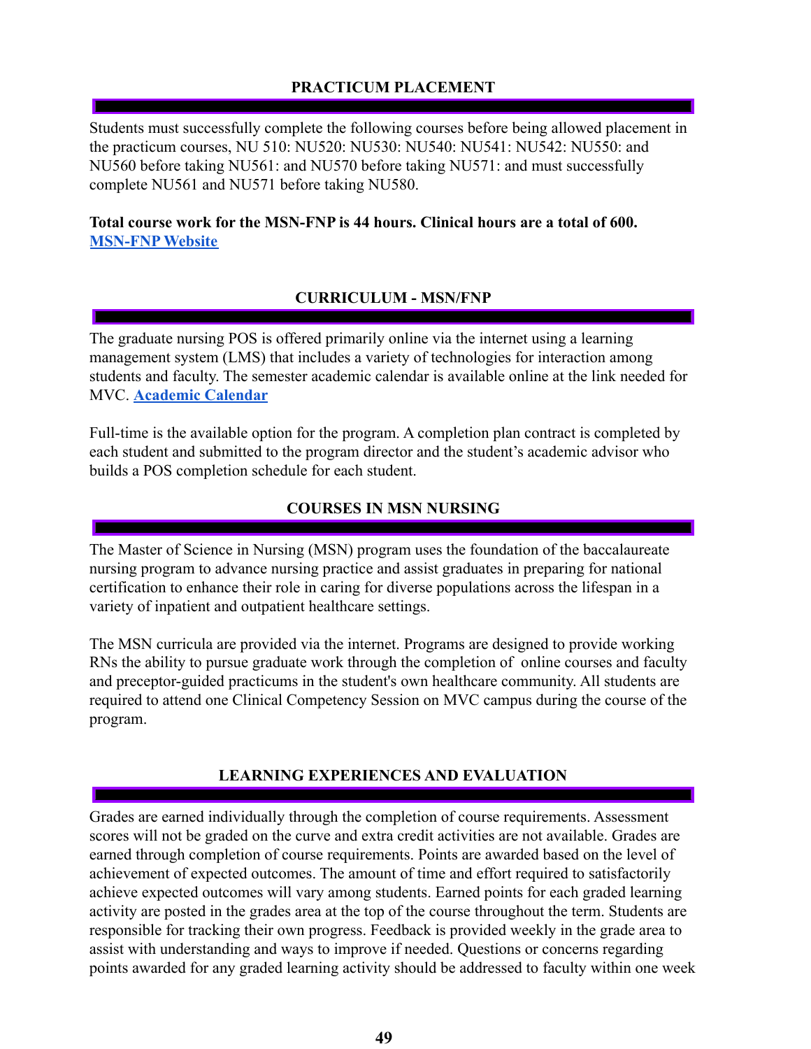## PRACTICUM PLACEMENT

Students must successfully complete the following courses before being allowed placement in the practicum courses, NU 510: NU520: NU530: NU540: NU541: NU542: NU550: and NU560 before taking NU561: and NU570 before taking NU571: and must successfully complete NU561 and NU571 before taking NU580.

**Total course work for the MSN-FNP is 44 hours. Clinical hours are a total of 600.**
**[MSN-FNP Website]**

## CURRICULUM - MSN/FNP

The graduate nursing POS is offered primarily online via the internet using a learning management system (LMS) that includes a variety of technologies for interaction among students and faculty. The semester academic calendar is available online at the link needed for MVC. **[Academic Calendar]**

Full-time is the available option for the program. A completion plan contract is completed by each student and submitted to the program director and the student's academic advisor who builds a POS completion schedule for each student.

## COURSES IN MSN NURSING

The Master of Science in Nursing (MSN) program uses the foundation of the baccalaureate nursing program to advance nursing practice and assist graduates in preparing for national certification to enhance their role in caring for diverse populations across the lifespan in a variety of inpatient and outpatient healthcare settings.

The MSN curricula are provided via the internet. Programs are designed to provide working RNs the ability to pursue graduate work through the completion of online courses and faculty and preceptor-guided practicums in the student's own healthcare community. All students are required to attend one Clinical Competency Session on MVC campus during the course of the program.

## LEARNING EXPERIENCES AND EVALUATION

Grades are earned individually through the completion of course requirements. Assessment scores will not be graded on the curve and extra credit activities are not available. Grades are earned through completion of course requirements. Points are awarded based on the level of achievement of expected outcomes. The amount of time and effort required to satisfactorily achieve expected outcomes will vary among students. Earned points for each graded learning activity are posted in the grades area at the top of the course throughout the term. Students are responsible for tracking their own progress. Feedback is provided weekly in the grade area to assist with understanding and ways to improve if needed. Questions or concerns regarding points awarded for any graded learning activity should be addressed to faculty within one week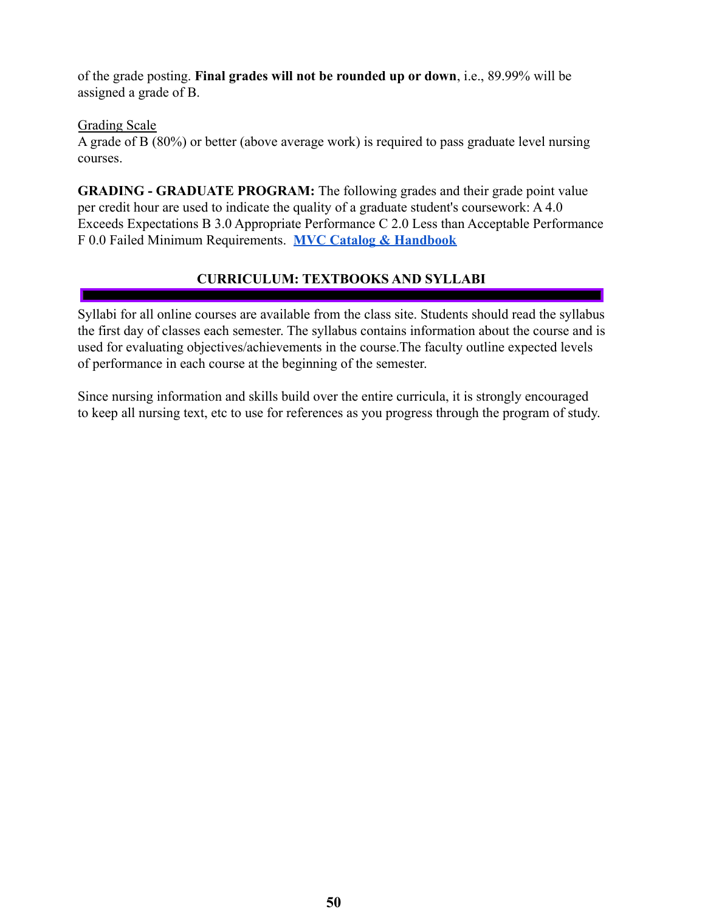of the grade posting. **Final grades will not be rounded up or down**, i.e., 89.99% will be assigned a grade of B.

Grading Scale

A grade of B (80%) or better (above average work) is required to pass graduate level nursing courses.

**GRADING - GRADUATE PROGRAM:** The following grades and their grade point value per credit hour are used to indicate the quality of a graduate student's coursework: A 4.0 Exceeds Expectations B 3.0 Appropriate Performance C 2.0 Less than Acceptable Performance F 0.0 Failed Minimum Requirements. **MVC Catalog & Handbook**

## CURRICULUM: TEXTBOOKS AND SYLLABI

Syllabi for all online courses are available from the class site. Students should read the syllabus the first day of classes each semester. The syllabus contains information about the course and is used for evaluating objectives/achievements in the course.The faculty outline expected levels of performance in each course at the beginning of the semester.

Since nursing information and skills build over the entire curricula, it is strongly encouraged to keep all nursing text, etc to use for references as you progress through the program of study.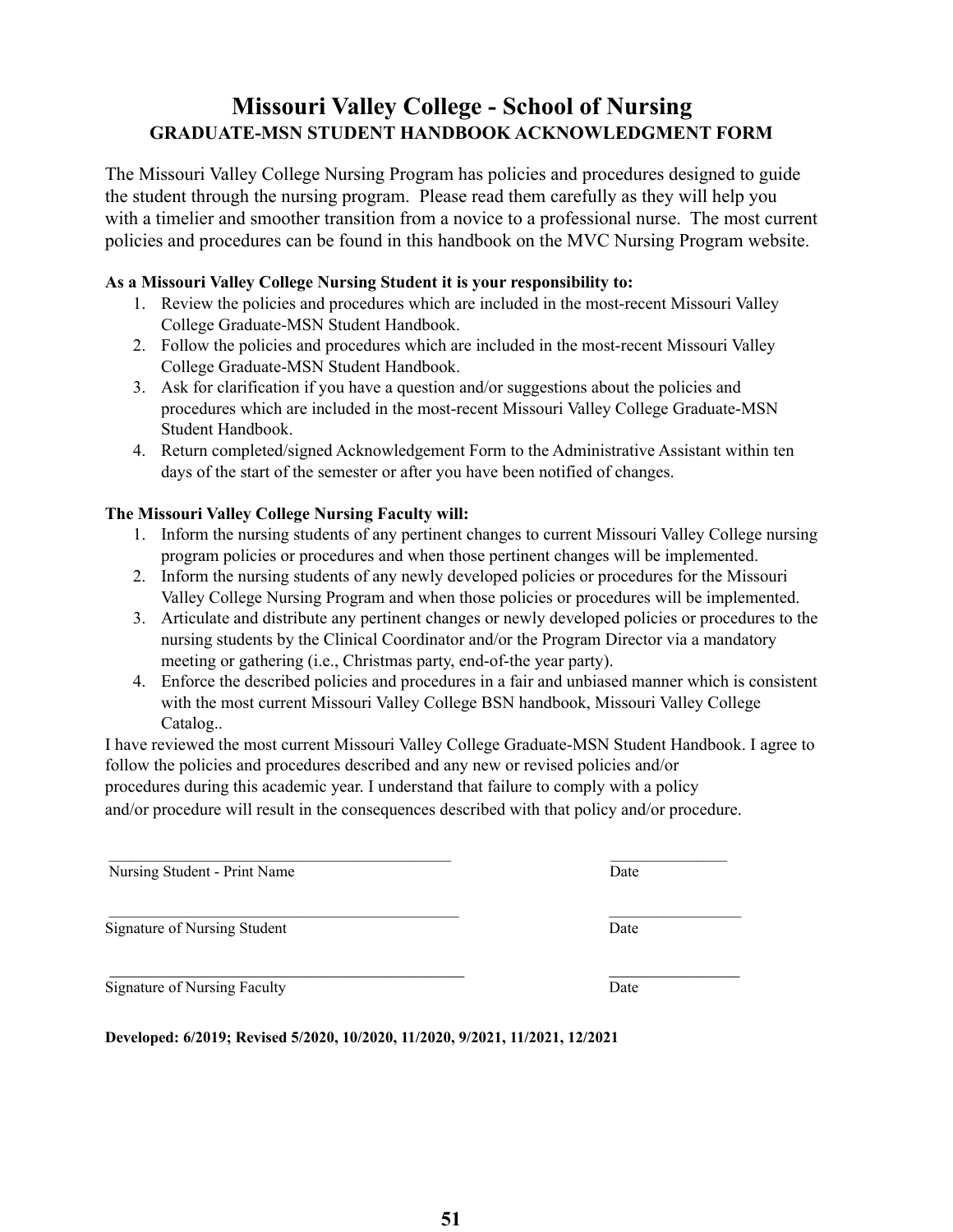# Missouri Valley College - School of Nursing

## GRADUATE-MSN STUDENT HANDBOOK ACKNOWLEDGMENT FORM

The Missouri Valley College Nursing Program has policies and procedures designed to guide the student through the nursing program. Please read them carefully as they will help you with a timelier and smoother transition from a novice to a professional nurse. The most current policies and procedures can be found in this handbook on the MVC Nursing Program website.

**As a Missouri Valley College Nursing Student it is your responsibility to:**

1. Review the policies and procedures which are included in the most-recent Missouri Valley College Graduate-MSN Student Handbook.
2. Follow the policies and procedures which are included in the most-recent Missouri Valley College Graduate-MSN Student Handbook.
3. Ask for clarification if you have a question and/or suggestions about the policies and procedures which are included in the most-recent Missouri Valley College Graduate-MSN Student Handbook.
4. Return completed/signed Acknowledgement Form to the Administrative Assistant within ten days of the start of the semester or after you have been notified of changes.

**The Missouri Valley College Nursing Faculty will:**

1. Inform the nursing students of any pertinent changes to current Missouri Valley College nursing program policies or procedures and when those pertinent changes will be implemented.
2. Inform the nursing students of any newly developed policies or procedures for the Missouri Valley College Nursing Program and when those policies or procedures will be implemented.
3. Articulate and distribute any pertinent changes or newly developed policies or procedures to the nursing students by the Clinical Coordinator and/or the Program Director via a mandatory meeting or gathering (i.e., Christmas party, end-of-the year party).
4. Enforce the described policies and procedures in a fair and unbiased manner which is consistent with the most current Missouri Valley College BSN handbook, Missouri Valley College Catalog..

I have reviewed the most current Missouri Valley College Graduate-MSN Student Handbook. I agree to follow the policies and procedures described and any new or revised policies and/or procedures during this academic year. I understand that failure to comply with a policy and/or procedure will result in the consequences described with that policy and/or procedure.

\_\_\_\_\_\_\_\_\_\_\_\_\_\_\_\_\_\_\_\_\_\_\_\_\_\_\_\_\_\_\_\_\_\_\_\_\_\_\_\_\_\_\_\_ \_\_\_\_\_\_\_\_\_\_\_\_\_\_\_\_
Nursing Student - Print Name Date

\_\_\_\_\_\_\_\_\_\_\_\_\_\_\_\_\_\_\_\_\_\_\_\_\_\_\_\_\_\_\_\_\_\_\_\_\_\_\_\_\_\_\_\_ \_\_\_\_\_\_\_\_\_\_\_\_\_\_\_\_
Signature of Nursing Student Date

\_\_\_\_\_\_\_\_\_\_\_\_\_\_\_\_\_\_\_\_\_\_\_\_\_\_\_\_\_\_\_\_\_\_\_\_\_\_\_\_\_\_\_\_ \_\_\_\_\_\_\_\_\_\_\_\_\_\_\_\_
Signature of Nursing Faculty Date

**Developed: 6/2019; Revised 5/2020, 10/2020, 11/2020, 9/2021, 11/2021, 12/2021**